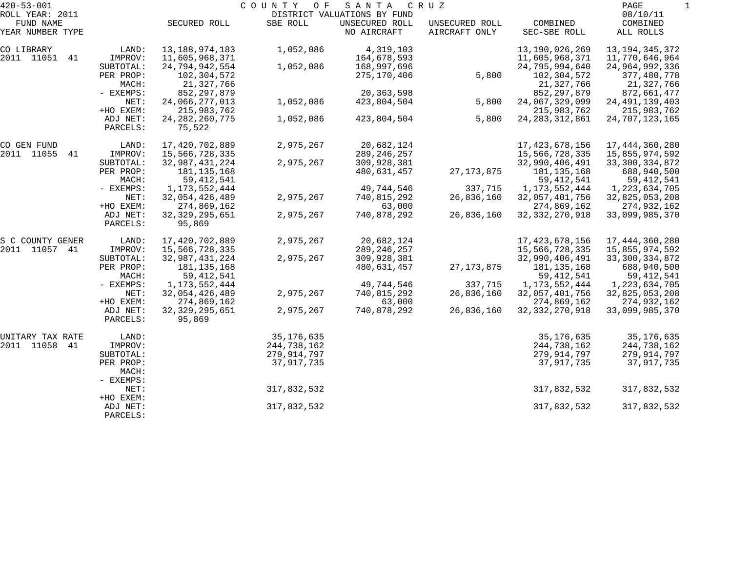420-53-001 COUNTY OF SANTA CRUZ

ROLL YEAR: 2011 DISTRICT VALUATIONS BY FUND 08/10/11

| FUND NAME YEAR NUMBER TYPE | | SECURED ROLL | SBE ROLL | UNSECURED ROLL NO AIRCRAFT | UNSECURED ROLL AIRCRAFT ONLY | COMBINED SEC-SBE ROLL | COMBINED ALL ROLLS |
|---|---|---|---|---|---|---|---|
| CO LIBRARY | LAND: | 13,188,974,183 | 1,052,086 | 4,319,103 | | 13,190,026,269 | 13,194,345,372 |
| 2011 11051 41 | IMPROV: | 11,605,968,371 | | 164,678,593 | | 11,605,968,371 | 11,770,646,964 |
| | SUBTOTAL: | 24,794,942,554 | 1,052,086 | 168,997,696 | | 24,795,994,640 | 24,964,992,336 |
| | PER PROP: | 102,304,572 | | 275,170,406 | 5,800 | 102,304,572 | 377,480,778 |
| | MACH: | 21,327,766 | | | | 21,327,766 | 21,327,766 |
| | - EXEMPS: | 852,297,879 | | 20,363,598 | | 852,297,879 | 872,661,477 |
| | NET: | 24,066,277,013 | 1,052,086 | 423,804,504 | 5,800 | 24,067,329,099 | 24,491,139,403 |
| | +HO EXEM: | 215,983,762 | | | | 215,983,762 | 215,983,762 |
| | ADJ NET: | 24,282,260,775 | 1,052,086 | 423,804,504 | 5,800 | 24,283,312,861 | 24,707,123,165 |
| | PARCELS: | 75,522 | | | | | |
| CO GEN FUND | LAND: | 17,420,702,889 | 2,975,267 | 20,682,124 | | 17,423,678,156 | 17,444,360,280 |
| 2011 11055 41 | IMPROV: | 15,566,728,335 | | 289,246,257 | | 15,566,728,335 | 15,855,974,592 |
| | SUBTOTAL: | 32,987,431,224 | 2,975,267 | 309,928,381 | | 32,990,406,491 | 33,300,334,872 |
| | PER PROP: | 181,135,168 | | 480,631,457 | 27,173,875 | 181,135,168 | 688,940,500 |
| | MACH: | 59,412,541 | | | | 59,412,541 | 59,412,541 |
| | - EXEMPS: | 1,173,552,444 | | 49,744,546 | 337,715 | 1,173,552,444 | 1,223,634,705 |
| | NET: | 32,054,426,489 | 2,975,267 | 740,815,292 | 26,836,160 | 32,057,401,756 | 32,825,053,208 |
| | +HO EXEM: | 274,869,162 | | 63,000 | | 274,869,162 | 274,932,162 |
| | ADJ NET: | 32,329,295,651 | 2,975,267 | 740,878,292 | 26,836,160 | 32,332,270,918 | 33,099,985,370 |
| | PARCELS: | 95,869 | | | | | |
| S C COUNTY GENER | LAND: | 17,420,702,889 | 2,975,267 | 20,682,124 | | 17,423,678,156 | 17,444,360,280 |
| 2011 11057 41 | IMPROV: | 15,566,728,335 | | 289,246,257 | | 15,566,728,335 | 15,855,974,592 |
| | SUBTOTAL: | 32,987,431,224 | 2,975,267 | 309,928,381 | | 32,990,406,491 | 33,300,334,872 |
| | PER PROP: | 181,135,168 | | 480,631,457 | 27,173,875 | 181,135,168 | 688,940,500 |
| | MACH: | 59,412,541 | | | | 59,412,541 | 59,412,541 |
| | - EXEMPS: | 1,173,552,444 | | 49,744,546 | 337,715 | 1,173,552,444 | 1,223,634,705 |
| | NET: | 32,054,426,489 | 2,975,267 | 740,815,292 | 26,836,160 | 32,057,401,756 | 32,825,053,208 |
| | +HO EXEM: | 274,869,162 | | 63,000 | | 274,869,162 | 274,932,162 |
| | ADJ NET: | 32,329,295,651 | 2,975,267 | 740,878,292 | 26,836,160 | 32,332,270,918 | 33,099,985,370 |
| | PARCELS: | 95,869 | | | | | |
| UNITARY TAX RATE | LAND: | | 35,176,635 | | | 35,176,635 | 35,176,635 |
| 2011 11058 41 | IMPROV: | | 244,738,162 | | | 244,738,162 | 244,738,162 |
| | SUBTOTAL: | | 279,914,797 | | | 279,914,797 | 279,914,797 |
| | PER PROP: | | 37,917,735 | | | 37,917,735 | 37,917,735 |
| | MACH: | | | | | | |
| | - EXEMPS: | | | | | | |
| | NET: | | 317,832,532 | | | 317,832,532 | 317,832,532 |
| | +HO EXEM: | | | | | | |
| | ADJ NET: | | 317,832,532 | | | 317,832,532 | 317,832,532 |
| | PARCELS: | | | | | | |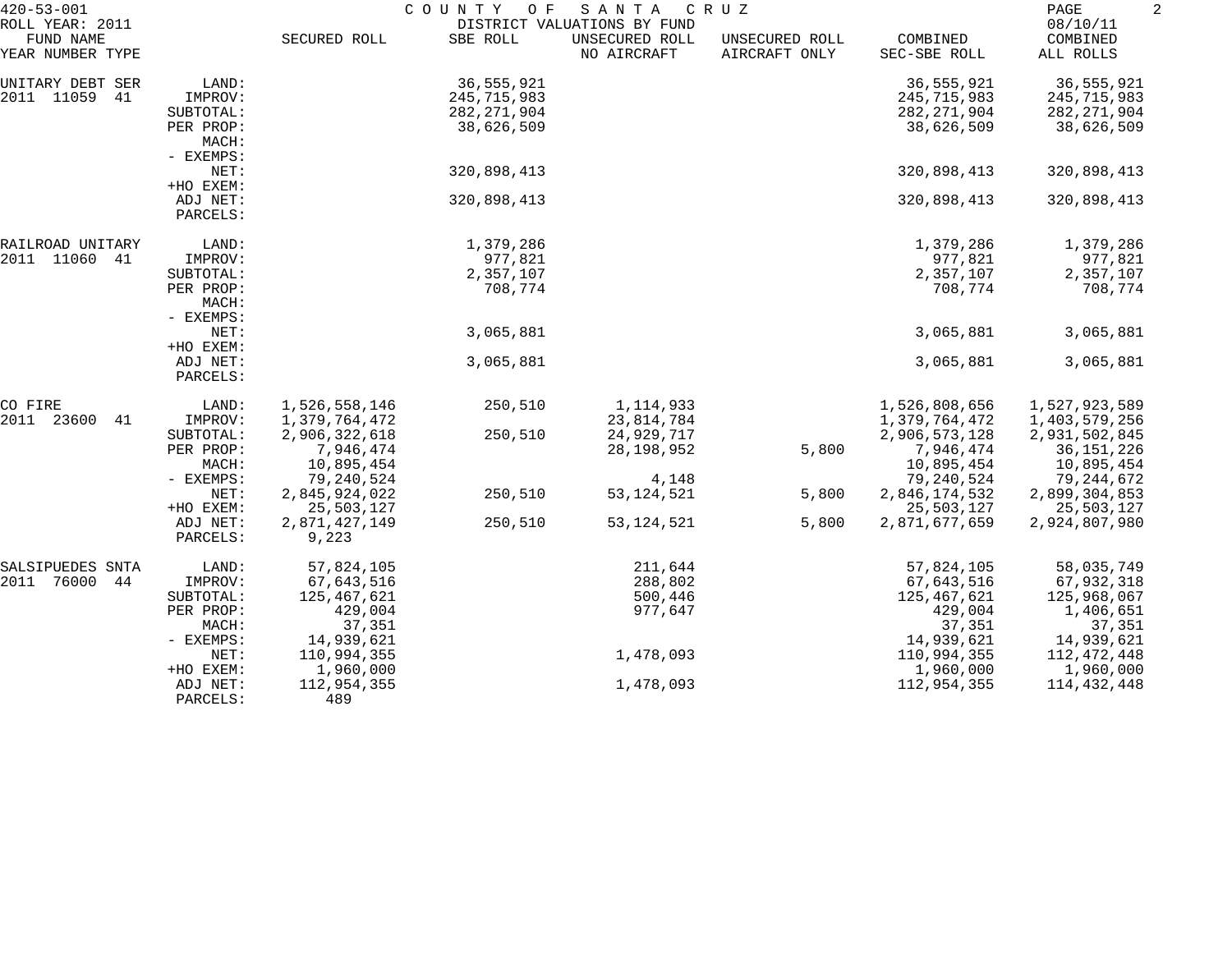420-53-001 COUNTY OF SANTA CRUZ

ROLL YEAR: 2011 DISTRICT VALUATIONS BY FUND 08/10/11

| FUND NAME YEAR NUMBER TYPE | | SECURED ROLL | SBE ROLL | UNSECURED ROLL NO AIRCRAFT | UNSECURED ROLL AIRCRAFT ONLY | COMBINED SEC-SBE ROLL | COMBINED ALL ROLLS |
|---|---|---|---|---|---|---|---|
| UNITARY DEBT SER | LAND: | | 36,555,921 | | | 36,555,921 | 36,555,921 |
| 2011 11059 41 | IMPROV: | | 245,715,983 | | | 245,715,983 | 245,715,983 |
| | SUBTOTAL: | | 282,271,904 | | | 282,271,904 | 282,271,904 |
| | PER PROP: | | 38,626,509 | | | 38,626,509 | 38,626,509 |
| | MACH: | | | | | | |
| | - EXEMPS: | | | | | | |
| | NET: | | 320,898,413 | | | 320,898,413 | 320,898,413 |
| | +HO EXEM: | | | | | | |
| | ADJ NET: | | 320,898,413 | | | 320,898,413 | 320,898,413 |
| | PARCELS: | | | | | | |
| RAILROAD UNITARY | LAND: | | 1,379,286 | | | 1,379,286 | 1,379,286 |
| 2011 11060 41 | IMPROV: | | 977,821 | | | 977,821 | 977,821 |
| | SUBTOTAL: | | 2,357,107 | | | 2,357,107 | 2,357,107 |
| | PER PROP: | | 708,774 | | | 708,774 | 708,774 |
| | MACH: | | | | | | |
| | - EXEMPS: | | | | | | |
| | NET: | | 3,065,881 | | | 3,065,881 | 3,065,881 |
| | +HO EXEM: | | | | | | |
| | ADJ NET: | | 3,065,881 | | | 3,065,881 | 3,065,881 |
| | PARCELS: | | | | | | |
| CO FIRE | LAND: | 1,526,558,146 | 250,510 | 1,114,933 | | 1,526,808,656 | 1,527,923,589 |
| 2011 23600 41 | IMPROV: | 1,379,764,472 | | 23,814,784 | | 1,379,764,472 | 1,403,579,256 |
| | SUBTOTAL: | 2,906,322,618 | 250,510 | 24,929,717 | | 2,906,573,128 | 2,931,502,845 |
| | PER PROP: | 7,946,474 | | 28,198,952 | 5,800 | 7,946,474 | 36,151,226 |
| | MACH: | 10,895,454 | | | | 10,895,454 | 10,895,454 |
| | - EXEMPS: | 79,240,524 | | 4,148 | | 79,240,524 | 79,244,672 |
| | NET: | 2,845,924,022 | 250,510 | 53,124,521 | 5,800 | 2,846,174,532 | 2,899,304,853 |
| | +HO EXEM: | 25,503,127 | | | | 25,503,127 | 25,503,127 |
| | ADJ NET: | 2,871,427,149 | 250,510 | 53,124,521 | 5,800 | 2,871,677,659 | 2,924,807,980 |
| | PARCELS: | 9,223 | | | | | |
| SALSIPUEDES SNTA | LAND: | 57,824,105 | | 211,644 | | 57,824,105 | 58,035,749 |
| 2011 76000 44 | IMPROV: | 67,643,516 | | 288,802 | | 67,643,516 | 67,932,318 |
| | SUBTOTAL: | 125,467,621 | | 500,446 | | 125,467,621 | 125,968,067 |
| | PER PROP: | 429,004 | | 977,647 | | 429,004 | 1,406,651 |
| | MACH: | 37,351 | | | | 37,351 | 37,351 |
| | - EXEMPS: | 14,939,621 | | | | 14,939,621 | 14,939,621 |
| | NET: | 110,994,355 | | 1,478,093 | | 110,994,355 | 112,472,448 |
| | +HO EXEM: | 1,960,000 | | | | 1,960,000 | 1,960,000 |
| | ADJ NET: | 112,954,355 | | 1,478,093 | | 112,954,355 | 114,432,448 |
| | PARCELS: | 489 | | | | | |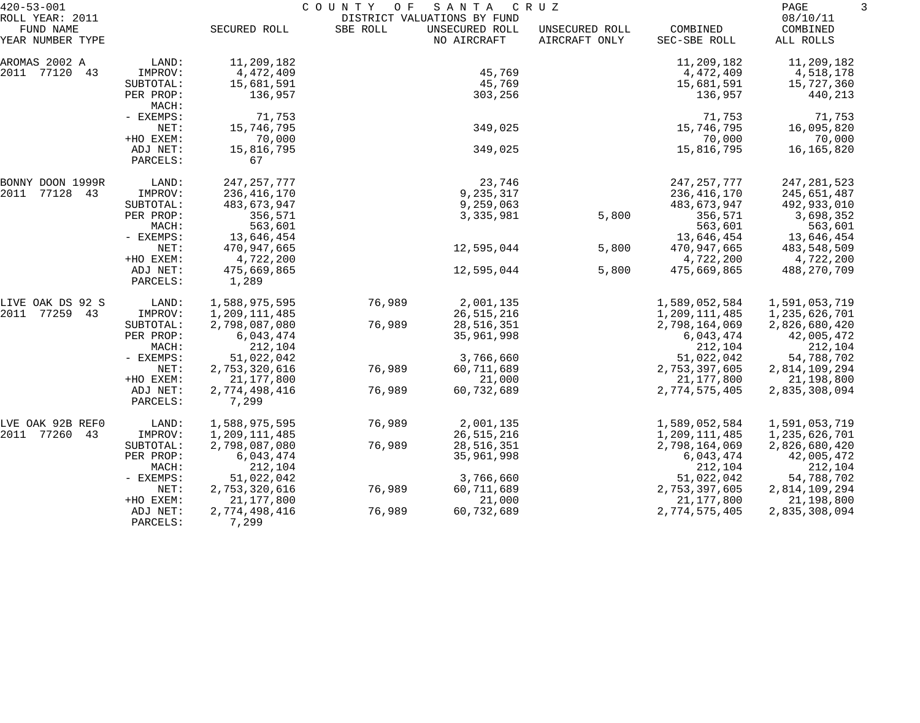420-53-001 COUNTY OF SANTA CRUZ

ROLL YEAR: 2011 DISTRICT VALUATIONS BY FUND 08/10/11

| FUND NAME YEAR NUMBER TYPE | | SECURED ROLL | SBE ROLL | UNSECURED ROLL NO AIRCRAFT | UNSECURED ROLL AIRCRAFT ONLY | COMBINED SEC-SBE ROLL | COMBINED ALL ROLLS |
|---|---|---|---|---|---|---|---|
| AROMAS 2002 A | LAND: | 11,209,182 | | | | 11,209,182 | 11,209,182 |
| 2011 77120 43 | IMPROV: | 4,472,409 | | 45,769 | | 4,472,409 | 4,518,178 |
| | SUBTOTAL: | 15,681,591 | | 45,769 | | 15,681,591 | 15,727,360 |
| | PER PROP: | 136,957 | | 303,256 | | 136,957 | 440,213 |
| | MACH: | | | | | | |
| | - EXEMPS: | 71,753 | | | | 71,753 | 71,753 |
| | NET: | 15,746,795 | | 349,025 | | 15,746,795 | 16,095,820 |
| | +HO EXEM: | 70,000 | | | | 70,000 | 70,000 |
| | ADJ NET: | 15,816,795 | | 349,025 | | 15,816,795 | 16,165,820 |
| | PARCELS: | 67 | | | | | |
| BONNY DOON 1999R | LAND: | 247,257,777 | | 23,746 | | 247,257,777 | 247,281,523 |
| 2011 77128 43 | IMPROV: | 236,416,170 | | 9,235,317 | | 236,416,170 | 245,651,487 |
| | SUBTOTAL: | 483,673,947 | | 9,259,063 | | 483,673,947 | 492,933,010 |
| | PER PROP: | 356,571 | | 3,335,981 | 5,800 | 356,571 | 3,698,352 |
| | MACH: | 563,601 | | | | 563,601 | 563,601 |
| | - EXEMPS: | 13,646,454 | | | | 13,646,454 | 13,646,454 |
| | NET: | 470,947,665 | | 12,595,044 | 5,800 | 470,947,665 | 483,548,509 |
| | +HO EXEM: | 4,722,200 | | | | 4,722,200 | 4,722,200 |
| | ADJ NET: | 475,669,865 | | 12,595,044 | 5,800 | 475,669,865 | 488,270,709 |
| | PARCELS: | 1,289 | | | | | |
| LIVE OAK DS 92 S | LAND: | 1,588,975,595 | 76,989 | 2,001,135 | | 1,589,052,584 | 1,591,053,719 |
| 2011 77259 43 | IMPROV: | 1,209,111,485 | | 26,515,216 | | 1,209,111,485 | 1,235,626,701 |
| | SUBTOTAL: | 2,798,087,080 | 76,989 | 28,516,351 | | 2,798,164,069 | 2,826,680,420 |
| | PER PROP: | 6,043,474 | | 35,961,998 | | 6,043,474 | 42,005,472 |
| | MACH: | 212,104 | | | | 212,104 | 212,104 |
| | - EXEMPS: | 51,022,042 | | 3,766,660 | | 51,022,042 | 54,788,702 |
| | NET: | 2,753,320,616 | 76,989 | 60,711,689 | | 2,753,397,605 | 2,814,109,294 |
| | +HO EXEM: | 21,177,800 | | 21,000 | | 21,177,800 | 21,198,800 |
| | ADJ NET: | 2,774,498,416 | 76,989 | 60,732,689 | | 2,774,575,405 | 2,835,308,094 |
| | PARCELS: | 7,299 | | | | | |
| LVE OAK 92B REF0 | LAND: | 1,588,975,595 | 76,989 | 2,001,135 | | 1,589,052,584 | 1,591,053,719 |
| 2011 77260 43 | IMPROV: | 1,209,111,485 | | 26,515,216 | | 1,209,111,485 | 1,235,626,701 |
| | SUBTOTAL: | 2,798,087,080 | 76,989 | 28,516,351 | | 2,798,164,069 | 2,826,680,420 |
| | PER PROP: | 6,043,474 | | 35,961,998 | | 6,043,474 | 42,005,472 |
| | MACH: | 212,104 | | | | 212,104 | 212,104 |
| | - EXEMPS: | 51,022,042 | | 3,766,660 | | 51,022,042 | 54,788,702 |
| | NET: | 2,753,320,616 | 76,989 | 60,711,689 | | 2,753,397,605 | 2,814,109,294 |
| | +HO EXEM: | 21,177,800 | | 21,000 | | 21,177,800 | 21,198,800 |
| | ADJ NET: | 2,774,498,416 | 76,989 | 60,732,689 | | 2,774,575,405 | 2,835,308,094 |
| | PARCELS: | 7,299 | | | | | |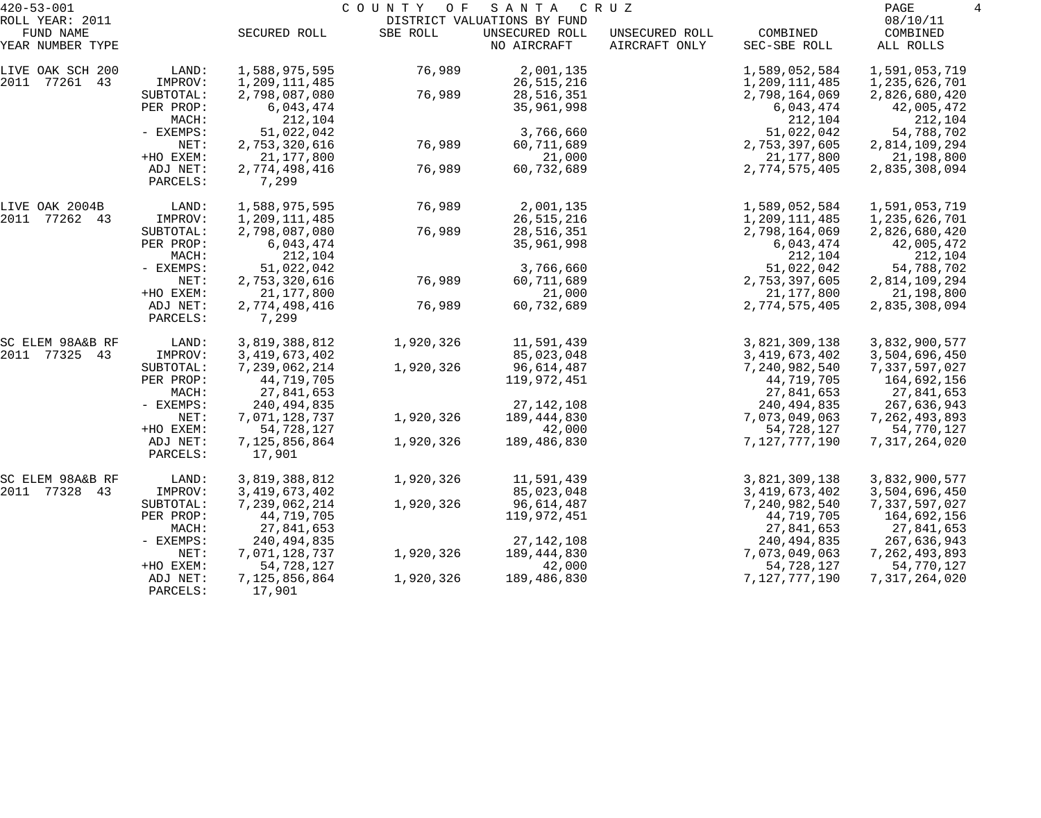420-53-001 COUNTY OF SANTA CRUZ

ROLL YEAR: 2011 DISTRICT VALUATIONS BY FUND 08/10/11

| FUND NAME YEAR NUMBER TYPE | | SECURED ROLL | SBE ROLL | UNSECURED ROLL NO AIRCRAFT | UNSECURED ROLL AIRCRAFT ONLY | COMBINED SEC-SBE ROLL | COMBINED ALL ROLLS |
|---|---|---|---|---|---|---|---|
| LIVE OAK SCH 200 | LAND: | 1,588,975,595 | 76,989 | 2,001,135 | | 1,589,052,584 | 1,591,053,719 |
| 2011 77261 43 | IMPROV: | 1,209,111,485 | | 26,515,216 | | 1,209,111,485 | 1,235,626,701 |
| | SUBTOTAL: | 2,798,087,080 | 76,989 | 28,516,351 | | 2,798,164,069 | 2,826,680,420 |
| | PER PROP: | 6,043,474 | | 35,961,998 | | 6,043,474 | 42,005,472 |
| | MACH: | 212,104 | | | | 212,104 | 212,104 |
| | - EXEMPS: | 51,022,042 | | 3,766,660 | | 51,022,042 | 54,788,702 |
| | NET: | 2,753,320,616 | 76,989 | 60,711,689 | | 2,753,397,605 | 2,814,109,294 |
| | +HO EXEM: | 21,177,800 | | 21,000 | | 21,177,800 | 21,198,800 |
| | ADJ NET: | 2,774,498,416 | 76,989 | 60,732,689 | | 2,774,575,405 | 2,835,308,094 |
| | PARCELS: | 7,299 | | | | | |
| LIVE OAK 2004B | LAND: | 1,588,975,595 | 76,989 | 2,001,135 | | 1,589,052,584 | 1,591,053,719 |
| 2011 77262 43 | IMPROV: | 1,209,111,485 | | 26,515,216 | | 1,209,111,485 | 1,235,626,701 |
| | SUBTOTAL: | 2,798,087,080 | 76,989 | 28,516,351 | | 2,798,164,069 | 2,826,680,420 |
| | PER PROP: | 6,043,474 | | 35,961,998 | | 6,043,474 | 42,005,472 |
| | MACH: | 212,104 | | | | 212,104 | 212,104 |
| | - EXEMPS: | 51,022,042 | | 3,766,660 | | 51,022,042 | 54,788,702 |
| | NET: | 2,753,320,616 | 76,989 | 60,711,689 | | 2,753,397,605 | 2,814,109,294 |
| | +HO EXEM: | 21,177,800 | | 21,000 | | 21,177,800 | 21,198,800 |
| | ADJ NET: | 2,774,498,416 | 76,989 | 60,732,689 | | 2,774,575,405 | 2,835,308,094 |
| | PARCELS: | 7,299 | | | | | |
| SC ELEM 98A&B RF | LAND: | 3,819,388,812 | 1,920,326 | 11,591,439 | | 3,821,309,138 | 3,832,900,577 |
| 2011 77325 43 | IMPROV: | 3,419,673,402 | | 85,023,048 | | 3,419,673,402 | 3,504,696,450 |
| | SUBTOTAL: | 7,239,062,214 | 1,920,326 | 96,614,487 | | 7,240,982,540 | 7,337,597,027 |
| | PER PROP: | 44,719,705 | | 119,972,451 | | 44,719,705 | 164,692,156 |
| | MACH: | 27,841,653 | | | | 27,841,653 | 27,841,653 |
| | - EXEMPS: | 240,494,835 | | 27,142,108 | | 240,494,835 | 267,636,943 |
| | NET: | 7,071,128,737 | 1,920,326 | 189,444,830 | | 7,073,049,063 | 7,262,493,893 |
| | +HO EXEM: | 54,728,127 | | 42,000 | | 54,728,127 | 54,770,127 |
| | ADJ NET: | 7,125,856,864 | 1,920,326 | 189,486,830 | | 7,127,777,190 | 7,317,264,020 |
| | PARCELS: | 17,901 | | | | | |
| SC ELEM 98A&B RF | LAND: | 3,819,388,812 | 1,920,326 | 11,591,439 | | 3,821,309,138 | 3,832,900,577 |
| 2011 77328 43 | IMPROV: | 3,419,673,402 | | 85,023,048 | | 3,419,673,402 | 3,504,696,450 |
| | SUBTOTAL: | 7,239,062,214 | 1,920,326 | 96,614,487 | | 7,240,982,540 | 7,337,597,027 |
| | PER PROP: | 44,719,705 | | 119,972,451 | | 44,719,705 | 164,692,156 |
| | MACH: | 27,841,653 | | | | 27,841,653 | 27,841,653 |
| | - EXEMPS: | 240,494,835 | | 27,142,108 | | 240,494,835 | 267,636,943 |
| | NET: | 7,071,128,737 | 1,920,326 | 189,444,830 | | 7,073,049,063 | 7,262,493,893 |
| | +HO EXEM: | 54,728,127 | | 42,000 | | 54,728,127 | 54,770,127 |
| | ADJ NET: | 7,125,856,864 | 1,920,326 | 189,486,830 | | 7,127,777,190 | 7,317,264,020 |
| | PARCELS: | 17,901 | | | | | |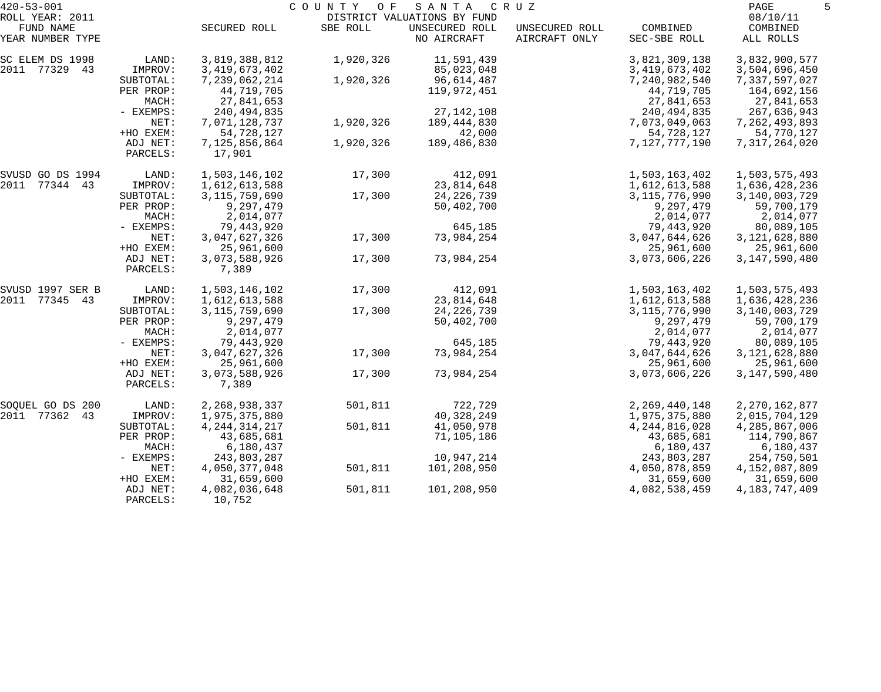420-53-001 COUNTY OF SANTA CRUZ

ROLL YEAR: 2011 DISTRICT VALUATIONS BY FUND 08/10/11

| FUND NAME YEAR NUMBER TYPE | | SECURED ROLL | SBE ROLL | UNSECURED ROLL NO AIRCRAFT | UNSECURED ROLL AIRCRAFT ONLY | COMBINED SEC-SBE ROLL | COMBINED ALL ROLLS |
|---|---|---|---|---|---|---|---|
| SC ELEM DS 1998 | LAND: | 3,819,388,812 | 1,920,326 | 11,591,439 | | 3,821,309,138 | 3,832,900,577 |
| 2011 77329 43 | IMPROV: | 3,419,673,402 | | 85,023,048 | | 3,419,673,402 | 3,504,696,450 |
| | SUBTOTAL: | 7,239,062,214 | 1,920,326 | 96,614,487 | | 7,240,982,540 | 7,337,597,027 |
| | PER PROP: | 44,719,705 | | 119,972,451 | | 44,719,705 | 164,692,156 |
| | MACH: | 27,841,653 | | | | 27,841,653 | 27,841,653 |
| | - EXEMPS: | 240,494,835 | | 27,142,108 | | 240,494,835 | 267,636,943 |
| | NET: | 7,071,128,737 | 1,920,326 | 189,444,830 | | 7,073,049,063 | 7,262,493,893 |
| | +HO EXEM: | 54,728,127 | | 42,000 | | 54,728,127 | 54,770,127 |
| | ADJ NET: | 7,125,856,864 | 1,920,326 | 189,486,830 | | 7,127,777,190 | 7,317,264,020 |
| | PARCELS: | 17,901 | | | | | |
| SVUSD GO DS 1994 | LAND: | 1,503,146,102 | 17,300 | 412,091 | | 1,503,163,402 | 1,503,575,493 |
| 2011 77344 43 | IMPROV: | 1,612,613,588 | | 23,814,648 | | 1,612,613,588 | 1,636,428,236 |
| | SUBTOTAL: | 3,115,759,690 | 17,300 | 24,226,739 | | 3,115,776,990 | 3,140,003,729 |
| | PER PROP: | 9,297,479 | | 50,402,700 | | 9,297,479 | 59,700,179 |
| | MACH: | 2,014,077 | | | | 2,014,077 | 2,014,077 |
| | - EXEMPS: | 79,443,920 | | 645,185 | | 79,443,920 | 80,089,105 |
| | NET: | 3,047,627,326 | 17,300 | 73,984,254 | | 3,047,644,626 | 3,121,628,880 |
| | +HO EXEM: | 25,961,600 | | | | 25,961,600 | 25,961,600 |
| | ADJ NET: | 3,073,588,926 | 17,300 | 73,984,254 | | 3,073,606,226 | 3,147,590,480 |
| | PARCELS: | 7,389 | | | | | |
| SVUSD 1997 SER B | LAND: | 1,503,146,102 | 17,300 | 412,091 | | 1,503,163,402 | 1,503,575,493 |
| 2011 77345 43 | IMPROV: | 1,612,613,588 | | 23,814,648 | | 1,612,613,588 | 1,636,428,236 |
| | SUBTOTAL: | 3,115,759,690 | 17,300 | 24,226,739 | | 3,115,776,990 | 3,140,003,729 |
| | PER PROP: | 9,297,479 | | 50,402,700 | | 9,297,479 | 59,700,179 |
| | MACH: | 2,014,077 | | | | 2,014,077 | 2,014,077 |
| | - EXEMPS: | 79,443,920 | | 645,185 | | 79,443,920 | 80,089,105 |
| | NET: | 3,047,627,326 | 17,300 | 73,984,254 | | 3,047,644,626 | 3,121,628,880 |
| | +HO EXEM: | 25,961,600 | | | | 25,961,600 | 25,961,600 |
| | ADJ NET: | 3,073,588,926 | 17,300 | 73,984,254 | | 3,073,606,226 | 3,147,590,480 |
| | PARCELS: | 7,389 | | | | | |
| SOQUEL GO DS 200 | LAND: | 2,268,938,337 | 501,811 | 722,729 | | 2,269,440,148 | 2,270,162,877 |
| 2011 77362 43 | IMPROV: | 1,975,375,880 | | 40,328,249 | | 1,975,375,880 | 2,015,704,129 |
| | SUBTOTAL: | 4,244,314,217 | 501,811 | 41,050,978 | | 4,244,816,028 | 4,285,867,006 |
| | PER PROP: | 43,685,681 | | 71,105,186 | | 43,685,681 | 114,790,867 |
| | MACH: | 6,180,437 | | | | 6,180,437 | 6,180,437 |
| | - EXEMPS: | 243,803,287 | | 10,947,214 | | 243,803,287 | 254,750,501 |
| | NET: | 4,050,377,048 | 501,811 | 101,208,950 | | 4,050,878,859 | 4,152,087,809 |
| | +HO EXEM: | 31,659,600 | | | | 31,659,600 | 31,659,600 |
| | ADJ NET: | 4,082,036,648 | 501,811 | 101,208,950 | | 4,082,538,459 | 4,183,747,409 |
| | PARCELS: | 10,752 | | | | | |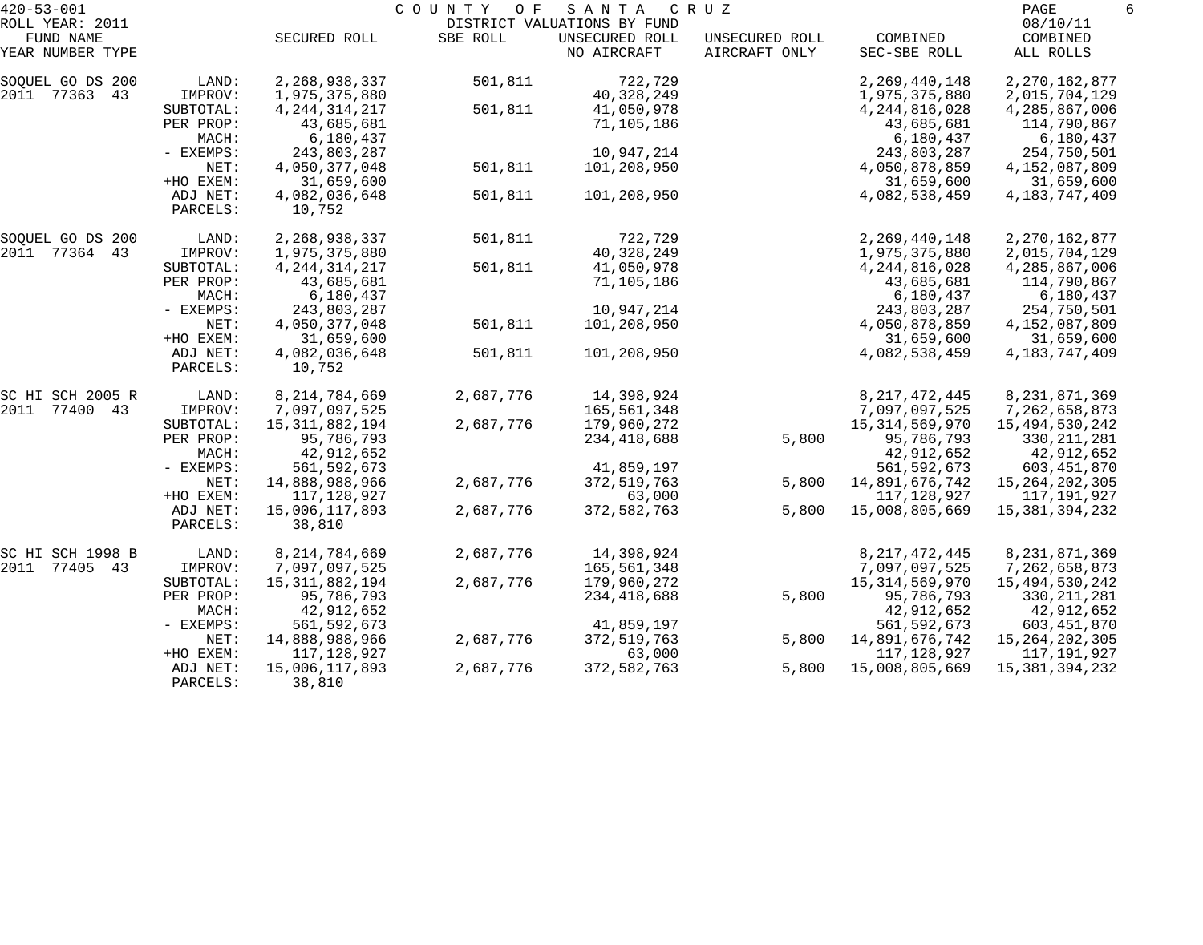420-53-001 COUNTY OF SANTA CRUZ
ROLL YEAR: 2011 DISTRICT VALUATIONS BY FUND 08/10/11

| FUND NAME YEAR NUMBER TYPE | | SECURED ROLL | SBE ROLL | UNSECURED ROLL NO AIRCRAFT | UNSECURED ROLL AIRCRAFT ONLY | COMBINED SEC-SBE ROLL | COMBINED ALL ROLLS |
|---|---|---|---|---|---|---|---|
| SOQUEL GO DS 200 | LAND: | 2,268,938,337 | 501,811 | 722,729 | | 2,269,440,148 | 2,270,162,877 |
| 2011 77363 43 | IMPROV: | 1,975,375,880 | | 40,328,249 | | 1,975,375,880 | 2,015,704,129 |
| | SUBTOTAL: | 4,244,314,217 | 501,811 | 41,050,978 | | 4,244,816,028 | 4,285,867,006 |
| | PER PROP: | 43,685,681 | | 71,105,186 | | 43,685,681 | 114,790,867 |
| | MACH: | 6,180,437 | | | | 6,180,437 | 6,180,437 |
| | - EXEMPS: | 243,803,287 | | 10,947,214 | | 243,803,287 | 254,750,501 |
| | NET: | 4,050,377,048 | 501,811 | 101,208,950 | | 4,050,878,859 | 4,152,087,809 |
| | +HO EXEM: | 31,659,600 | | | | 31,659,600 | 31,659,600 |
| | ADJ NET: | 4,082,036,648 | 501,811 | 101,208,950 | | 4,082,538,459 | 4,183,747,409 |
| | PARCELS: | 10,752 | | | | | |
| SOQUEL GO DS 200 | LAND: | 2,268,938,337 | 501,811 | 722,729 | | 2,269,440,148 | 2,270,162,877 |
| 2011 77364 43 | IMPROV: | 1,975,375,880 | | 40,328,249 | | 1,975,375,880 | 2,015,704,129 |
| | SUBTOTAL: | 4,244,314,217 | 501,811 | 41,050,978 | | 4,244,816,028 | 4,285,867,006 |
| | PER PROP: | 43,685,681 | | 71,105,186 | | 43,685,681 | 114,790,867 |
| | MACH: | 6,180,437 | | | | 6,180,437 | 6,180,437 |
| | - EXEMPS: | 243,803,287 | | 10,947,214 | | 243,803,287 | 254,750,501 |
| | NET: | 4,050,377,048 | 501,811 | 101,208,950 | | 4,050,878,859 | 4,152,087,809 |
| | +HO EXEM: | 31,659,600 | | | | 31,659,600 | 31,659,600 |
| | ADJ NET: | 4,082,036,648 | 501,811 | 101,208,950 | | 4,082,538,459 | 4,183,747,409 |
| | PARCELS: | 10,752 | | | | | |
| SC HI SCH 2005 R | LAND: | 8,214,784,669 | 2,687,776 | 14,398,924 | | 8,217,472,445 | 8,231,871,369 |
| 2011 77400 43 | IMPROV: | 7,097,097,525 | | 165,561,348 | | 7,097,097,525 | 7,262,658,873 |
| | SUBTOTAL: | 15,311,882,194 | 2,687,776 | 179,960,272 | | 15,314,569,970 | 15,494,530,242 |
| | PER PROP: | 95,786,793 | | 234,418,688 | 5,800 | 95,786,793 | 330,211,281 |
| | MACH: | 42,912,652 | | | | 42,912,652 | 42,912,652 |
| | - EXEMPS: | 561,592,673 | | 41,859,197 | | 561,592,673 | 603,451,870 |
| | NET: | 14,888,988,966 | 2,687,776 | 372,519,763 | 5,800 | 14,891,676,742 | 15,264,202,305 |
| | +HO EXEM: | 117,128,927 | | 63,000 | | 117,128,927 | 117,191,927 |
| | ADJ NET: | 15,006,117,893 | 2,687,776 | 372,582,763 | 5,800 | 15,008,805,669 | 15,381,394,232 |
| | PARCELS: | 38,810 | | | | | |
| SC HI SCH 1998 B | LAND: | 8,214,784,669 | 2,687,776 | 14,398,924 | | 8,217,472,445 | 8,231,871,369 |
| 2011 77405 43 | IMPROV: | 7,097,097,525 | | 165,561,348 | | 7,097,097,525 | 7,262,658,873 |
| | SUBTOTAL: | 15,311,882,194 | 2,687,776 | 179,960,272 | | 15,314,569,970 | 15,494,530,242 |
| | PER PROP: | 95,786,793 | | 234,418,688 | 5,800 | 95,786,793 | 330,211,281 |
| | MACH: | 42,912,652 | | | | 42,912,652 | 42,912,652 |
| | - EXEMPS: | 561,592,673 | | 41,859,197 | | 561,592,673 | 603,451,870 |
| | NET: | 14,888,988,966 | 2,687,776 | 372,519,763 | 5,800 | 14,891,676,742 | 15,264,202,305 |
| | +HO EXEM: | 117,128,927 | | 63,000 | | 117,128,927 | 117,191,927 |
| | ADJ NET: | 15,006,117,893 | 2,687,776 | 372,582,763 | 5,800 | 15,008,805,669 | 15,381,394,232 |
| | PARCELS: | 38,810 | | | | | |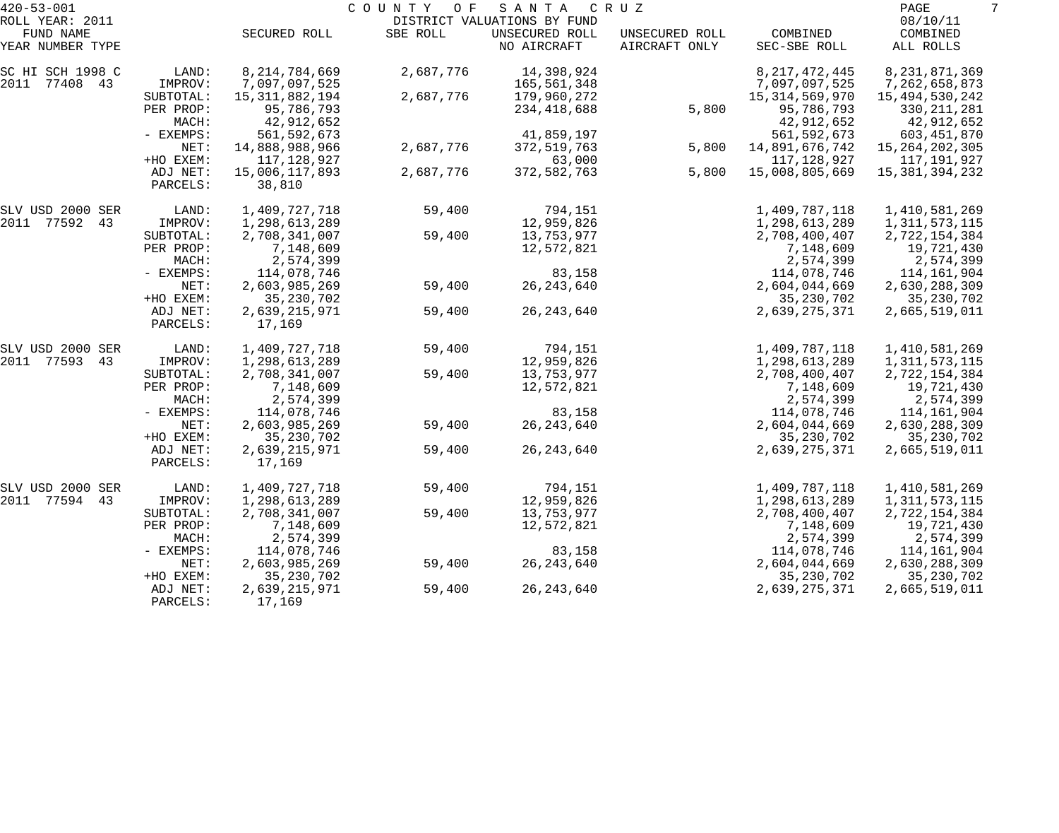420-53-001 COUNTY OF SANTA CRUZ
ROLL YEAR: 2011 DISTRICT VALUATIONS BY FUND 08/10/11

| FUND NAME YEAR NUMBER TYPE | | SECURED ROLL | SBE ROLL | UNSECURED ROLL NO AIRCRAFT | UNSECURED ROLL AIRCRAFT ONLY | COMBINED SEC-SBE ROLL | COMBINED ALL ROLLS |
|---|---|---|---|---|---|---|---|
| SC HI SCH 1998 C | LAND: | 8,214,784,669 | 2,687,776 | 14,398,924 | | 8,217,472,445 | 8,231,871,369 |
| 2011 77408 43 | IMPROV: | 7,097,097,525 | | 165,561,348 | | 7,097,097,525 | 7,262,658,873 |
| | SUBTOTAL: | 15,311,882,194 | 2,687,776 | 179,960,272 | | 15,314,569,970 | 15,494,530,242 |
| | PER PROP: | 95,786,793 | | 234,418,688 | 5,800 | 95,786,793 | 330,211,281 |
| | MACH: | 42,912,652 | | | | 42,912,652 | 42,912,652 |
| | - EXEMPS: | 561,592,673 | | 41,859,197 | | 561,592,673 | 603,451,870 |
| | NET: | 14,888,988,966 | 2,687,776 | 372,519,763 | 5,800 | 14,891,676,742 | 15,264,202,305 |
| | +HO EXEM: | 117,128,927 | | 63,000 | | 117,128,927 | 117,191,927 |
| | ADJ NET: | 15,006,117,893 | 2,687,776 | 372,582,763 | 5,800 | 15,008,805,669 | 15,381,394,232 |
| | PARCELS: | 38,810 | | | | | |
| SLV USD 2000 SER | LAND: | 1,409,727,718 | 59,400 | 794,151 | | 1,409,787,118 | 1,410,581,269 |
| 2011 77592 43 | IMPROV: | 1,298,613,289 | | 12,959,826 | | 1,298,613,289 | 1,311,573,115 |
| | SUBTOTAL: | 2,708,341,007 | 59,400 | 13,753,977 | | 2,708,400,407 | 2,722,154,384 |
| | PER PROP: | 7,148,609 | | 12,572,821 | | 7,148,609 | 19,721,430 |
| | MACH: | 2,574,399 | | | | 2,574,399 | 2,574,399 |
| | - EXEMPS: | 114,078,746 | | 83,158 | | 114,078,746 | 114,161,904 |
| | NET: | 2,603,985,269 | 59,400 | 26,243,640 | | 2,604,044,669 | 2,630,288,309 |
| | +HO EXEM: | 35,230,702 | | | | 35,230,702 | 35,230,702 |
| | ADJ NET: | 2,639,215,971 | 59,400 | 26,243,640 | | 2,639,275,371 | 2,665,519,011 |
| | PARCELS: | 17,169 | | | | | |
| SLV USD 2000 SER | LAND: | 1,409,727,718 | 59,400 | 794,151 | | 1,409,787,118 | 1,410,581,269 |
| 2011 77593 43 | IMPROV: | 1,298,613,289 | | 12,959,826 | | 1,298,613,289 | 1,311,573,115 |
| | SUBTOTAL: | 2,708,341,007 | 59,400 | 13,753,977 | | 2,708,400,407 | 2,722,154,384 |
| | PER PROP: | 7,148,609 | | 12,572,821 | | 7,148,609 | 19,721,430 |
| | MACH: | 2,574,399 | | | | 2,574,399 | 2,574,399 |
| | - EXEMPS: | 114,078,746 | | 83,158 | | 114,078,746 | 114,161,904 |
| | NET: | 2,603,985,269 | 59,400 | 26,243,640 | | 2,604,044,669 | 2,630,288,309 |
| | +HO EXEM: | 35,230,702 | | | | 35,230,702 | 35,230,702 |
| | ADJ NET: | 2,639,215,971 | 59,400 | 26,243,640 | | 2,639,275,371 | 2,665,519,011 |
| | PARCELS: | 17,169 | | | | | |
| SLV USD 2000 SER | LAND: | 1,409,727,718 | 59,400 | 794,151 | | 1,409,787,118 | 1,410,581,269 |
| 2011 77594 43 | IMPROV: | 1,298,613,289 | | 12,959,826 | | 1,298,613,289 | 1,311,573,115 |
| | SUBTOTAL: | 2,708,341,007 | 59,400 | 13,753,977 | | 2,708,400,407 | 2,722,154,384 |
| | PER PROP: | 7,148,609 | | 12,572,821 | | 7,148,609 | 19,721,430 |
| | MACH: | 2,574,399 | | | | 2,574,399 | 2,574,399 |
| | - EXEMPS: | 114,078,746 | | 83,158 | | 114,078,746 | 114,161,904 |
| | NET: | 2,603,985,269 | 59,400 | 26,243,640 | | 2,604,044,669 | 2,630,288,309 |
| | +HO EXEM: | 35,230,702 | | | | 35,230,702 | 35,230,702 |
| | ADJ NET: | 2,639,215,971 | 59,400 | 26,243,640 | | 2,639,275,371 | 2,665,519,011 |
| | PARCELS: | 17,169 | | | | | |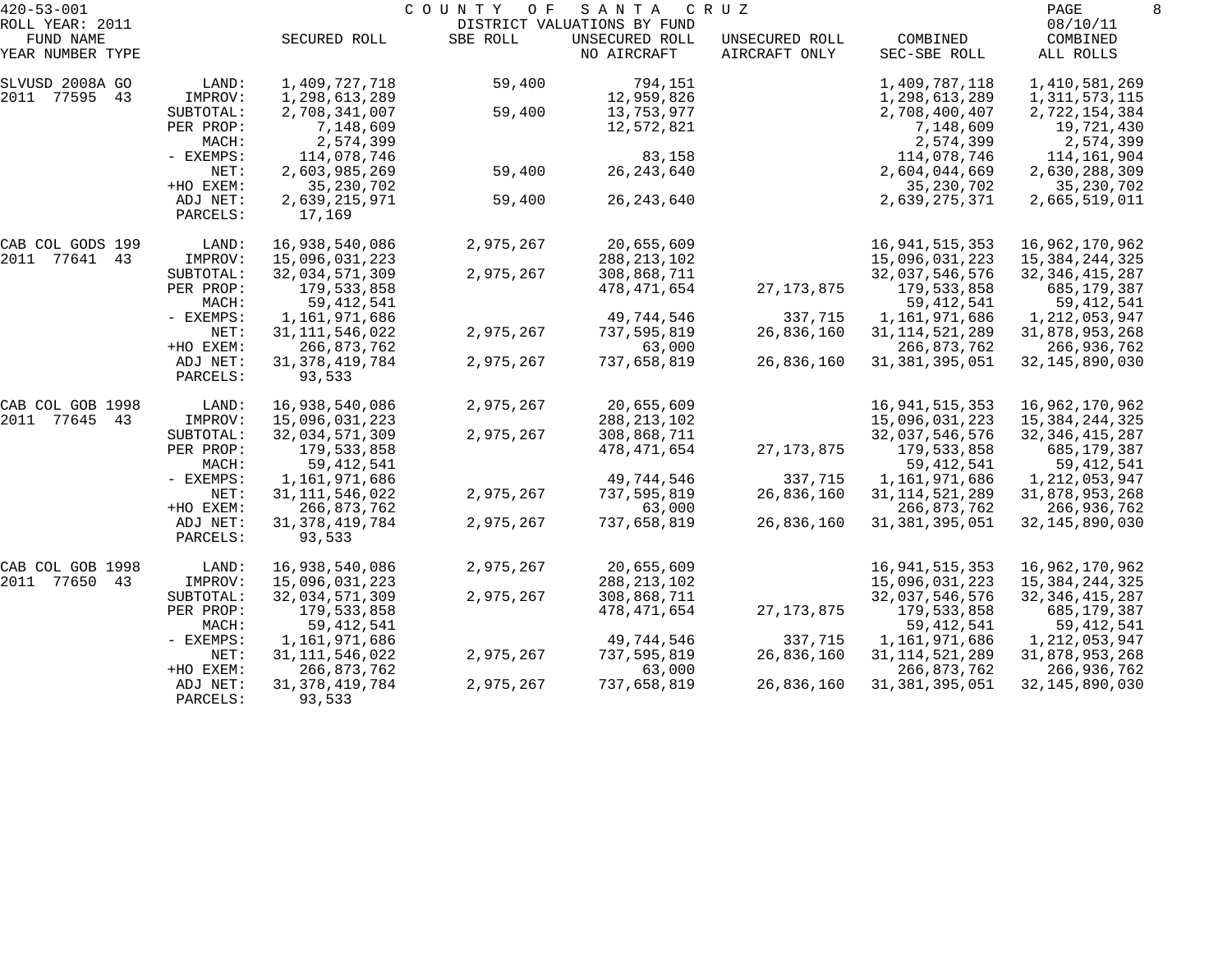420-53-001 COUNTY OF SANTA CRUZ

ROLL YEAR: 2011 DISTRICT VALUATIONS BY FUND 08/10/11

| FUND NAME YEAR NUMBER TYPE | | SECURED ROLL | SBE ROLL | UNSECURED ROLL NO AIRCRAFT | UNSECURED ROLL AIRCRAFT ONLY | COMBINED SEC-SBE ROLL | COMBINED ALL ROLLS |
|---|---|---|---|---|---|---|---|
| SLVUSD 2008A GO | LAND: | 1,409,727,718 | 59,400 | 794,151 | | 1,409,787,118 | 1,410,581,269 |
| 2011 77595 43 | IMPROV: | 1,298,613,289 | | 12,959,826 | | 1,298,613,289 | 1,311,573,115 |
| | SUBTOTAL: | 2,708,341,007 | 59,400 | 13,753,977 | | 2,708,400,407 | 2,722,154,384 |
| | PER PROP: | 7,148,609 | | 12,572,821 | | 7,148,609 | 19,721,430 |
| | MACH: | 2,574,399 | | | | 2,574,399 | 2,574,399 |
| | - EXEMPS: | 114,078,746 | | 83,158 | | 114,078,746 | 114,161,904 |
| | NET: | 2,603,985,269 | 59,400 | 26,243,640 | | 2,604,044,669 | 2,630,288,309 |
| | +HO EXEM: | 35,230,702 | | | | 35,230,702 | 35,230,702 |
| | ADJ NET: | 2,639,215,971 | 59,400 | 26,243,640 | | 2,639,275,371 | 2,665,519,011 |
| | PARCELS: | 17,169 | | | | | |
| CAB COL GODS 199 | LAND: | 16,938,540,086 | 2,975,267 | 20,655,609 | | 16,941,515,353 | 16,962,170,962 |
| 2011 77641 43 | IMPROV: | 15,096,031,223 | | 288,213,102 | | 15,096,031,223 | 15,384,244,325 |
| | SUBTOTAL: | 32,034,571,309 | 2,975,267 | 308,868,711 | | 32,037,546,576 | 32,346,415,287 |
| | PER PROP: | 179,533,858 | | 478,471,654 | 27,173,875 | 179,533,858 | 685,179,387 |
| | MACH: | 59,412,541 | | | | 59,412,541 | 59,412,541 |
| | - EXEMPS: | 1,161,971,686 | | 49,744,546 | 337,715 | 1,161,971,686 | 1,212,053,947 |
| | NET: | 31,111,546,022 | 2,975,267 | 737,595,819 | 26,836,160 | 31,114,521,289 | 31,878,953,268 |
| | +HO EXEM: | 266,873,762 | | 63,000 | | 266,873,762 | 266,936,762 |
| | ADJ NET: | 31,378,419,784 | 2,975,267 | 737,658,819 | 26,836,160 | 31,381,395,051 | 32,145,890,030 |
| | PARCELS: | 93,533 | | | | | |
| CAB COL GOB 1998 | LAND: | 16,938,540,086 | 2,975,267 | 20,655,609 | | 16,941,515,353 | 16,962,170,962 |
| 2011 77645 43 | IMPROV: | 15,096,031,223 | | 288,213,102 | | 15,096,031,223 | 15,384,244,325 |
| | SUBTOTAL: | 32,034,571,309 | 2,975,267 | 308,868,711 | | 32,037,546,576 | 32,346,415,287 |
| | PER PROP: | 179,533,858 | | 478,471,654 | 27,173,875 | 179,533,858 | 685,179,387 |
| | MACH: | 59,412,541 | | | | 59,412,541 | 59,412,541 |
| | - EXEMPS: | 1,161,971,686 | | 49,744,546 | 337,715 | 1,161,971,686 | 1,212,053,947 |
| | NET: | 31,111,546,022 | 2,975,267 | 737,595,819 | 26,836,160 | 31,114,521,289 | 31,878,953,268 |
| | +HO EXEM: | 266,873,762 | | 63,000 | | 266,873,762 | 266,936,762 |
| | ADJ NET: | 31,378,419,784 | 2,975,267 | 737,658,819 | 26,836,160 | 31,381,395,051 | 32,145,890,030 |
| | PARCELS: | 93,533 | | | | | |
| CAB COL GOB 1998 | LAND: | 16,938,540,086 | 2,975,267 | 20,655,609 | | 16,941,515,353 | 16,962,170,962 |
| 2011 77650 43 | IMPROV: | 15,096,031,223 | | 288,213,102 | | 15,096,031,223 | 15,384,244,325 |
| | SUBTOTAL: | 32,034,571,309 | 2,975,267 | 308,868,711 | | 32,037,546,576 | 32,346,415,287 |
| | PER PROP: | 179,533,858 | | 478,471,654 | 27,173,875 | 179,533,858 | 685,179,387 |
| | MACH: | 59,412,541 | | | | 59,412,541 | 59,412,541 |
| | - EXEMPS: | 1,161,971,686 | | 49,744,546 | 337,715 | 1,161,971,686 | 1,212,053,947 |
| | NET: | 31,111,546,022 | 2,975,267 | 737,595,819 | 26,836,160 | 31,114,521,289 | 31,878,953,268 |
| | +HO EXEM: | 266,873,762 | | 63,000 | | 266,873,762 | 266,936,762 |
| | ADJ NET: | 31,378,419,784 | 2,975,267 | 737,658,819 | 26,836,160 | 31,381,395,051 | 32,145,890,030 |
| | PARCELS: | 93,533 | | | | | |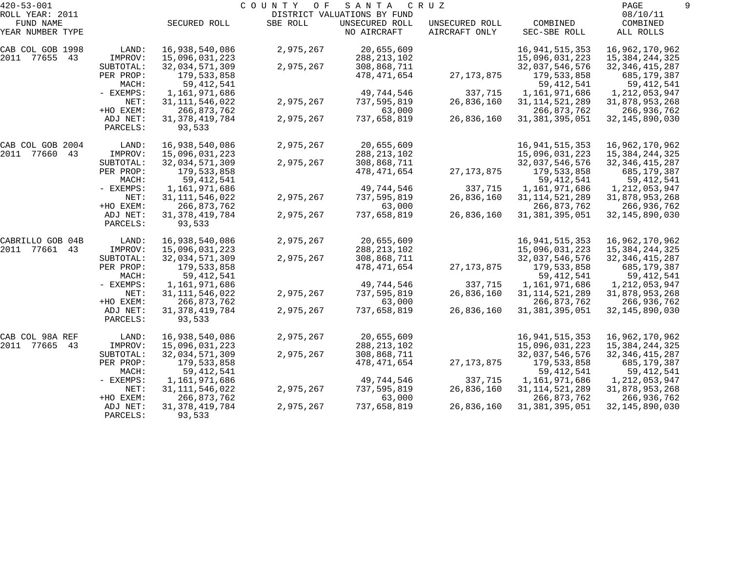420-53-001 COUNTY OF SANTA CRUZ

ROLL YEAR: 2011 DISTRICT VALUATIONS BY FUND 08/10/11

| FUND NAME YEAR NUMBER TYPE | | SECURED ROLL | SBE ROLL | UNSECURED ROLL NO AIRCRAFT | UNSECURED ROLL AIRCRAFT ONLY | COMBINED SEC-SBE ROLL | COMBINED ALL ROLLS |
|---|---|---|---|---|---|---|---|
| CAB COL GOB 1998 | LAND: | 16,938,540,086 | 2,975,267 | 20,655,609 | | 16,941,515,353 | 16,962,170,962 |
| 2011 77655 43 | IMPROV: | 15,096,031,223 | | 288,213,102 | | 15,096,031,223 | 15,384,244,325 |
| | SUBTOTAL: | 32,034,571,309 | 2,975,267 | 308,868,711 | | 32,037,546,576 | 32,346,415,287 |
| | PER PROP: | 179,533,858 | | 478,471,654 | 27,173,875 | 179,533,858 | 685,179,387 |
| | MACH: | 59,412,541 | | | | 59,412,541 | 59,412,541 |
| | - EXEMPS: | 1,161,971,686 | | 49,744,546 | 337,715 | 1,161,971,686 | 1,212,053,947 |
| | NET: | 31,111,546,022 | 2,975,267 | 737,595,819 | 26,836,160 | 31,114,521,289 | 31,878,953,268 |
| | +HO EXEM: | 266,873,762 | | 63,000 | | 266,873,762 | 266,936,762 |
| | ADJ NET: | 31,378,419,784 | 2,975,267 | 737,658,819 | 26,836,160 | 31,381,395,051 | 32,145,890,030 |
| | PARCELS: | 93,533 | | | | | |
| CAB COL GOB 2004 | LAND: | 16,938,540,086 | 2,975,267 | 20,655,609 | | 16,941,515,353 | 16,962,170,962 |
| 2011 77660 43 | IMPROV: | 15,096,031,223 | | 288,213,102 | | 15,096,031,223 | 15,384,244,325 |
| | SUBTOTAL: | 32,034,571,309 | 2,975,267 | 308,868,711 | | 32,037,546,576 | 32,346,415,287 |
| | PER PROP: | 179,533,858 | | 478,471,654 | 27,173,875 | 179,533,858 | 685,179,387 |
| | MACH: | 59,412,541 | | | | 59,412,541 | 59,412,541 |
| | - EXEMPS: | 1,161,971,686 | | 49,744,546 | 337,715 | 1,161,971,686 | 1,212,053,947 |
| | NET: | 31,111,546,022 | 2,975,267 | 737,595,819 | 26,836,160 | 31,114,521,289 | 31,878,953,268 |
| | +HO EXEM: | 266,873,762 | | 63,000 | | 266,873,762 | 266,936,762 |
| | ADJ NET: | 31,378,419,784 | 2,975,267 | 737,658,819 | 26,836,160 | 31,381,395,051 | 32,145,890,030 |
| | PARCELS: | 93,533 | | | | | |
| CABRILLO GOB 04B | LAND: | 16,938,540,086 | 2,975,267 | 20,655,609 | | 16,941,515,353 | 16,962,170,962 |
| 2011 77661 43 | IMPROV: | 15,096,031,223 | | 288,213,102 | | 15,096,031,223 | 15,384,244,325 |
| | SUBTOTAL: | 32,034,571,309 | 2,975,267 | 308,868,711 | | 32,037,546,576 | 32,346,415,287 |
| | PER PROP: | 179,533,858 | | 478,471,654 | 27,173,875 | 179,533,858 | 685,179,387 |
| | MACH: | 59,412,541 | | | | 59,412,541 | 59,412,541 |
| | - EXEMPS: | 1,161,971,686 | | 49,744,546 | 337,715 | 1,161,971,686 | 1,212,053,947 |
| | NET: | 31,111,546,022 | 2,975,267 | 737,595,819 | 26,836,160 | 31,114,521,289 | 31,878,953,268 |
| | +HO EXEM: | 266,873,762 | | 63,000 | | 266,873,762 | 266,936,762 |
| | ADJ NET: | 31,378,419,784 | 2,975,267 | 737,658,819 | 26,836,160 | 31,381,395,051 | 32,145,890,030 |
| | PARCELS: | 93,533 | | | | | |
| CAB COL 98A REF | LAND: | 16,938,540,086 | 2,975,267 | 20,655,609 | | 16,941,515,353 | 16,962,170,962 |
| 2011 77665 43 | IMPROV: | 15,096,031,223 | | 288,213,102 | | 15,096,031,223 | 15,384,244,325 |
| | SUBTOTAL: | 32,034,571,309 | 2,975,267 | 308,868,711 | | 32,037,546,576 | 32,346,415,287 |
| | PER PROP: | 179,533,858 | | 478,471,654 | 27,173,875 | 179,533,858 | 685,179,387 |
| | MACH: | 59,412,541 | | | | 59,412,541 | 59,412,541 |
| | - EXEMPS: | 1,161,971,686 | | 49,744,546 | 337,715 | 1,161,971,686 | 1,212,053,947 |
| | NET: | 31,111,546,022 | 2,975,267 | 737,595,819 | 26,836,160 | 31,114,521,289 | 31,878,953,268 |
| | +HO EXEM: | 266,873,762 | | 63,000 | | 266,873,762 | 266,936,762 |
| | ADJ NET: | 31,378,419,784 | 2,975,267 | 737,658,819 | 26,836,160 | 31,381,395,051 | 32,145,890,030 |
| | PARCELS: | 93,533 | | | | | |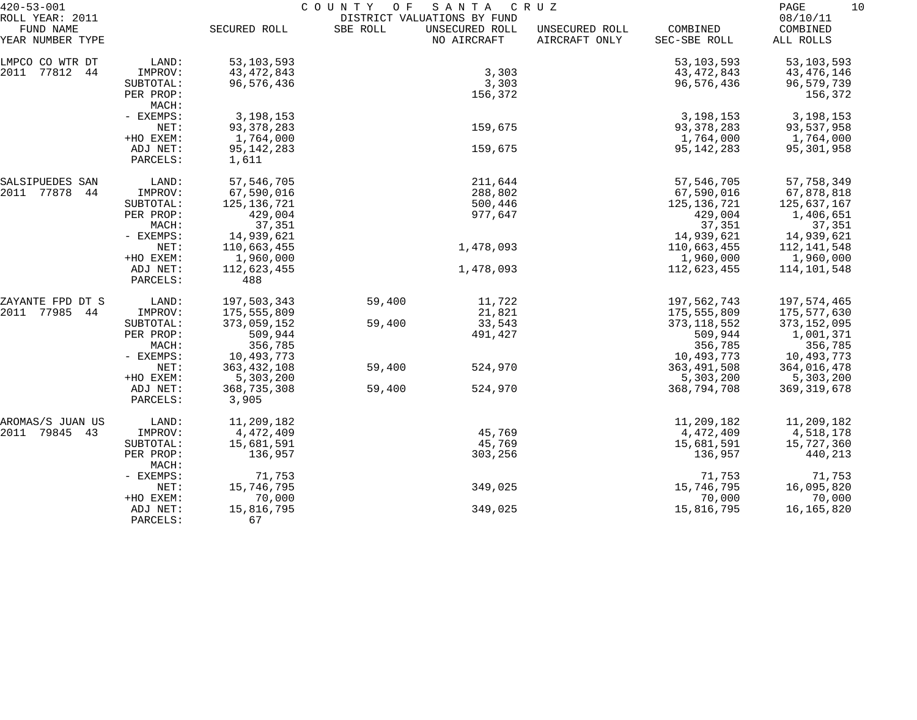420-53-001 COUNTY OF SANTA CRUZ
ROLL YEAR: 2011 DISTRICT VALUATIONS BY FUND 08/10/11

| FUND NAME YEAR NUMBER TYPE | | SECURED ROLL | SBE ROLL | UNSECURED ROLL NO AIRCRAFT | UNSECURED ROLL AIRCRAFT ONLY | COMBINED SEC-SBE ROLL | COMBINED ALL ROLLS |
|---|---|---|---|---|---|---|---|
| LMPCO CO WTR DT | LAND: | 53,103,593 | | | | 53,103,593 | 53,103,593 |
| 2011 77812 44 | IMPROV: | 43,472,843 | | 3,303 | | 43,472,843 | 43,476,146 |
| | SUBTOTAL: | 96,576,436 | | 3,303 | | 96,576,436 | 96,579,739 |
| | PER PROP: | | | 156,372 | | | 156,372 |
| | MACH: | | | | | | |
| | - EXEMPS: | 3,198,153 | | | | 3,198,153 | 3,198,153 |
| | NET: | 93,378,283 | | 159,675 | | 93,378,283 | 93,537,958 |
| | +HO EXEM: | 1,764,000 | | | | 1,764,000 | 1,764,000 |
| | ADJ NET: | 95,142,283 | | 159,675 | | 95,142,283 | 95,301,958 |
| | PARCELS: | 1,611 | | | | | |
| SALSIPUEDES SAN | LAND: | 57,546,705 | | 211,644 | | 57,546,705 | 57,758,349 |
| 2011 77878 44 | IMPROV: | 67,590,016 | | 288,802 | | 67,590,016 | 67,878,818 |
| | SUBTOTAL: | 125,136,721 | | 500,446 | | 125,136,721 | 125,637,167 |
| | PER PROP: | 429,004 | | 977,647 | | 429,004 | 1,406,651 |
| | MACH: | 37,351 | | | | 37,351 | 37,351 |
| | - EXEMPS: | 14,939,621 | | | | 14,939,621 | 14,939,621 |
| | NET: | 110,663,455 | | 1,478,093 | | 110,663,455 | 112,141,548 |
| | +HO EXEM: | 1,960,000 | | | | 1,960,000 | 1,960,000 |
| | ADJ NET: | 112,623,455 | | 1,478,093 | | 112,623,455 | 114,101,548 |
| | PARCELS: | 488 | | | | | |
| ZAYANTE FPD DT S | LAND: | 197,503,343 | 59,400 | 11,722 | | 197,562,743 | 197,574,465 |
| 2011 77985 44 | IMPROV: | 175,555,809 | | 21,821 | | 175,555,809 | 175,577,630 |
| | SUBTOTAL: | 373,059,152 | 59,400 | 33,543 | | 373,118,552 | 373,152,095 |
| | PER PROP: | 509,944 | | 491,427 | | 509,944 | 1,001,371 |
| | MACH: | 356,785 | | | | 356,785 | 356,785 |
| | - EXEMPS: | 10,493,773 | | | | 10,493,773 | 10,493,773 |
| | NET: | 363,432,108 | 59,400 | 524,970 | | 363,491,508 | 364,016,478 |
| | +HO EXEM: | 5,303,200 | | | | 5,303,200 | 5,303,200 |
| | ADJ NET: | 368,735,308 | 59,400 | 524,970 | | 368,794,708 | 369,319,678 |
| | PARCELS: | 3,905 | | | | | |
| AROMAS/S JUAN US | LAND: | 11,209,182 | | | | 11,209,182 | 11,209,182 |
| 2011 79845 43 | IMPROV: | 4,472,409 | | 45,769 | | 4,472,409 | 4,518,178 |
| | SUBTOTAL: | 15,681,591 | | 45,769 | | 15,681,591 | 15,727,360 |
| | PER PROP: | 136,957 | | 303,256 | | 136,957 | 440,213 |
| | MACH: | | | | | | |
| | - EXEMPS: | 71,753 | | | | 71,753 | 71,753 |
| | NET: | 15,746,795 | | 349,025 | | 15,746,795 | 16,095,820 |
| | +HO EXEM: | 70,000 | | | | 70,000 | 70,000 |
| | ADJ NET: | 15,816,795 | | 349,025 | | 15,816,795 | 16,165,820 |
| | PARCELS: | 67 | | | | | |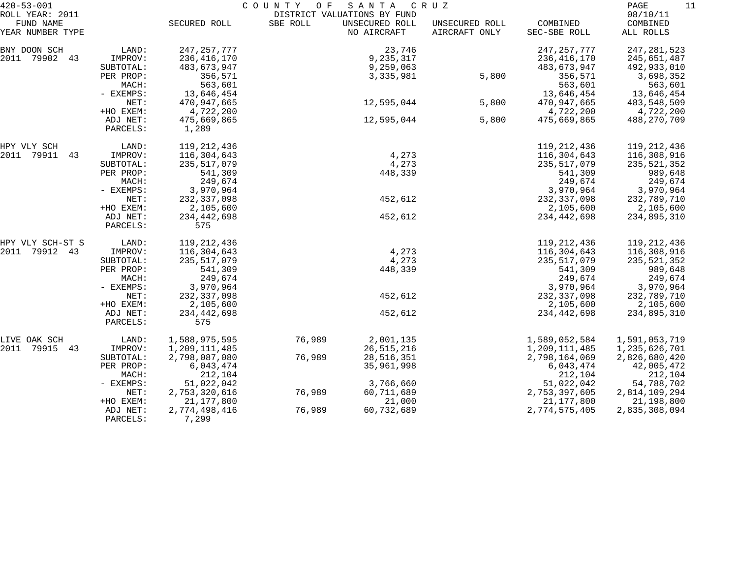420-53-001 COUNTY OF SANTA CRUZ
ROLL YEAR: 2011 DISTRICT VALUATIONS BY FUND 08/10/11

| FUND NAME YEAR NUMBER TYPE | | SECURED ROLL | SBE ROLL | UNSECURED ROLL NO AIRCRAFT | UNSECURED ROLL AIRCRAFT ONLY | COMBINED SEC-SBE ROLL | COMBINED ALL ROLLS |
|---|---|---|---|---|---|---|---|
| BNY DOON SCH | LAND: | 247,257,777 | | 23,746 | | 247,257,777 | 247,281,523 |
| 2011 79902 43 | IMPROV: | 236,416,170 | | 9,235,317 | | 236,416,170 | 245,651,487 |
| | SUBTOTAL: | 483,673,947 | | 9,259,063 | | 483,673,947 | 492,933,010 |
| | PER PROP: | 356,571 | | 3,335,981 | 5,800 | 356,571 | 3,698,352 |
| | MACH: | 563,601 | | | | 563,601 | 563,601 |
| | - EXEMPS: | 13,646,454 | | | | 13,646,454 | 13,646,454 |
| | NET: | 470,947,665 | | 12,595,044 | 5,800 | 470,947,665 | 483,548,509 |
| | +HO EXEM: | 4,722,200 | | | | 4,722,200 | 4,722,200 |
| | ADJ NET: | 475,669,865 | | 12,595,044 | 5,800 | 475,669,865 | 488,270,709 |
| | PARCELS: | 1,289 | | | | | |
| HPY VLY SCH | LAND: | 119,212,436 | | | | 119,212,436 | 119,212,436 |
| 2011 79911 43 | IMPROV: | 116,304,643 | | 4,273 | | 116,304,643 | 116,308,916 |
| | SUBTOTAL: | 235,517,079 | | 4,273 | | 235,517,079 | 235,521,352 |
| | PER PROP: | 541,309 | | 448,339 | | 541,309 | 989,648 |
| | MACH: | 249,674 | | | | 249,674 | 249,674 |
| | - EXEMPS: | 3,970,964 | | | | 3,970,964 | 3,970,964 |
| | NET: | 232,337,098 | | 452,612 | | 232,337,098 | 232,789,710 |
| | +HO EXEM: | 2,105,600 | | | | 2,105,600 | 2,105,600 |
| | ADJ NET: | 234,442,698 | | 452,612 | | 234,442,698 | 234,895,310 |
| | PARCELS: | 575 | | | | | |
| HPY VLY SCH-ST S | LAND: | 119,212,436 | | | | 119,212,436 | 119,212,436 |
| 2011 79912 43 | IMPROV: | 116,304,643 | | 4,273 | | 116,304,643 | 116,308,916 |
| | SUBTOTAL: | 235,517,079 | | 4,273 | | 235,517,079 | 235,521,352 |
| | PER PROP: | 541,309 | | 448,339 | | 541,309 | 989,648 |
| | MACH: | 249,674 | | | | 249,674 | 249,674 |
| | - EXEMPS: | 3,970,964 | | | | 3,970,964 | 3,970,964 |
| | NET: | 232,337,098 | | 452,612 | | 232,337,098 | 232,789,710 |
| | +HO EXEM: | 2,105,600 | | | | 2,105,600 | 2,105,600 |
| | ADJ NET: | 234,442,698 | | 452,612 | | 234,442,698 | 234,895,310 |
| | PARCELS: | 575 | | | | | |
| LIVE OAK SCH | LAND: | 1,588,975,595 | 76,989 | 2,001,135 | | 1,589,052,584 | 1,591,053,719 |
| 2011 79915 43 | IMPROV: | 1,209,111,485 | | 26,515,216 | | 1,209,111,485 | 1,235,626,701 |
| | SUBTOTAL: | 2,798,087,080 | 76,989 | 28,516,351 | | 2,798,164,069 | 2,826,680,420 |
| | PER PROP: | 6,043,474 | | 35,961,998 | | 6,043,474 | 42,005,472 |
| | MACH: | 212,104 | | | | 212,104 | 212,104 |
| | - EXEMPS: | 51,022,042 | | 3,766,660 | | 51,022,042 | 54,788,702 |
| | NET: | 2,753,320,616 | 76,989 | 60,711,689 | | 2,753,397,605 | 2,814,109,294 |
| | +HO EXEM: | 21,177,800 | | 21,000 | | 21,177,800 | 21,198,800 |
| | ADJ NET: | 2,774,498,416 | 76,989 | 60,732,689 | | 2,774,575,405 | 2,835,308,094 |
| | PARCELS: | 7,299 | | | | | |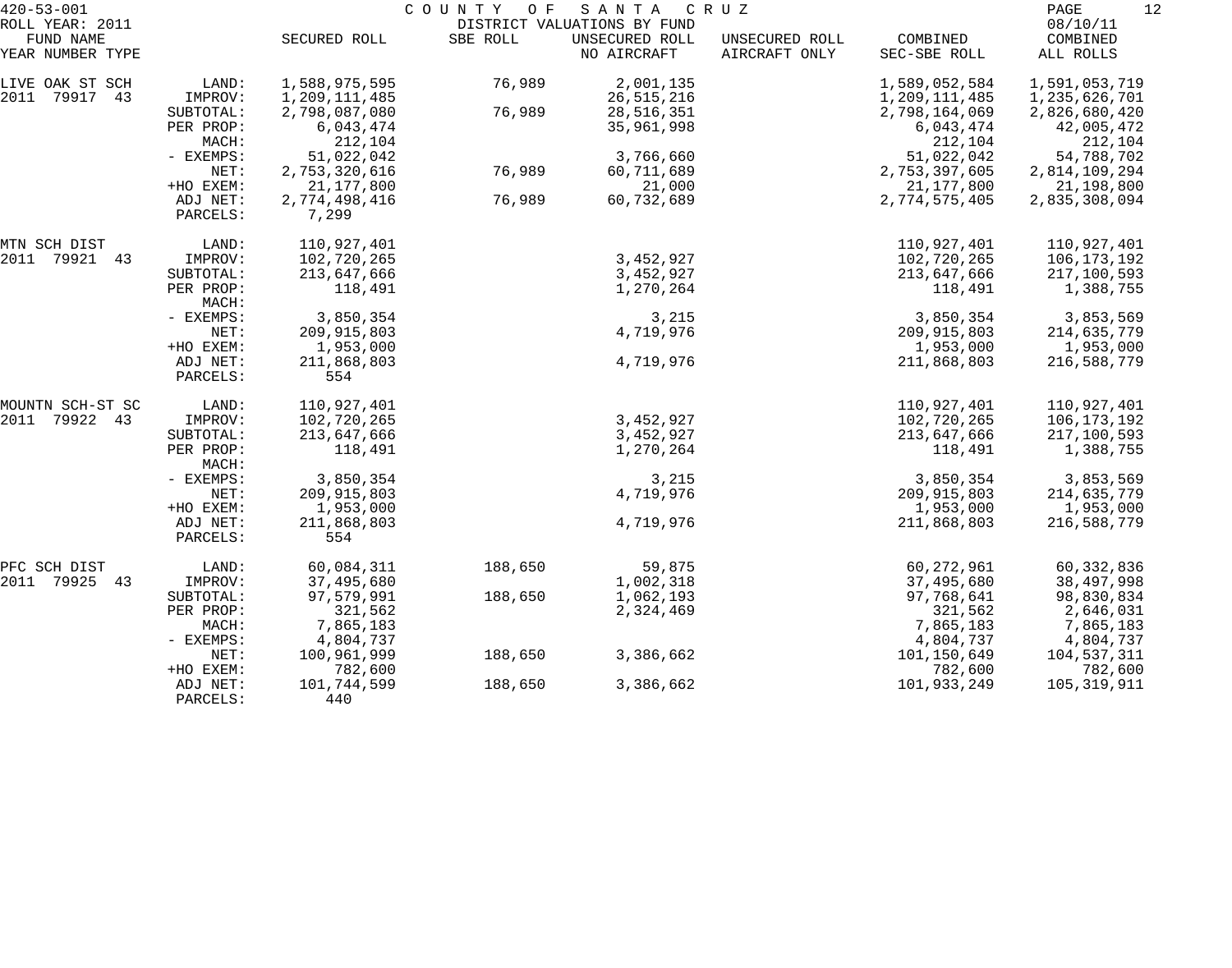420-53-001 COUNTY OF SANTA CRUZ
ROLL YEAR: 2011 DISTRICT VALUATIONS BY FUND 08/10/11

| FUND NAME YEAR NUMBER TYPE | | SECURED ROLL | SBE ROLL | UNSECURED ROLL NO AIRCRAFT | UNSECURED ROLL AIRCRAFT ONLY | COMBINED SEC-SBE ROLL | COMBINED ALL ROLLS |
|---|---|---|---|---|---|---|---|
| LIVE OAK ST SCH | LAND: | 1,588,975,595 | 76,989 | 2,001,135 | | 1,589,052,584 | 1,591,053,719 |
| 2011 79917 43 | IMPROV: | 1,209,111,485 | | 26,515,216 | | 1,209,111,485 | 1,235,626,701 |
| | SUBTOTAL: | 2,798,087,080 | 76,989 | 28,516,351 | | 2,798,164,069 | 2,826,680,420 |
| | PER PROP: | 6,043,474 | | 35,961,998 | | 6,043,474 | 42,005,472 |
| | MACH: | 212,104 | | | | 212,104 | 212,104 |
| | - EXEMPS: | 51,022,042 | | 3,766,660 | | 51,022,042 | 54,788,702 |
| | NET: | 2,753,320,616 | 76,989 | 60,711,689 | | 2,753,397,605 | 2,814,109,294 |
| | +HO EXEM: | 21,177,800 | | 21,000 | | 21,177,800 | 21,198,800 |
| | ADJ NET: | 2,774,498,416 | 76,989 | 60,732,689 | | 2,774,575,405 | 2,835,308,094 |
| | PARCELS: | 7,299 | | | | | |
| MTN SCH DIST | LAND: | 110,927,401 | | | | 110,927,401 | 110,927,401 |
| 2011 79921 43 | IMPROV: | 102,720,265 | | 3,452,927 | | 102,720,265 | 106,173,192 |
| | SUBTOTAL: | 213,647,666 | | 3,452,927 | | 213,647,666 | 217,100,593 |
| | PER PROP: | 118,491 | | 1,270,264 | | 118,491 | 1,388,755 |
| | MACH: | | | | | | |
| | - EXEMPS: | 3,850,354 | | 3,215 | | 3,850,354 | 3,853,569 |
| | NET: | 209,915,803 | | 4,719,976 | | 209,915,803 | 214,635,779 |
| | +HO EXEM: | 1,953,000 | | | | 1,953,000 | 1,953,000 |
| | ADJ NET: | 211,868,803 | | 4,719,976 | | 211,868,803 | 216,588,779 |
| | PARCELS: | 554 | | | | | |
| MOUNTN SCH-ST SC | LAND: | 110,927,401 | | | | 110,927,401 | 110,927,401 |
| 2011 79922 43 | IMPROV: | 102,720,265 | | 3,452,927 | | 102,720,265 | 106,173,192 |
| | SUBTOTAL: | 213,647,666 | | 3,452,927 | | 213,647,666 | 217,100,593 |
| | PER PROP: | 118,491 | | 1,270,264 | | 118,491 | 1,388,755 |
| | MACH: | | | | | | |
| | - EXEMPS: | 3,850,354 | | 3,215 | | 3,850,354 | 3,853,569 |
| | NET: | 209,915,803 | | 4,719,976 | | 209,915,803 | 214,635,779 |
| | +HO EXEM: | 1,953,000 | | | | 1,953,000 | 1,953,000 |
| | ADJ NET: | 211,868,803 | | 4,719,976 | | 211,868,803 | 216,588,779 |
| | PARCELS: | 554 | | | | | |
| PFC SCH DIST | LAND: | 60,084,311 | 188,650 | 59,875 | | 60,272,961 | 60,332,836 |
| 2011 79925 43 | IMPROV: | 37,495,680 | | 1,002,318 | | 37,495,680 | 38,497,998 |
| | SUBTOTAL: | 97,579,991 | 188,650 | 1,062,193 | | 97,768,641 | 98,830,834 |
| | PER PROP: | 321,562 | | 2,324,469 | | 321,562 | 2,646,031 |
| | MACH: | 7,865,183 | | | | 7,865,183 | 7,865,183 |
| | - EXEMPS: | 4,804,737 | | | | 4,804,737 | 4,804,737 |
| | NET: | 100,961,999 | 188,650 | 3,386,662 | | 101,150,649 | 104,537,311 |
| | +HO EXEM: | 782,600 | | | | 782,600 | 782,600 |
| | ADJ NET: | 101,744,599 | 188,650 | 3,386,662 | | 101,933,249 | 105,319,911 |
| | PARCELS: | 440 | | | | | |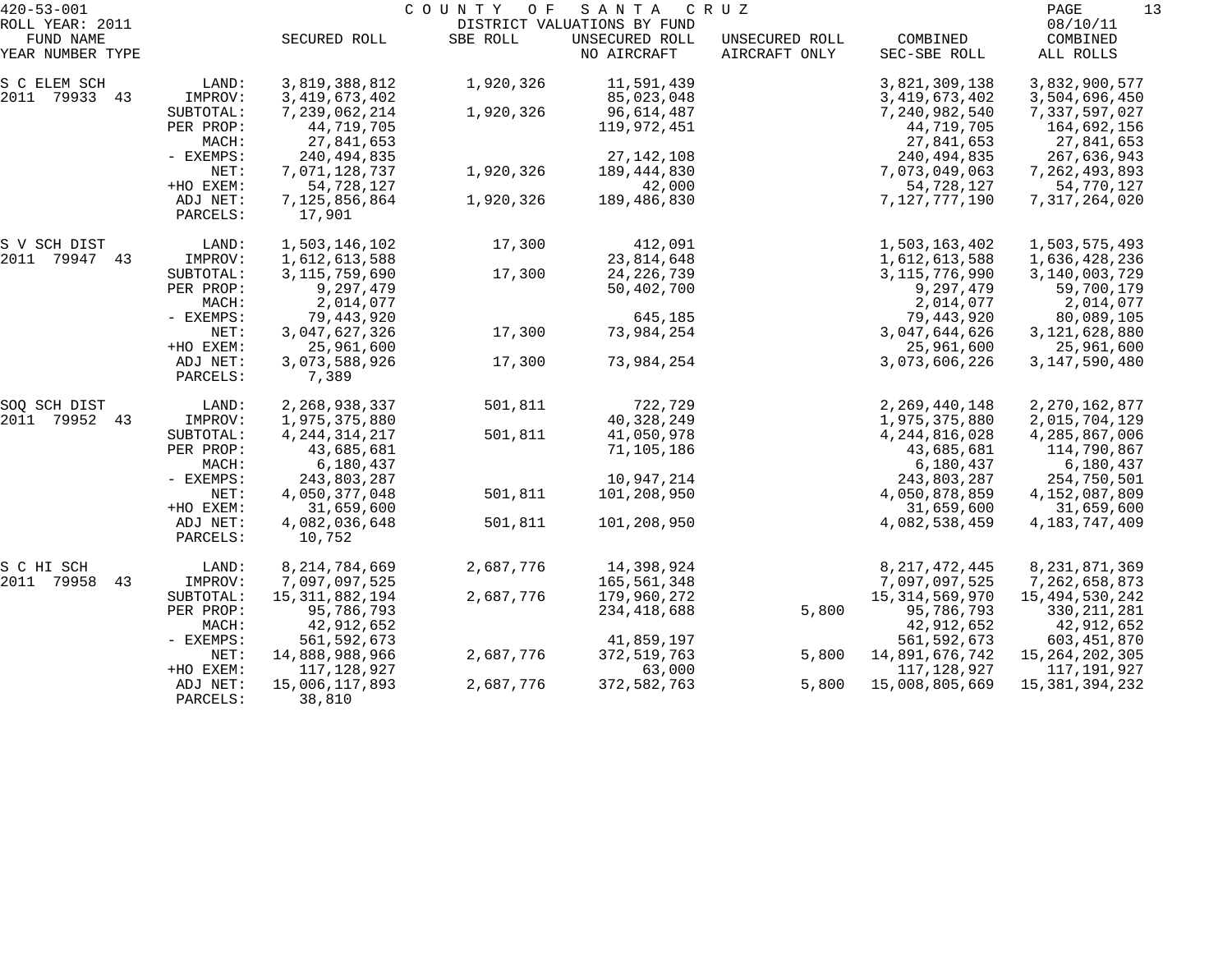420-53-001 COUNTY OF SANTA CRUZ

ROLL YEAR: 2011 DISTRICT VALUATIONS BY FUND 08/10/11

| FUND NAME YEAR NUMBER TYPE | | SECURED ROLL | SBE ROLL | UNSECURED ROLL NO AIRCRAFT | UNSECURED ROLL AIRCRAFT ONLY | COMBINED SEC-SBE ROLL | COMBINED ALL ROLLS |
|---|---|---|---|---|---|---|---|
| S C ELEM SCH | LAND: | 3,819,388,812 | 1,920,326 | 11,591,439 | | 3,821,309,138 | 3,832,900,577 |
| 2011 79933 43 | IMPROV: | 3,419,673,402 | | 85,023,048 | | 3,419,673,402 | 3,504,696,450 |
| | SUBTOTAL: | 7,239,062,214 | 1,920,326 | 96,614,487 | | 7,240,982,540 | 7,337,597,027 |
| | PER PROP: | 44,719,705 | | 119,972,451 | | 44,719,705 | 164,692,156 |
| | MACH: | 27,841,653 | | | | 27,841,653 | 27,841,653 |
| | - EXEMPS: | 240,494,835 | | 27,142,108 | | 240,494,835 | 267,636,943 |
| | NET: | 7,071,128,737 | 1,920,326 | 189,444,830 | | 7,073,049,063 | 7,262,493,893 |
| | +HO EXEM: | 54,728,127 | | 42,000 | | 54,728,127 | 54,770,127 |
| | ADJ NET: | 7,125,856,864 | 1,920,326 | 189,486,830 | | 7,127,777,190 | 7,317,264,020 |
| | PARCELS: | 17,901 | | | | | |
| S V SCH DIST | LAND: | 1,503,146,102 | 17,300 | 412,091 | | 1,503,163,402 | 1,503,575,493 |
| 2011 79947 43 | IMPROV: | 1,612,613,588 | | 23,814,648 | | 1,612,613,588 | 1,636,428,236 |
| | SUBTOTAL: | 3,115,759,690 | 17,300 | 24,226,739 | | 3,115,776,990 | 3,140,003,729 |
| | PER PROP: | 9,297,479 | | 50,402,700 | | 9,297,479 | 59,700,179 |
| | MACH: | 2,014,077 | | | | 2,014,077 | 2,014,077 |
| | - EXEMPS: | 79,443,920 | | 645,185 | | 79,443,920 | 80,089,105 |
| | NET: | 3,047,627,326 | 17,300 | 73,984,254 | | 3,047,644,626 | 3,121,628,880 |
| | +HO EXEM: | 25,961,600 | | | | 25,961,600 | 25,961,600 |
| | ADJ NET: | 3,073,588,926 | 17,300 | 73,984,254 | | 3,073,606,226 | 3,147,590,480 |
| | PARCELS: | 7,389 | | | | | |
| SOQ SCH DIST | LAND: | 2,268,938,337 | 501,811 | 722,729 | | 2,269,440,148 | 2,270,162,877 |
| 2011 79952 43 | IMPROV: | 1,975,375,880 | | 40,328,249 | | 1,975,375,880 | 2,015,704,129 |
| | SUBTOTAL: | 4,244,314,217 | 501,811 | 41,050,978 | | 4,244,816,028 | 4,285,867,006 |
| | PER PROP: | 43,685,681 | | 71,105,186 | | 43,685,681 | 114,790,867 |
| | MACH: | 6,180,437 | | | | 6,180,437 | 6,180,437 |
| | - EXEMPS: | 243,803,287 | | 10,947,214 | | 243,803,287 | 254,750,501 |
| | NET: | 4,050,377,048 | 501,811 | 101,208,950 | | 4,050,878,859 | 4,152,087,809 |
| | +HO EXEM: | 31,659,600 | | | | 31,659,600 | 31,659,600 |
| | ADJ NET: | 4,082,036,648 | 501,811 | 101,208,950 | | 4,082,538,459 | 4,183,747,409 |
| | PARCELS: | 10,752 | | | | | |
| S C HI SCH | LAND: | 8,214,784,669 | 2,687,776 | 14,398,924 | | 8,217,472,445 | 8,231,871,369 |
| 2011 79958 43 | IMPROV: | 7,097,097,525 | | 165,561,348 | | 7,097,097,525 | 7,262,658,873 |
| | SUBTOTAL: | 15,311,882,194 | 2,687,776 | 179,960,272 | | 15,314,569,970 | 15,494,530,242 |
| | PER PROP: | 95,786,793 | | 234,418,688 | 5,800 | 95,786,793 | 330,211,281 |
| | MACH: | 42,912,652 | | | | 42,912,652 | 42,912,652 |
| | - EXEMPS: | 561,592,673 | | 41,859,197 | | 561,592,673 | 603,451,870 |
| | NET: | 14,888,988,966 | 2,687,776 | 372,519,763 | 5,800 | 14,891,676,742 | 15,264,202,305 |
| | +HO EXEM: | 117,128,927 | | 63,000 | | 117,128,927 | 117,191,927 |
| | ADJ NET: | 15,006,117,893 | 2,687,776 | 372,582,763 | 5,800 | 15,008,805,669 | 15,381,394,232 |
| | PARCELS: | 38,810 | | | | | |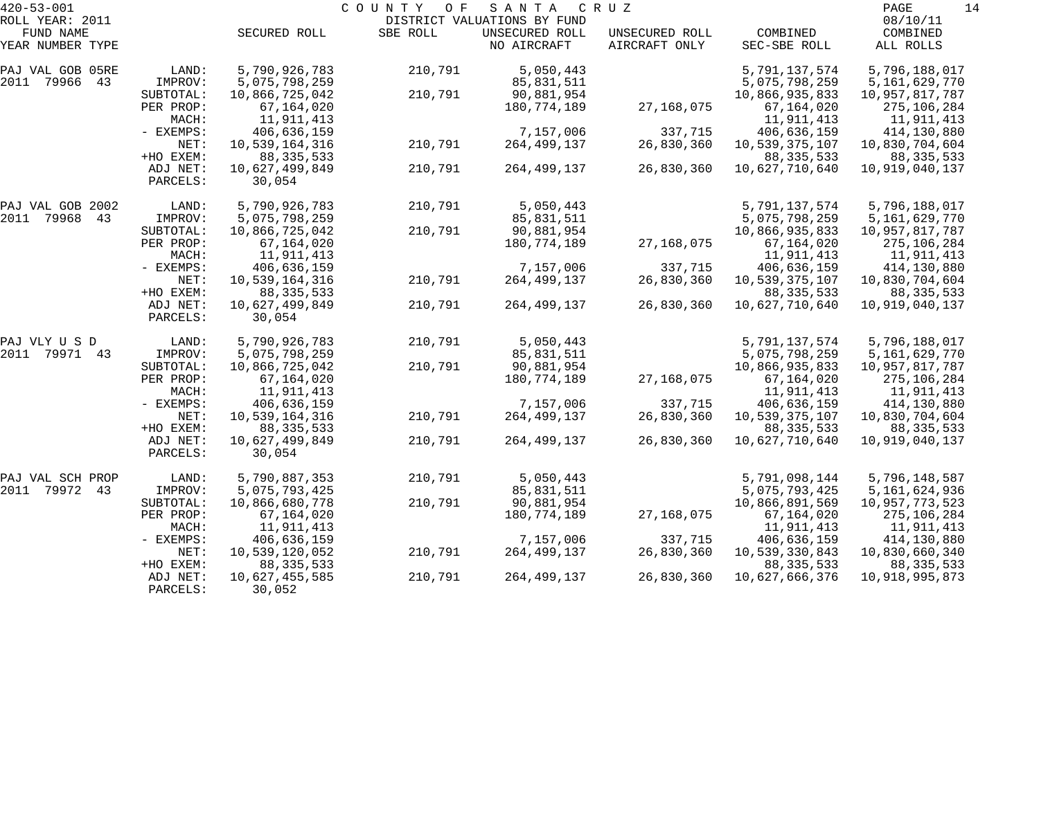420-53-001 COUNTY OF SANTA CRUZ

ROLL YEAR: 2011 DISTRICT VALUATIONS BY FUND 08/10/11

| FUND NAME YEAR NUMBER TYPE | | SECURED ROLL | SBE ROLL | UNSECURED ROLL NO AIRCRAFT | UNSECURED ROLL AIRCRAFT ONLY | COMBINED SEC-SBE ROLL | COMBINED ALL ROLLS |
|---|---|---|---|---|---|---|---|
| PAJ VAL GOB 05RE | LAND: | 5,790,926,783 | 210,791 | 5,050,443 | | 5,791,137,574 | 5,796,188,017 |
| 2011 79966 43 | IMPROV: | 5,075,798,259 | | 85,831,511 | | 5,075,798,259 | 5,161,629,770 |
| | SUBTOTAL: | 10,866,725,042 | 210,791 | 90,881,954 | | 10,866,935,833 | 10,957,817,787 |
| | PER PROP: | 67,164,020 | | 180,774,189 | 27,168,075 | 67,164,020 | 275,106,284 |
| | MACH: | 11,911,413 | | | | 11,911,413 | 11,911,413 |
| | - EXEMPS: | 406,636,159 | | 7,157,006 | 337,715 | 406,636,159 | 414,130,880 |
| | NET: | 10,539,164,316 | 210,791 | 264,499,137 | 26,830,360 | 10,539,375,107 | 10,830,704,604 |
| | +HO EXEM: | 88,335,533 | | | | 88,335,533 | 88,335,533 |
| | ADJ NET: | 10,627,499,849 | 210,791 | 264,499,137 | 26,830,360 | 10,627,710,640 | 10,919,040,137 |
| | PARCELS: | 30,054 | | | | | |
| PAJ VAL GOB 2002 | LAND: | 5,790,926,783 | 210,791 | 5,050,443 | | 5,791,137,574 | 5,796,188,017 |
| 2011 79968 43 | IMPROV: | 5,075,798,259 | | 85,831,511 | | 5,075,798,259 | 5,161,629,770 |
| | SUBTOTAL: | 10,866,725,042 | 210,791 | 90,881,954 | | 10,866,935,833 | 10,957,817,787 |
| | PER PROP: | 67,164,020 | | 180,774,189 | 27,168,075 | 67,164,020 | 275,106,284 |
| | MACH: | 11,911,413 | | | | 11,911,413 | 11,911,413 |
| | - EXEMPS: | 406,636,159 | | 7,157,006 | 337,715 | 406,636,159 | 414,130,880 |
| | NET: | 10,539,164,316 | 210,791 | 264,499,137 | 26,830,360 | 10,539,375,107 | 10,830,704,604 |
| | +HO EXEM: | 88,335,533 | | | | 88,335,533 | 88,335,533 |
| | ADJ NET: | 10,627,499,849 | 210,791 | 264,499,137 | 26,830,360 | 10,627,710,640 | 10,919,040,137 |
| | PARCELS: | 30,054 | | | | | |
| PAJ VLY U S D | LAND: | 5,790,926,783 | 210,791 | 5,050,443 | | 5,791,137,574 | 5,796,188,017 |
| 2011 79971 43 | IMPROV: | 5,075,798,259 | | 85,831,511 | | 5,075,798,259 | 5,161,629,770 |
| | SUBTOTAL: | 10,866,725,042 | 210,791 | 90,881,954 | | 10,866,935,833 | 10,957,817,787 |
| | PER PROP: | 67,164,020 | | 180,774,189 | 27,168,075 | 67,164,020 | 275,106,284 |
| | MACH: | 11,911,413 | | | | 11,911,413 | 11,911,413 |
| | - EXEMPS: | 406,636,159 | | 7,157,006 | 337,715 | 406,636,159 | 414,130,880 |
| | NET: | 10,539,164,316 | 210,791 | 264,499,137 | 26,830,360 | 10,539,375,107 | 10,830,704,604 |
| | +HO EXEM: | 88,335,533 | | | | 88,335,533 | 88,335,533 |
| | ADJ NET: | 10,627,499,849 | 210,791 | 264,499,137 | 26,830,360 | 10,627,710,640 | 10,919,040,137 |
| | PARCELS: | 30,054 | | | | | |
| PAJ VAL SCH PROP | LAND: | 5,790,887,353 | 210,791 | 5,050,443 | | 5,791,098,144 | 5,796,148,587 |
| 2011 79972 43 | IMPROV: | 5,075,793,425 | | 85,831,511 | | 5,075,793,425 | 5,161,624,936 |
| | SUBTOTAL: | 10,866,680,778 | 210,791 | 90,881,954 | | 10,866,891,569 | 10,957,773,523 |
| | PER PROP: | 67,164,020 | | 180,774,189 | 27,168,075 | 67,164,020 | 275,106,284 |
| | MACH: | 11,911,413 | | | | 11,911,413 | 11,911,413 |
| | - EXEMPS: | 406,636,159 | | 7,157,006 | 337,715 | 406,636,159 | 414,130,880 |
| | NET: | 10,539,120,052 | 210,791 | 264,499,137 | 26,830,360 | 10,539,330,843 | 10,830,660,340 |
| | +HO EXEM: | 88,335,533 | | | | 88,335,533 | 88,335,533 |
| | ADJ NET: | 10,627,455,585 | 210,791 | 264,499,137 | 26,830,360 | 10,627,666,376 | 10,918,995,873 |
| | PARCELS: | 30,052 | | | | | |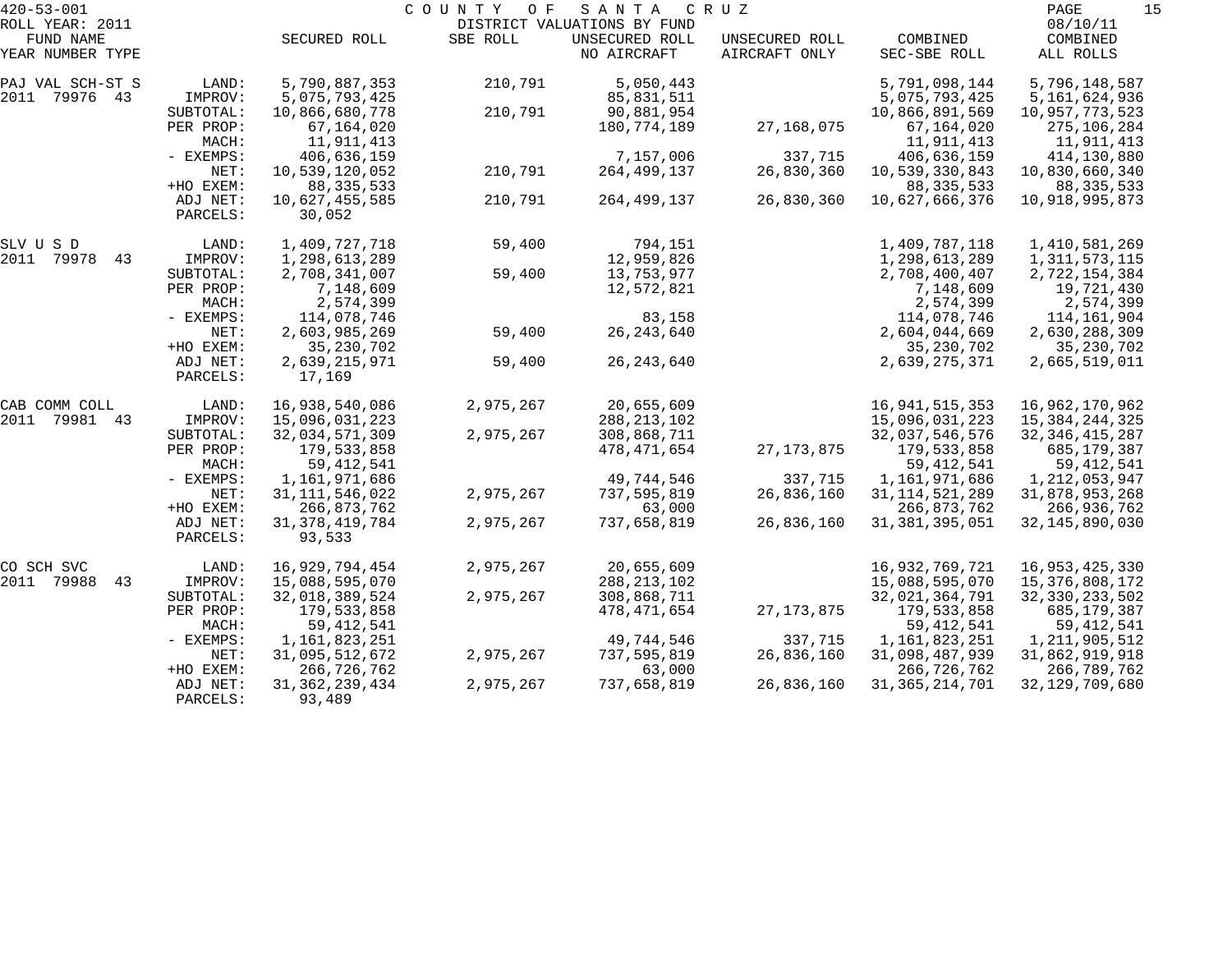420-53-001 COUNTY OF SANTA CRUZ
ROLL YEAR: 2011 DISTRICT VALUATIONS BY FUND 08/10/11

| FUND NAME YEAR NUMBER TYPE | | SECURED ROLL | SBE ROLL | UNSECURED ROLL NO AIRCRAFT | UNSECURED ROLL AIRCRAFT ONLY | COMBINED SEC-SBE ROLL | COMBINED ALL ROLLS |
|---|---|---|---|---|---|---|---|
| PAJ VAL SCH-ST S | LAND: | 5,790,887,353 | 210,791 | 5,050,443 | | 5,791,098,144 | 5,796,148,587 |
| 2011 79976 43 | IMPROV: | 5,075,793,425 | | 85,831,511 | | 5,075,793,425 | 5,161,624,936 |
| | SUBTOTAL: | 10,866,680,778 | 210,791 | 90,881,954 | | 10,866,891,569 | 10,957,773,523 |
| | PER PROP: | 67,164,020 | | 180,774,189 | 27,168,075 | 67,164,020 | 275,106,284 |
| | MACH: | 11,911,413 | | | | 11,911,413 | 11,911,413 |
| | - EXEMPS: | 406,636,159 | | 7,157,006 | 337,715 | 406,636,159 | 414,130,880 |
| | NET: | 10,539,120,052 | 210,791 | 264,499,137 | 26,830,360 | 10,539,330,843 | 10,830,660,340 |
| | +HO EXEM: | 88,335,533 | | | | 88,335,533 | 88,335,533 |
| | ADJ NET: | 10,627,455,585 | 210,791 | 264,499,137 | 26,830,360 | 10,627,666,376 | 10,918,995,873 |
| | PARCELS: | 30,052 | | | | | |
| SLV U S D | LAND: | 1,409,727,718 | 59,400 | 794,151 | | 1,409,787,118 | 1,410,581,269 |
| 2011 79978 43 | IMPROV: | 1,298,613,289 | | 12,959,826 | | 1,298,613,289 | 1,311,573,115 |
| | SUBTOTAL: | 2,708,341,007 | 59,400 | 13,753,977 | | 2,708,400,407 | 2,722,154,384 |
| | PER PROP: | 7,148,609 | | 12,572,821 | | 7,148,609 | 19,721,430 |
| | MACH: | 2,574,399 | | | | 2,574,399 | 2,574,399 |
| | - EXEMPS: | 114,078,746 | | 83,158 | | 114,078,746 | 114,161,904 |
| | NET: | 2,603,985,269 | 59,400 | 26,243,640 | | 2,604,044,669 | 2,630,288,309 |
| | +HO EXEM: | 35,230,702 | | | | 35,230,702 | 35,230,702 |
| | ADJ NET: | 2,639,215,971 | 59,400 | 26,243,640 | | 2,639,275,371 | 2,665,519,011 |
| | PARCELS: | 17,169 | | | | | |
| CAB COMM COLL | LAND: | 16,938,540,086 | 2,975,267 | 20,655,609 | | 16,941,515,353 | 16,962,170,962 |
| 2011 79981 43 | IMPROV: | 15,096,031,223 | | 288,213,102 | | 15,096,031,223 | 15,384,244,325 |
| | SUBTOTAL: | 32,034,571,309 | 2,975,267 | 308,868,711 | | 32,037,546,576 | 32,346,415,287 |
| | PER PROP: | 179,533,858 | | 478,471,654 | 27,173,875 | 179,533,858 | 685,179,387 |
| | MACH: | 59,412,541 | | | | 59,412,541 | 59,412,541 |
| | - EXEMPS: | 1,161,971,686 | | 49,744,546 | 337,715 | 1,161,971,686 | 1,212,053,947 |
| | NET: | 31,111,546,022 | 2,975,267 | 737,595,819 | 26,836,160 | 31,114,521,289 | 31,878,953,268 |
| | +HO EXEM: | 266,873,762 | | 63,000 | | 266,873,762 | 266,936,762 |
| | ADJ NET: | 31,378,419,784 | 2,975,267 | 737,658,819 | 26,836,160 | 31,381,395,051 | 32,145,890,030 |
| | PARCELS: | 93,533 | | | | | |
| CO SCH SVC | LAND: | 16,929,794,454 | 2,975,267 | 20,655,609 | | 16,932,769,721 | 16,953,425,330 |
| 2011 79988 43 | IMPROV: | 15,088,595,070 | | 288,213,102 | | 15,088,595,070 | 15,376,808,172 |
| | SUBTOTAL: | 32,018,389,524 | 2,975,267 | 308,868,711 | | 32,021,364,791 | 32,330,233,502 |
| | PER PROP: | 179,533,858 | | 478,471,654 | 27,173,875 | 179,533,858 | 685,179,387 |
| | MACH: | 59,412,541 | | | | 59,412,541 | 59,412,541 |
| | - EXEMPS: | 1,161,823,251 | | 49,744,546 | 337,715 | 1,161,823,251 | 1,211,905,512 |
| | NET: | 31,095,512,672 | 2,975,267 | 737,595,819 | 26,836,160 | 31,098,487,939 | 31,862,919,918 |
| | +HO EXEM: | 266,726,762 | | 63,000 | | 266,726,762 | 266,789,762 |
| | ADJ NET: | 31,362,239,434 | 2,975,267 | 737,658,819 | 26,836,160 | 31,365,214,701 | 32,129,709,680 |
| | PARCELS: | 93,489 | | | | | |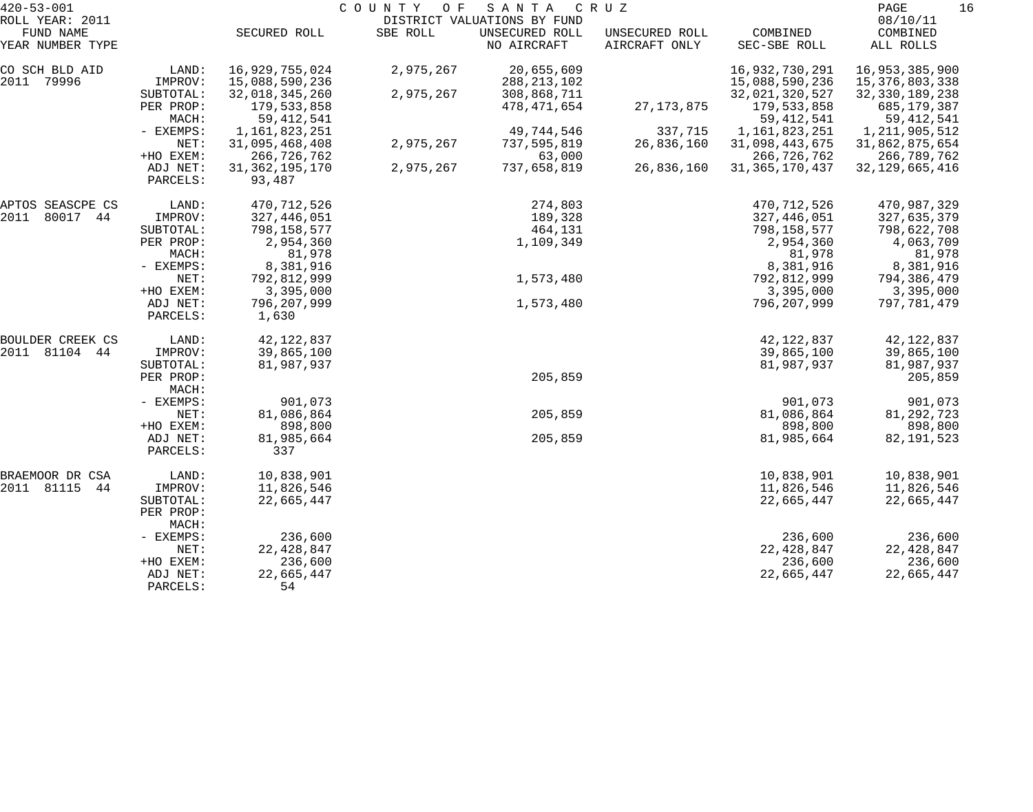420-53-001 COUNTY OF SANTA CRUZ
ROLL YEAR: 2011 DISTRICT VALUATIONS BY FUND 08/10/11

| FUND NAME YEAR NUMBER TYPE | | SECURED ROLL | SBE ROLL | UNSECURED ROLL NO AIRCRAFT | UNSECURED ROLL AIRCRAFT ONLY | COMBINED SEC-SBE ROLL | COMBINED ALL ROLLS |
|---|---|---|---|---|---|---|---|
| CO SCH BLD AID | LAND: | 16,929,755,024 | 2,975,267 | 20,655,609 | | 16,932,730,291 | 16,953,385,900 |
| 2011 79996 | IMPROV: | 15,088,590,236 | | 288,213,102 | | 15,088,590,236 | 15,376,803,338 |
| | SUBTOTAL: | 32,018,345,260 | 2,975,267 | 308,868,711 | | 32,021,320,527 | 32,330,189,238 |
| | PER PROP: | 179,533,858 | | 478,471,654 | 27,173,875 | 179,533,858 | 685,179,387 |
| | MACH: | 59,412,541 | | | | 59,412,541 | 59,412,541 |
| | - EXEMPS: | 1,161,823,251 | | 49,744,546 | 337,715 | 1,161,823,251 | 1,211,905,512 |
| | NET: | 31,095,468,408 | 2,975,267 | 737,595,819 | 26,836,160 | 31,098,443,675 | 31,862,875,654 |
| | +HO EXEM: | 266,726,762 | | 63,000 | | 266,726,762 | 266,789,762 |
| | ADJ NET: | 31,362,195,170 | 2,975,267 | 737,658,819 | 26,836,160 | 31,365,170,437 | 32,129,665,416 |
| | PARCELS: | 93,487 | | | | | |
| APTOS SEASCPE CS | LAND: | 470,712,526 | | 274,803 | | 470,712,526 | 470,987,329 |
| 2011 80017 44 | IMPROV: | 327,446,051 | | 189,328 | | 327,446,051 | 327,635,379 |
| | SUBTOTAL: | 798,158,577 | | 464,131 | | 798,158,577 | 798,622,708 |
| | PER PROP: | 2,954,360 | | 1,109,349 | | 2,954,360 | 4,063,709 |
| | MACH: | 81,978 | | | | 81,978 | 81,978 |
| | - EXEMPS: | 8,381,916 | | | | 8,381,916 | 8,381,916 |
| | NET: | 792,812,999 | | 1,573,480 | | 792,812,999 | 794,386,479 |
| | +HO EXEM: | 3,395,000 | | | | 3,395,000 | 3,395,000 |
| | ADJ NET: | 796,207,999 | | 1,573,480 | | 796,207,999 | 797,781,479 |
| | PARCELS: | 1,630 | | | | | |
| BOULDER CREEK CS | LAND: | 42,122,837 | | | | 42,122,837 | 42,122,837 |
| 2011 81104 44 | IMPROV: | 39,865,100 | | | | 39,865,100 | 39,865,100 |
| | SUBTOTAL: | 81,987,937 | | | | 81,987,937 | 81,987,937 |
| | PER PROP: | | | 205,859 | | | 205,859 |
| | MACH: | | | | | | |
| | - EXEMPS: | 901,073 | | | | 901,073 | 901,073 |
| | NET: | 81,086,864 | | 205,859 | | 81,086,864 | 81,292,723 |
| | +HO EXEM: | 898,800 | | | | 898,800 | 898,800 |
| | ADJ NET: | 81,985,664 | | 205,859 | | 81,985,664 | 82,191,523 |
| | PARCELS: | 337 | | | | | |
| BRAEMOOR DR CSA | LAND: | 10,838,901 | | | | 10,838,901 | 10,838,901 |
| 2011 81115 44 | IMPROV: | 11,826,546 | | | | 11,826,546 | 11,826,546 |
| | SUBTOTAL: | 22,665,447 | | | | 22,665,447 | 22,665,447 |
| | PER PROP: | | | | | | |
| | MACH: | | | | | | |
| | - EXEMPS: | 236,600 | | | | 236,600 | 236,600 |
| | NET: | 22,428,847 | | | | 22,428,847 | 22,428,847 |
| | +HO EXEM: | 236,600 | | | | 236,600 | 236,600 |
| | ADJ NET: | 22,665,447 | | | | 22,665,447 | 22,665,447 |
| | PARCELS: | 54 | | | | | |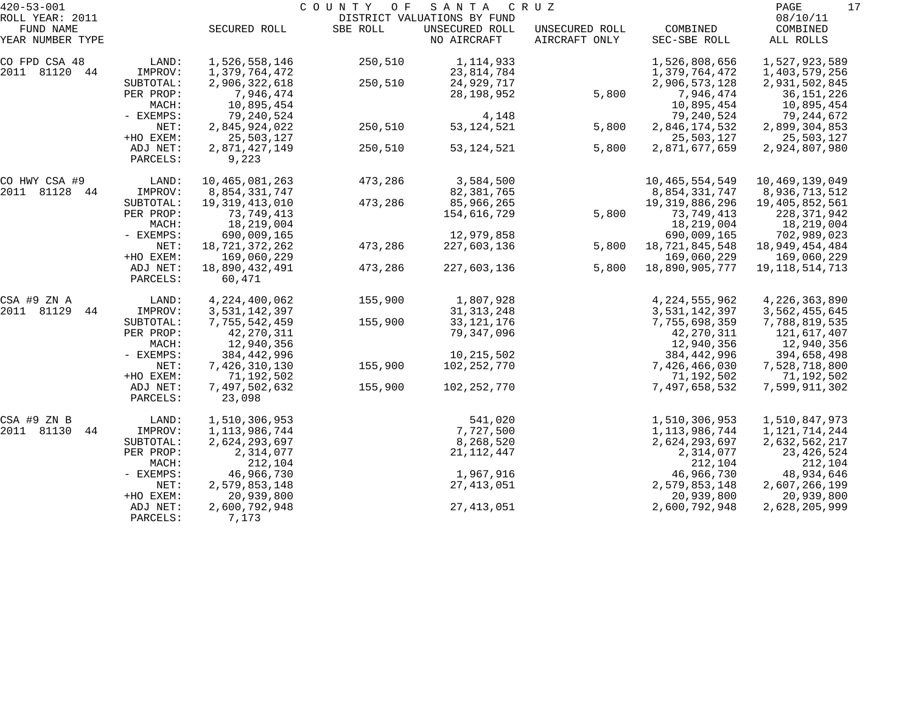420-53-001 COUNTY OF SANTA CRUZ
ROLL YEAR: 2011 DISTRICT VALUATIONS BY FUND 08/10/11

| FUND NAME YEAR NUMBER TYPE | | SECURED ROLL | SBE ROLL | UNSECURED ROLL NO AIRCRAFT | UNSECURED ROLL AIRCRAFT ONLY | COMBINED SEC-SBE ROLL | COMBINED ALL ROLLS |
|---|---|---|---|---|---|---|---|
| CO FPD CSA 48 | LAND: | 1,526,558,146 | 250,510 | 1,114,933 | | 1,526,808,656 | 1,527,923,589 |
| 2011 81120 44 | IMPROV: | 1,379,764,472 | | 23,814,784 | | 1,379,764,472 | 1,403,579,256 |
| | SUBTOTAL: | 2,906,322,618 | 250,510 | 24,929,717 | | 2,906,573,128 | 2,931,502,845 |
| | PER PROP: | 7,946,474 | | 28,198,952 | 5,800 | 7,946,474 | 36,151,226 |
| | MACH: | 10,895,454 | | | | 10,895,454 | 10,895,454 |
| | - EXEMPS: | 79,240,524 | | 4,148 | | 79,240,524 | 79,244,672 |
| | NET: | 2,845,924,022 | 250,510 | 53,124,521 | 5,800 | 2,846,174,532 | 2,899,304,853 |
| | +HO EXEM: | 25,503,127 | | | | 25,503,127 | 25,503,127 |
| | ADJ NET: | 2,871,427,149 | 250,510 | 53,124,521 | 5,800 | 2,871,677,659 | 2,924,807,980 |
| | PARCELS: | 9,223 | | | | | |
| CO HWY CSA #9 | LAND: | 10,465,081,263 | 473,286 | 3,584,500 | | 10,465,554,549 | 10,469,139,049 |
| 2011 81128 44 | IMPROV: | 8,854,331,747 | | 82,381,765 | | 8,854,331,747 | 8,936,713,512 |
| | SUBTOTAL: | 19,319,413,010 | 473,286 | 85,966,265 | | 19,319,886,296 | 19,405,852,561 |
| | PER PROP: | 73,749,413 | | 154,616,729 | 5,800 | 73,749,413 | 228,371,942 |
| | MACH: | 18,219,004 | | | | 18,219,004 | 18,219,004 |
| | - EXEMPS: | 690,009,165 | | 12,979,858 | | 690,009,165 | 702,989,023 |
| | NET: | 18,721,372,262 | 473,286 | 227,603,136 | 5,800 | 18,721,845,548 | 18,949,454,484 |
| | +HO EXEM: | 169,060,229 | | | | 169,060,229 | 169,060,229 |
| | ADJ NET: | 18,890,432,491 | 473,286 | 227,603,136 | 5,800 | 18,890,905,777 | 19,118,514,713 |
| | PARCELS: | 60,471 | | | | | |
| CSA #9 ZN A | LAND: | 4,224,400,062 | 155,900 | 1,807,928 | | 4,224,555,962 | 4,226,363,890 |
| 2011 81129 44 | IMPROV: | 3,531,142,397 | | 31,313,248 | | 3,531,142,397 | 3,562,455,645 |
| | SUBTOTAL: | 7,755,542,459 | 155,900 | 33,121,176 | | 7,755,698,359 | 7,788,819,535 |
| | PER PROP: | 42,270,311 | | 79,347,096 | | 42,270,311 | 121,617,407 |
| | MACH: | 12,940,356 | | | | 12,940,356 | 12,940,356 |
| | - EXEMPS: | 384,442,996 | | 10,215,502 | | 384,442,996 | 394,658,498 |
| | NET: | 7,426,310,130 | 155,900 | 102,252,770 | | 7,426,466,030 | 7,528,718,800 |
| | +HO EXEM: | 71,192,502 | | | | 71,192,502 | 71,192,502 |
| | ADJ NET: | 7,497,502,632 | 155,900 | 102,252,770 | | 7,497,658,532 | 7,599,911,302 |
| | PARCELS: | 23,098 | | | | | |
| CSA #9 ZN B | LAND: | 1,510,306,953 | | 541,020 | | 1,510,306,953 | 1,510,847,973 |
| 2011 81130 44 | IMPROV: | 1,113,986,744 | | 7,727,500 | | 1,113,986,744 | 1,121,714,244 |
| | SUBTOTAL: | 2,624,293,697 | | 8,268,520 | | 2,624,293,697 | 2,632,562,217 |
| | PER PROP: | 2,314,077 | | 21,112,447 | | 2,314,077 | 23,426,524 |
| | MACH: | 212,104 | | | | 212,104 | 212,104 |
| | - EXEMPS: | 46,966,730 | | 1,967,916 | | 46,966,730 | 48,934,646 |
| | NET: | 2,579,853,148 | | 27,413,051 | | 2,579,853,148 | 2,607,266,199 |
| | +HO EXEM: | 20,939,800 | | | | 20,939,800 | 20,939,800 |
| | ADJ NET: | 2,600,792,948 | | 27,413,051 | | 2,600,792,948 | 2,628,205,999 |
| | PARCELS: | 7,173 | | | | | |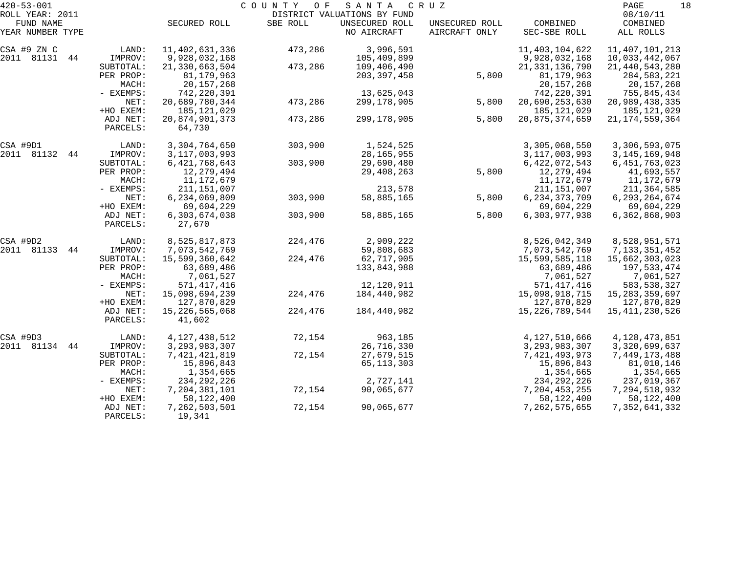COUNTY OF SANTA CRUZ

DISTRICT VALUATIONS BY FUND

ROLL YEAR: 2011

08/10/11

| FUND NAME YEAR NUMBER TYPE | | SECURED ROLL | SBE ROLL | UNSECURED ROLL NO AIRCRAFT | UNSECURED ROLL AIRCRAFT ONLY | COMBINED SEC-SBE ROLL | COMBINED ALL ROLLS |
|---|---|---|---|---|---|---|---|
| CSA #9 ZN C | LAND: | 11,402,631,336 | 473,286 | 3,996,591 | | 11,403,104,622 | 11,407,101,213 |
| 2011 81131 44 | IMPROV: | 9,928,032,168 | | 105,409,899 | | 9,928,032,168 | 10,033,442,067 |
| | SUBTOTAL: | 21,330,663,504 | 473,286 | 109,406,490 | | 21,331,136,790 | 21,440,543,280 |
| | PER PROP: | 81,179,963 | | 203,397,458 | 5,800 | 81,179,963 | 284,583,221 |
| | MACH: | 20,157,268 | | | | 20,157,268 | 20,157,268 |
| | - EXEMPS: | 742,220,391 | | 13,625,043 | | 742,220,391 | 755,845,434 |
| | NET: | 20,689,780,344 | 473,286 | 299,178,905 | 5,800 | 20,690,253,630 | 20,989,438,335 |
| | +HO EXEM: | 185,121,029 | | | | 185,121,029 | 185,121,029 |
| | ADJ NET: | 20,874,901,373 | 473,286 | 299,178,905 | 5,800 | 20,875,374,659 | 21,174,559,364 |
| | PARCELS: | 64,730 | | | | | |
| CSA #9D1 | LAND: | 3,304,764,650 | 303,900 | 1,524,525 | | 3,305,068,550 | 3,306,593,075 |
| 2011 81132 44 | IMPROV: | 3,117,003,993 | | 28,165,955 | | 3,117,003,993 | 3,145,169,948 |
| | SUBTOTAL: | 6,421,768,643 | 303,900 | 29,690,480 | | 6,422,072,543 | 6,451,763,023 |
| | PER PROP: | 12,279,494 | | 29,408,263 | 5,800 | 12,279,494 | 41,693,557 |
| | MACH: | 11,172,679 | | | | 11,172,679 | 11,172,679 |
| | - EXEMPS: | 211,151,007 | | 213,578 | | 211,151,007 | 211,364,585 |
| | NET: | 6,234,069,809 | 303,900 | 58,885,165 | 5,800 | 6,234,373,709 | 6,293,264,674 |
| | +HO EXEM: | 69,604,229 | | | | 69,604,229 | 69,604,229 |
| | ADJ NET: | 6,303,674,038 | 303,900 | 58,885,165 | 5,800 | 6,303,977,938 | 6,362,868,903 |
| | PARCELS: | 27,670 | | | | | |
| CSA #9D2 | LAND: | 8,525,817,873 | 224,476 | 2,909,222 | | 8,526,042,349 | 8,528,951,571 |
| 2011 81133 44 | IMPROV: | 7,073,542,769 | | 59,808,683 | | 7,073,542,769 | 7,133,351,452 |
| | SUBTOTAL: | 15,599,360,642 | 224,476 | 62,717,905 | | 15,599,585,118 | 15,662,303,023 |
| | PER PROP: | 63,689,486 | | 133,843,988 | | 63,689,486 | 197,533,474 |
| | MACH: | 7,061,527 | | | | 7,061,527 | 7,061,527 |
| | - EXEMPS: | 571,417,416 | | 12,120,911 | | 571,417,416 | 583,538,327 |
| | NET: | 15,098,694,239 | 224,476 | 184,440,982 | | 15,098,918,715 | 15,283,359,697 |
| | +HO EXEM: | 127,870,829 | | | | 127,870,829 | 127,870,829 |
| | ADJ NET: | 15,226,565,068 | 224,476 | 184,440,982 | | 15,226,789,544 | 15,411,230,526 |
| | PARCELS: | 41,602 | | | | | |
| CSA #9D3 | LAND: | 4,127,438,512 | 72,154 | 963,185 | | 4,127,510,666 | 4,128,473,851 |
| 2011 81134 44 | IMPROV: | 3,293,983,307 | | 26,716,330 | | 3,293,983,307 | 3,320,699,637 |
| | SUBTOTAL: | 7,421,421,819 | 72,154 | 27,679,515 | | 7,421,493,973 | 7,449,173,488 |
| | PER PROP: | 15,896,843 | | 65,113,303 | | 15,896,843 | 81,010,146 |
| | MACH: | 1,354,665 | | | | 1,354,665 | 1,354,665 |
| | - EXEMPS: | 234,292,226 | | 2,727,141 | | 234,292,226 | 237,019,367 |
| | NET: | 7,204,381,101 | 72,154 | 90,065,677 | | 7,204,453,255 | 7,294,518,932 |
| | +HO EXEM: | 58,122,400 | | | | 58,122,400 | 58,122,400 |
| | ADJ NET: | 7,262,503,501 | 72,154 | 90,065,677 | | 7,262,575,655 | 7,352,641,332 |
| | PARCELS: | 19,341 | | | | | |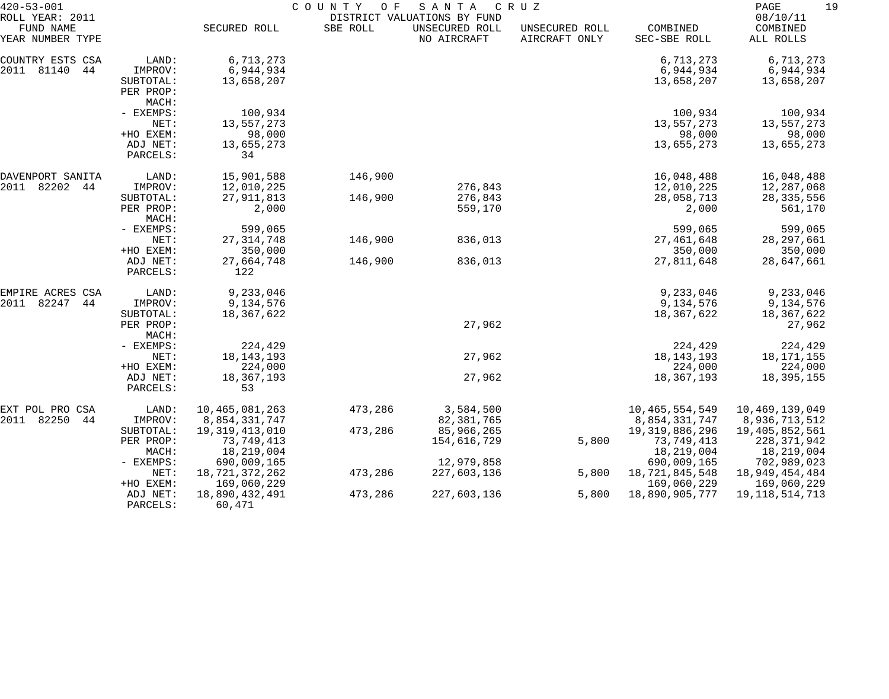420-53-001 COUNTY OF SANTA CRUZ
ROLL YEAR: 2011 DISTRICT VALUATIONS BY FUND 08/10/11

| FUND NAME YEAR NUMBER TYPE | | SECURED ROLL | SBE ROLL | UNSECURED ROLL NO AIRCRAFT | UNSECURED ROLL AIRCRAFT ONLY | COMBINED SEC-SBE ROLL | COMBINED ALL ROLLS |
|---|---|---|---|---|---|---|---|
| COUNTRY ESTS CSA | LAND: | 6,713,273 | | | | 6,713,273 | 6,713,273 |
| 2011 81140 44 | IMPROV: | 6,944,934 | | | | 6,944,934 | 6,944,934 |
| | SUBTOTAL: | 13,658,207 | | | | 13,658,207 | 13,658,207 |
| | PER PROP: | | | | | | |
| | MACH: | | | | | | |
| | - EXEMPS: | 100,934 | | | | 100,934 | 100,934 |
| | NET: | 13,557,273 | | | | 13,557,273 | 13,557,273 |
| | +HO EXEM: | 98,000 | | | | 98,000 | 98,000 |
| | ADJ NET: | 13,655,273 | | | | 13,655,273 | 13,655,273 |
| | PARCELS: | 34 | | | | | |
| DAVENPORT SANITA | LAND: | 15,901,588 | 146,900 | | | 16,048,488 | 16,048,488 |
| 2011 82202 44 | IMPROV: | 12,010,225 | | 276,843 | | 12,010,225 | 12,287,068 |
| | SUBTOTAL: | 27,911,813 | 146,900 | 276,843 | | 28,058,713 | 28,335,556 |
| | PER PROP: | 2,000 | | 559,170 | | 2,000 | 561,170 |
| | MACH: | | | | | | |
| | - EXEMPS: | 599,065 | | | | 599,065 | 599,065 |
| | NET: | 27,314,748 | 146,900 | 836,013 | | 27,461,648 | 28,297,661 |
| | +HO EXEM: | 350,000 | | | | 350,000 | 350,000 |
| | ADJ NET: | 27,664,748 | 146,900 | 836,013 | | 27,811,648 | 28,647,661 |
| | PARCELS: | 122 | | | | | |
| EMPIRE ACRES CSA | LAND: | 9,233,046 | | | | 9,233,046 | 9,233,046 |
| 2011 82247 44 | IMPROV: | 9,134,576 | | | | 9,134,576 | 9,134,576 |
| | SUBTOTAL: | 18,367,622 | | | | 18,367,622 | 18,367,622 |
| | PER PROP: | | | 27,962 | | | 27,962 |
| | MACH: | | | | | | |
| | - EXEMPS: | 224,429 | | | | 224,429 | 224,429 |
| | NET: | 18,143,193 | | 27,962 | | 18,143,193 | 18,171,155 |
| | +HO EXEM: | 224,000 | | | | 224,000 | 224,000 |
| | ADJ NET: | 18,367,193 | | 27,962 | | 18,367,193 | 18,395,155 |
| | PARCELS: | 53 | | | | | |
| EXT POL PRO CSA | LAND: | 10,465,081,263 | 473,286 | 3,584,500 | | 10,465,554,549 | 10,469,139,049 |
| 2011 82250 44 | IMPROV: | 8,854,331,747 | | 82,381,765 | | 8,854,331,747 | 8,936,713,512 |
| | SUBTOTAL: | 19,319,413,010 | 473,286 | 85,966,265 | | 19,319,886,296 | 19,405,852,561 |
| | PER PROP: | 73,749,413 | | 154,616,729 | 5,800 | 73,749,413 | 228,371,942 |
| | MACH: | 18,219,004 | | | | 18,219,004 | 18,219,004 |
| | - EXEMPS: | 690,009,165 | | 12,979,858 | | 690,009,165 | 702,989,023 |
| | NET: | 18,721,372,262 | 473,286 | 227,603,136 | 5,800 | 18,721,845,548 | 18,949,454,484 |
| | +HO EXEM: | 169,060,229 | | | | 169,060,229 | 169,060,229 |
| | ADJ NET: | 18,890,432,491 | 473,286 | 227,603,136 | 5,800 | 18,890,905,777 | 19,118,514,713 |
| | PARCELS: | 60,471 | | | | | |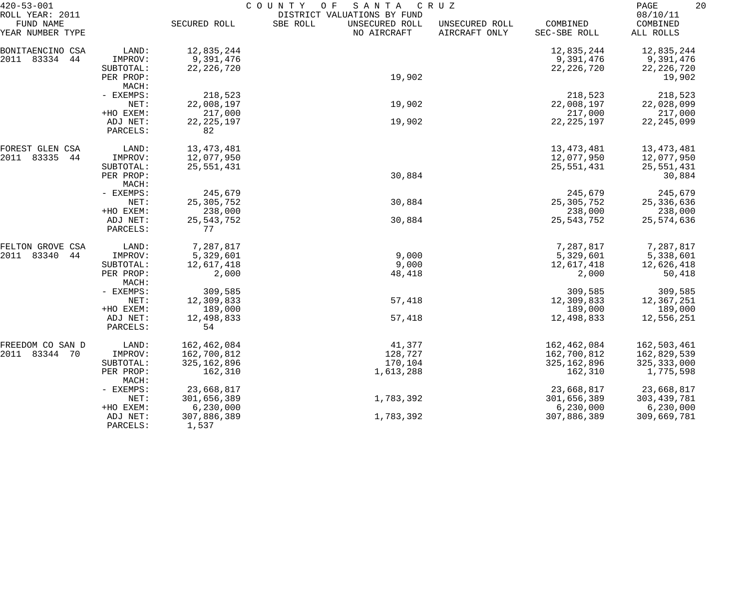420-53-001 COUNTY OF SANTA CRUZ
ROLL YEAR: 2011 DISTRICT VALUATIONS BY FUND 08/10/11

| FUND NAME YEAR NUMBER TYPE | | SECURED ROLL | SBE ROLL | UNSECURED ROLL NO AIRCRAFT | UNSECURED ROLL AIRCRAFT ONLY | COMBINED SEC-SBE ROLL | COMBINED ALL ROLLS |
|---|---|---|---|---|---|---|---|
| BONITAENCINO CSA | LAND: | 12,835,244 | | | | 12,835,244 | 12,835,244 |
| 2011 83334 44 | IMPROV: | 9,391,476 | | | | 9,391,476 | 9,391,476 |
| | SUBTOTAL: | 22,226,720 | | | | 22,226,720 | 22,226,720 |
| | PER PROP: | | | 19,902 | | | 19,902 |
| | MACH: | | | | | | |
| | - EXEMPS: | 218,523 | | | | 218,523 | 218,523 |
| | NET: | 22,008,197 | | 19,902 | | 22,008,197 | 22,028,099 |
| | +HO EXEM: | 217,000 | | | | 217,000 | 217,000 |
| | ADJ NET: | 22,225,197 | | 19,902 | | 22,225,197 | 22,245,099 |
| | PARCELS: | 82 | | | | | |
| FOREST GLEN CSA | LAND: | 13,473,481 | | | | 13,473,481 | 13,473,481 |
| 2011 83335 44 | IMPROV: | 12,077,950 | | | | 12,077,950 | 12,077,950 |
| | SUBTOTAL: | 25,551,431 | | | | 25,551,431 | 25,551,431 |
| | PER PROP: | | | 30,884 | | | 30,884 |
| | MACH: | | | | | | |
| | - EXEMPS: | 245,679 | | | | 245,679 | 245,679 |
| | NET: | 25,305,752 | | 30,884 | | 25,305,752 | 25,336,636 |
| | +HO EXEM: | 238,000 | | | | 238,000 | 238,000 |
| | ADJ NET: | 25,543,752 | | 30,884 | | 25,543,752 | 25,574,636 |
| | PARCELS: | 77 | | | | | |
| FELTON GROVE CSA | LAND: | 7,287,817 | | | | 7,287,817 | 7,287,817 |
| 2011 83340 44 | IMPROV: | 5,329,601 | | 9,000 | | 5,329,601 | 5,338,601 |
| | SUBTOTAL: | 12,617,418 | | 9,000 | | 12,617,418 | 12,626,418 |
| | PER PROP: | 2,000 | | 48,418 | | 2,000 | 50,418 |
| | MACH: | | | | | | |
| | - EXEMPS: | 309,585 | | | | 309,585 | 309,585 |
| | NET: | 12,309,833 | | 57,418 | | 12,309,833 | 12,367,251 |
| | +HO EXEM: | 189,000 | | | | 189,000 | 189,000 |
| | ADJ NET: | 12,498,833 | | 57,418 | | 12,498,833 | 12,556,251 |
| | PARCELS: | 54 | | | | | |
| FREEDOM CO SAN D | LAND: | 162,462,084 | | 41,377 | | 162,462,084 | 162,503,461 |
| 2011 83344 70 | IMPROV: | 162,700,812 | | 128,727 | | 162,700,812 | 162,829,539 |
| | SUBTOTAL: | 325,162,896 | | 170,104 | | 325,162,896 | 325,333,000 |
| | PER PROP: | 162,310 | | 1,613,288 | | 162,310 | 1,775,598 |
| | MACH: | | | | | | |
| | - EXEMPS: | 23,668,817 | | | | 23,668,817 | 23,668,817 |
| | NET: | 301,656,389 | | 1,783,392 | | 301,656,389 | 303,439,781 |
| | +HO EXEM: | 6,230,000 | | | | 6,230,000 | 6,230,000 |
| | ADJ NET: | 307,886,389 | | 1,783,392 | | 307,886,389 | 309,669,781 |
| | PARCELS: | 1,537 | | | | | |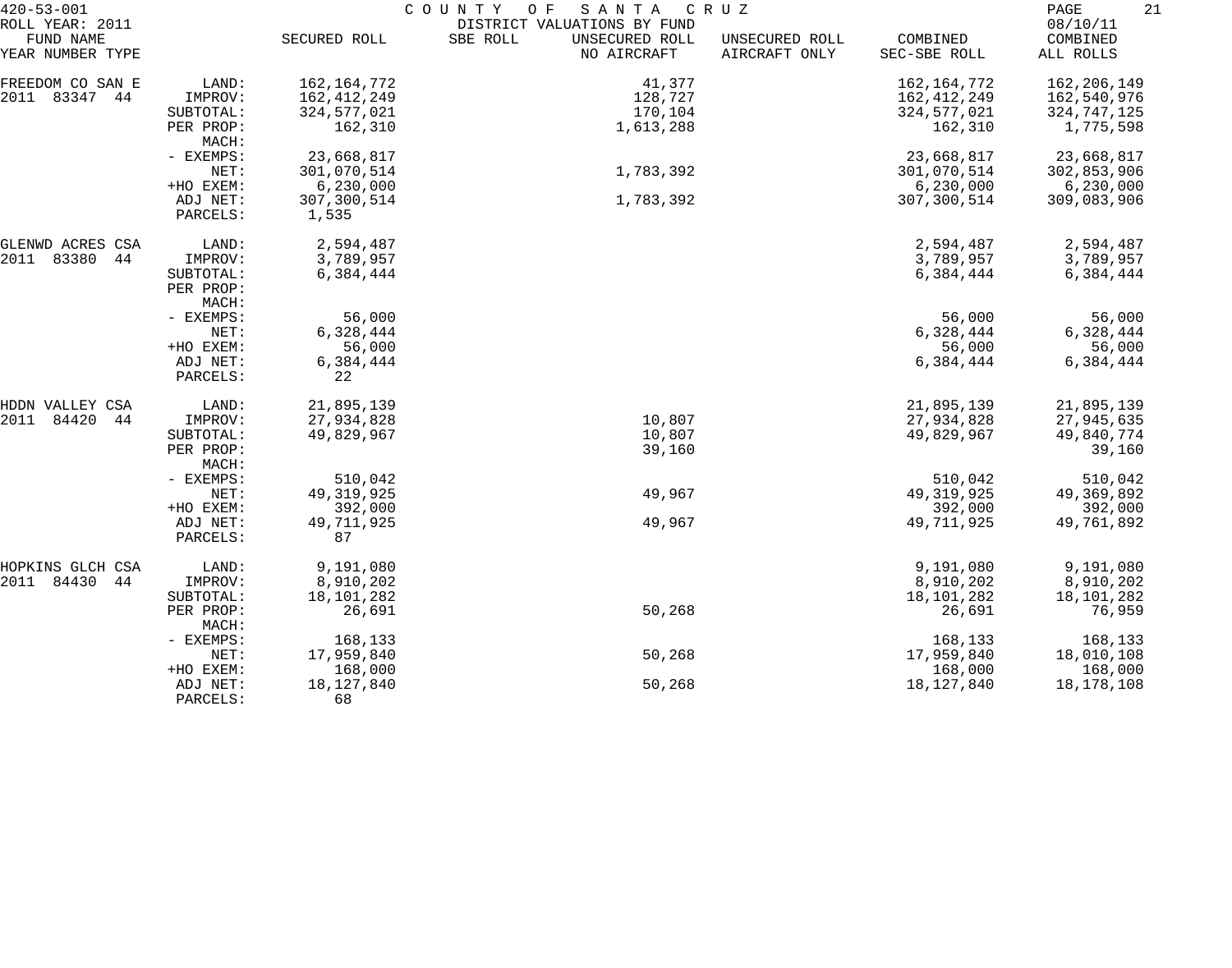420-53-001 COUNTY OF SANTA CRUZ
ROLL YEAR: 2011 DISTRICT VALUATIONS BY FUND 08/10/11

| FUND NAME YEAR NUMBER TYPE | | SECURED ROLL | SBE ROLL | UNSECURED ROLL NO AIRCRAFT | UNSECURED ROLL AIRCRAFT ONLY | COMBINED SEC-SBE ROLL | COMBINED ALL ROLLS |
|---|---|---|---|---|---|---|---|
| FREEDOM CO SAN E | LAND: | 162,164,772 | | 41,377 | | 162,164,772 | 162,206,149 |
| 2011 83347 44 | IMPROV: | 162,412,249 | | 128,727 | | 162,412,249 | 162,540,976 |
| | SUBTOTAL: | 324,577,021 | | 170,104 | | 324,577,021 | 324,747,125 |
| | PER PROP: | 162,310 | | 1,613,288 | | 162,310 | 1,775,598 |
| | MACH: | | | | | | |
| | - EXEMPS: | 23,668,817 | | | | 23,668,817 | 23,668,817 |
| | NET: | 301,070,514 | | 1,783,392 | | 301,070,514 | 302,853,906 |
| | +HO EXEM: | 6,230,000 | | | | 6,230,000 | 6,230,000 |
| | ADJ NET: | 307,300,514 | | 1,783,392 | | 307,300,514 | 309,083,906 |
| | PARCELS: | 1,535 | | | | | |
| GLENWD ACRES CSA | LAND: | 2,594,487 | | | | 2,594,487 | 2,594,487 |
| 2011 83380 44 | IMPROV: | 3,789,957 | | | | 3,789,957 | 3,789,957 |
| | SUBTOTAL: | 6,384,444 | | | | 6,384,444 | 6,384,444 |
| | PER PROP: | | | | | | |
| | MACH: | | | | | | |
| | - EXEMPS: | 56,000 | | | | 56,000 | 56,000 |
| | NET: | 6,328,444 | | | | 6,328,444 | 6,328,444 |
| | +HO EXEM: | 56,000 | | | | 56,000 | 56,000 |
| | ADJ NET: | 6,384,444 | | | | 6,384,444 | 6,384,444 |
| | PARCELS: | 22 | | | | | |
| HDDN VALLEY CSA | LAND: | 21,895,139 | | | | 21,895,139 | 21,895,139 |
| 2011 84420 44 | IMPROV: | 27,934,828 | | 10,807 | | 27,934,828 | 27,945,635 |
| | SUBTOTAL: | 49,829,967 | | 10,807 | | 49,829,967 | 49,840,774 |
| | PER PROP: | | | 39,160 | | | 39,160 |
| | MACH: | | | | | | |
| | - EXEMPS: | 510,042 | | | | 510,042 | 510,042 |
| | NET: | 49,319,925 | | 49,967 | | 49,319,925 | 49,369,892 |
| | +HO EXEM: | 392,000 | | | | 392,000 | 392,000 |
| | ADJ NET: | 49,711,925 | | 49,967 | | 49,711,925 | 49,761,892 |
| | PARCELS: | 87 | | | | | |
| HOPKINS GLCH CSA | LAND: | 9,191,080 | | | | 9,191,080 | 9,191,080 |
| 2011 84430 44 | IMPROV: | 8,910,202 | | | | 8,910,202 | 8,910,202 |
| | SUBTOTAL: | 18,101,282 | | | | 18,101,282 | 18,101,282 |
| | PER PROP: | 26,691 | | 50,268 | | 26,691 | 76,959 |
| | MACH: | | | | | | |
| | - EXEMPS: | 168,133 | | | | 168,133 | 168,133 |
| | NET: | 17,959,840 | | 50,268 | | 17,959,840 | 18,010,108 |
| | +HO EXEM: | 168,000 | | | | 168,000 | 168,000 |
| | ADJ NET: | 18,127,840 | | 50,268 | | 18,127,840 | 18,178,108 |
| | PARCELS: | 68 | | | | | |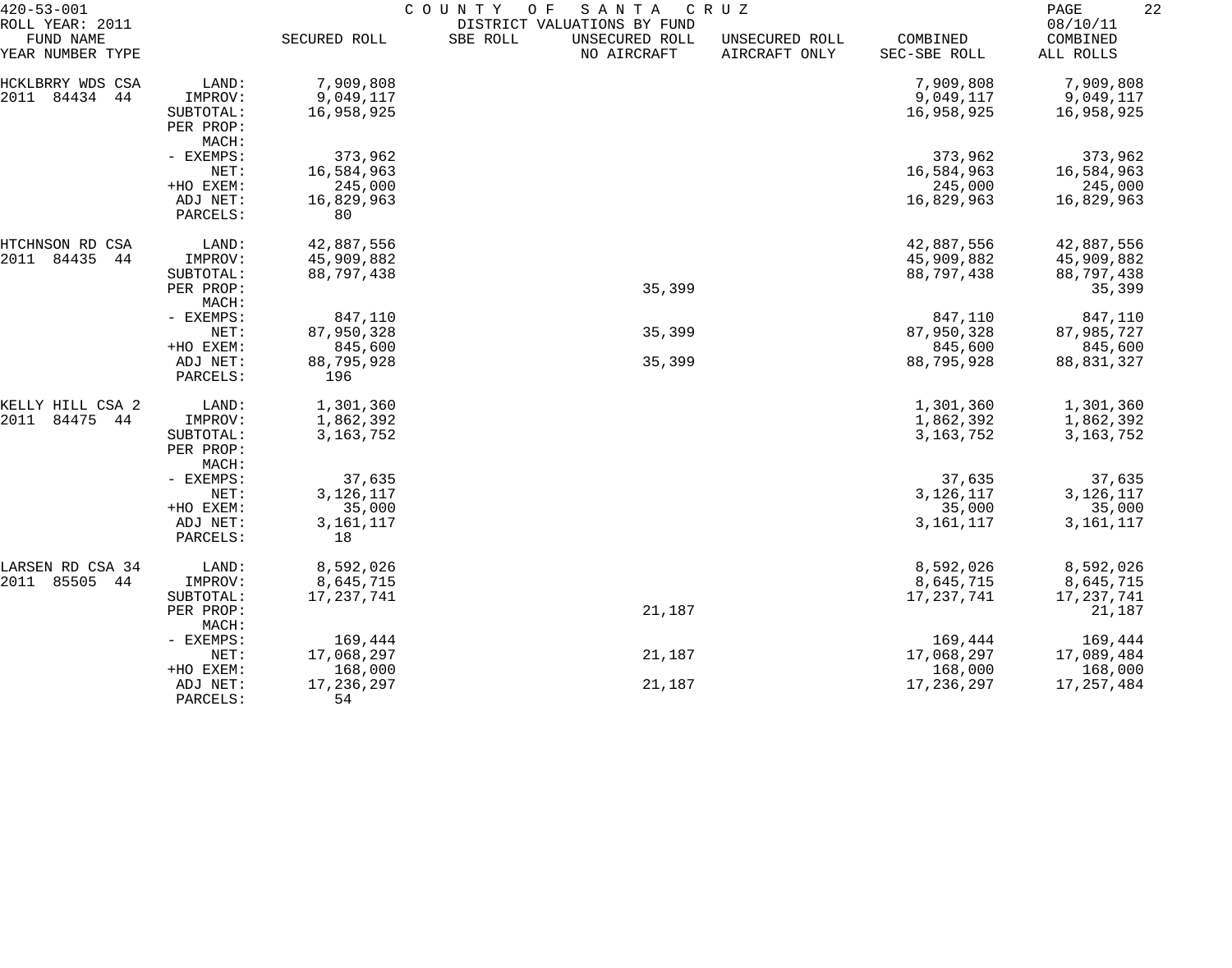420-53-001 COUNTY OF SANTA CRUZ
ROLL YEAR: 2011 DISTRICT VALUATIONS BY FUND 08/10/11

| FUND NAME<br>YEAR NUMBER TYPE | | SECURED ROLL | SBE ROLL | UNSECURED ROLL<br>NO AIRCRAFT | UNSECURED ROLL<br>AIRCRAFT ONLY | COMBINED<br>SEC-SBE ROLL | COMBINED<br>ALL ROLLS |
|---|---|---|---|---|---|---|---|
| HCKLBRRY WDS CSA | LAND: | 7,909,808 | | | | 7,909,808 | 7,909,808 |
| 2011 84434 44 | IMPROV: | 9,049,117 | | | | 9,049,117 | 9,049,117 |
| | SUBTOTAL: | 16,958,925 | | | | 16,958,925 | 16,958,925 |
| | PER PROP: | | | | | | |
| | MACH: | | | | | | |
| | - EXEMPS: | 373,962 | | | | 373,962 | 373,962 |
| | NET: | 16,584,963 | | | | 16,584,963 | 16,584,963 |
| | +HO EXEM: | 245,000 | | | | 245,000 | 245,000 |
| | ADJ NET: | 16,829,963 | | | | 16,829,963 | 16,829,963 |
| | PARCELS: | 80 | | | | | |
| HTCHNSON RD CSA | LAND: | 42,887,556 | | | | 42,887,556 | 42,887,556 |
| 2011 84435 44 | IMPROV: | 45,909,882 | | | | 45,909,882 | 45,909,882 |
| | SUBTOTAL: | 88,797,438 | | | | 88,797,438 | 88,797,438 |
| | PER PROP: | | | 35,399 | | | 35,399 |
| | MACH: | | | | | | |
| | - EXEMPS: | 847,110 | | | | 847,110 | 847,110 |
| | NET: | 87,950,328 | | 35,399 | | 87,950,328 | 87,985,727 |
| | +HO EXEM: | 845,600 | | | | 845,600 | 845,600 |
| | ADJ NET: | 88,795,928 | | 35,399 | | 88,795,928 | 88,831,327 |
| | PARCELS: | 196 | | | | | |
| KELLY HILL CSA 2 | LAND: | 1,301,360 | | | | 1,301,360 | 1,301,360 |
| 2011 84475 44 | IMPROV: | 1,862,392 | | | | 1,862,392 | 1,862,392 |
| | SUBTOTAL: | 3,163,752 | | | | 3,163,752 | 3,163,752 |
| | PER PROP: | | | | | | |
| | MACH: | | | | | | |
| | - EXEMPS: | 37,635 | | | | 37,635 | 37,635 |
| | NET: | 3,126,117 | | | | 3,126,117 | 3,126,117 |
| | +HO EXEM: | 35,000 | | | | 35,000 | 35,000 |
| | ADJ NET: | 3,161,117 | | | | 3,161,117 | 3,161,117 |
| | PARCELS: | 18 | | | | | |
| LARSEN RD CSA 34 | LAND: | 8,592,026 | | | | 8,592,026 | 8,592,026 |
| 2011 85505 44 | IMPROV: | 8,645,715 | | | | 8,645,715 | 8,645,715 |
| | SUBTOTAL: | 17,237,741 | | | | 17,237,741 | 17,237,741 |
| | PER PROP: | | | 21,187 | | | 21,187 |
| | MACH: | | | | | | |
| | - EXEMPS: | 169,444 | | | | 169,444 | 169,444 |
| | NET: | 17,068,297 | | 21,187 | | 17,068,297 | 17,089,484 |
| | +HO EXEM: | 168,000 | | | | 168,000 | 168,000 |
| | ADJ NET: | 17,236,297 | | 21,187 | | 17,236,297 | 17,257,484 |
| | PARCELS: | 54 | | | | | |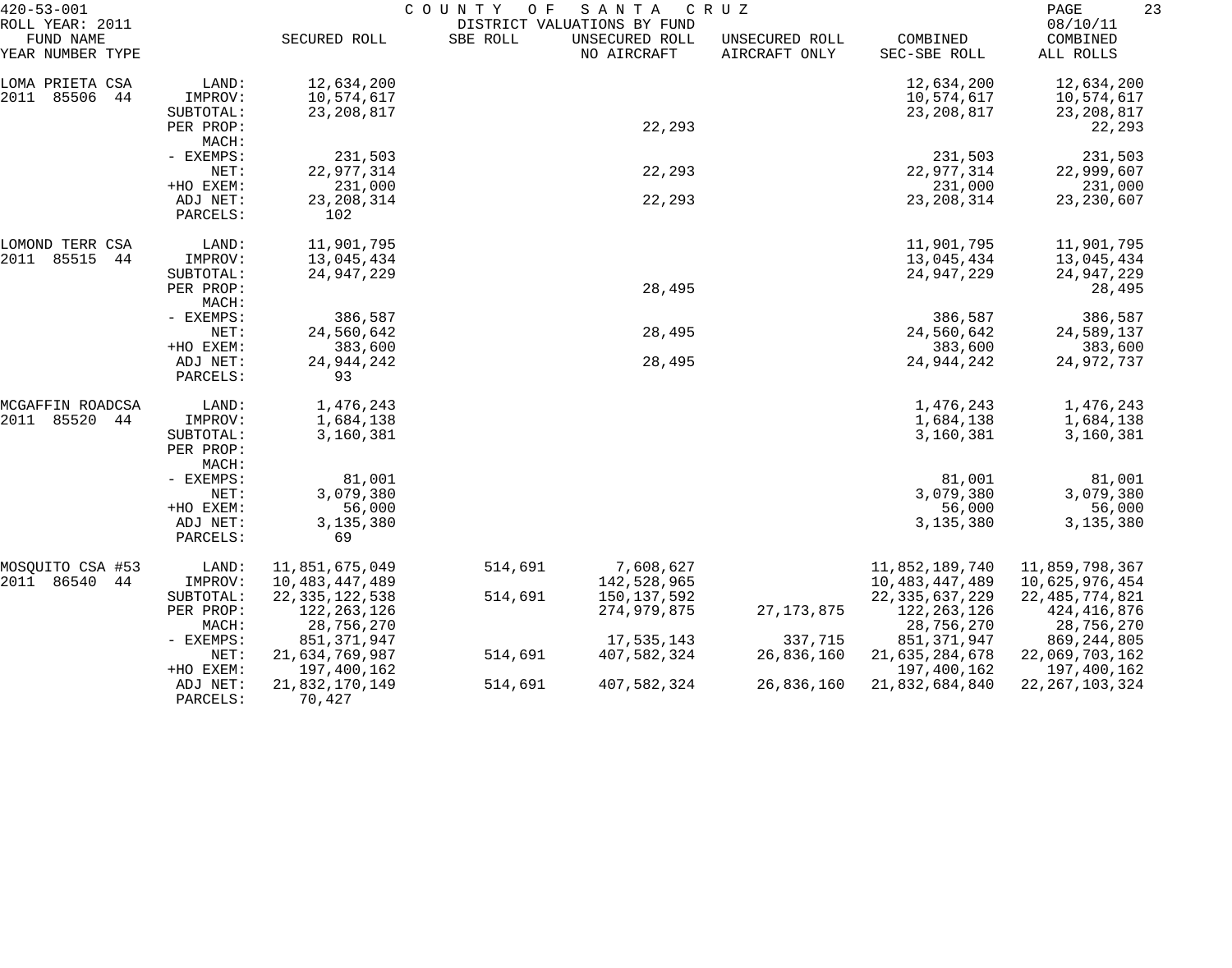420-53-001 COUNTY OF SANTA CRUZ
ROLL YEAR: 2011 DISTRICT VALUATIONS BY FUND 08/10/11

| FUND NAME YEAR NUMBER TYPE | | SECURED ROLL | SBE ROLL | UNSECURED ROLL NO AIRCRAFT | UNSECURED ROLL AIRCRAFT ONLY | COMBINED SEC-SBE ROLL | COMBINED ALL ROLLS |
|---|---|---|---|---|---|---|---|
| LOMA PRIETA CSA | LAND: | 12,634,200 | | | | 12,634,200 | 12,634,200 |
| 2011 85506 44 | IMPROV: | 10,574,617 | | | | 10,574,617 | 10,574,617 |
| | SUBTOTAL: | 23,208,817 | | | | 23,208,817 | 23,208,817 |
| | PER PROP: | | | 22,293 | | | 22,293 |
| | MACH: | | | | | | |
| | - EXEMPS: | 231,503 | | | | 231,503 | 231,503 |
| | NET: | 22,977,314 | | 22,293 | | 22,977,314 | 22,999,607 |
| | +HO EXEM: | 231,000 | | | | 231,000 | 231,000 |
| | ADJ NET: | 23,208,314 | | 22,293 | | 23,208,314 | 23,230,607 |
| | PARCELS: | 102 | | | | | |
| LOMOND TERR CSA | LAND: | 11,901,795 | | | | 11,901,795 | 11,901,795 |
| 2011 85515 44 | IMPROV: | 13,045,434 | | | | 13,045,434 | 13,045,434 |
| | SUBTOTAL: | 24,947,229 | | | | 24,947,229 | 24,947,229 |
| | PER PROP: | | | 28,495 | | | 28,495 |
| | MACH: | | | | | | |
| | - EXEMPS: | 386,587 | | | | 386,587 | 386,587 |
| | NET: | 24,560,642 | | 28,495 | | 24,560,642 | 24,589,137 |
| | +HO EXEM: | 383,600 | | | | 383,600 | 383,600 |
| | ADJ NET: | 24,944,242 | | 28,495 | | 24,944,242 | 24,972,737 |
| | PARCELS: | 93 | | | | | |
| MCGAFFIN ROADCSA | LAND: | 1,476,243 | | | | 1,476,243 | 1,476,243 |
| 2011 85520 44 | IMPROV: | 1,684,138 | | | | 1,684,138 | 1,684,138 |
| | SUBTOTAL: | 3,160,381 | | | | 3,160,381 | 3,160,381 |
| | PER PROP: | | | | | | |
| | MACH: | | | | | | |
| | - EXEMPS: | 81,001 | | | | 81,001 | 81,001 |
| | NET: | 3,079,380 | | | | 3,079,380 | 3,079,380 |
| | +HO EXEM: | 56,000 | | | | 56,000 | 56,000 |
| | ADJ NET: | 3,135,380 | | | | 3,135,380 | 3,135,380 |
| | PARCELS: | 69 | | | | | |
| MOSQUITO CSA #53 | LAND: | 11,851,675,049 | 514,691 | 7,608,627 | | 11,852,189,740 | 11,859,798,367 |
| 2011 86540 44 | IMPROV: | 10,483,447,489 | | 142,528,965 | | 10,483,447,489 | 10,625,976,454 |
| | SUBTOTAL: | 22,335,122,538 | 514,691 | 150,137,592 | | 22,335,637,229 | 22,485,774,821 |
| | PER PROP: | 122,263,126 | | 274,979,875 | 27,173,875 | 122,263,126 | 424,416,876 |
| | MACH: | 28,756,270 | | | | 28,756,270 | 28,756,270 |
| | - EXEMPS: | 851,371,947 | | 17,535,143 | 337,715 | 851,371,947 | 869,244,805 |
| | NET: | 21,634,769,987 | 514,691 | 407,582,324 | 26,836,160 | 21,635,284,678 | 22,069,703,162 |
| | +HO EXEM: | 197,400,162 | | | | 197,400,162 | 197,400,162 |
| | ADJ NET: | 21,832,170,149 | 514,691 | 407,582,324 | 26,836,160 | 21,832,684,840 | 22,267,103,324 |
| | PARCELS: | 70,427 | | | | | |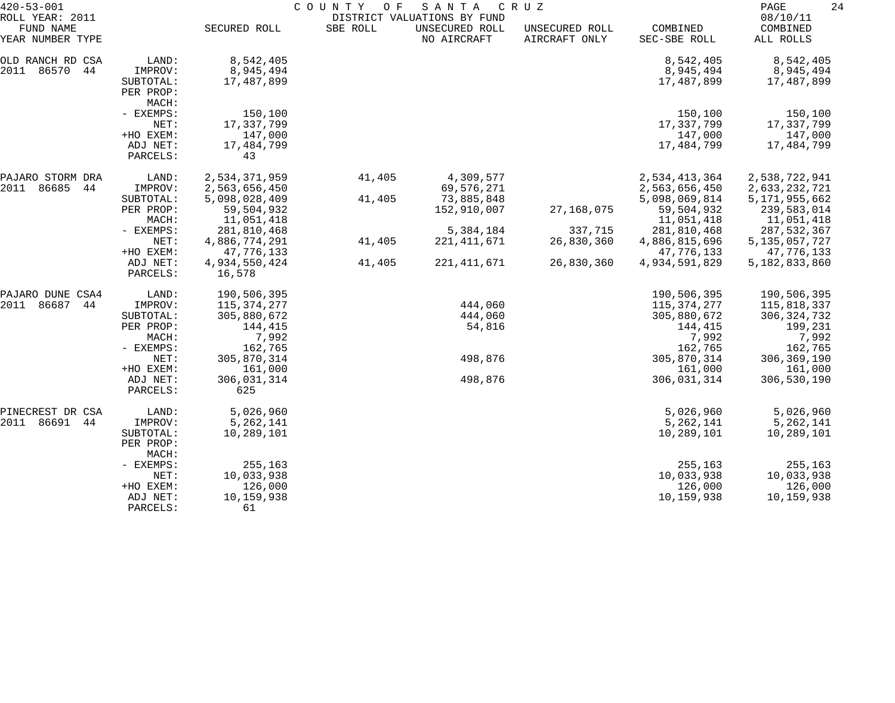420-53-001 COUNTY OF SANTA CRUZ
ROLL YEAR: 2011 DISTRICT VALUATIONS BY FUND 08/10/11

| FUND NAME YEAR NUMBER TYPE | | SECURED ROLL | SBE ROLL | UNSECURED ROLL NO AIRCRAFT | UNSECURED ROLL AIRCRAFT ONLY | COMBINED SEC-SBE ROLL | COMBINED ALL ROLLS |
|---|---|---|---|---|---|---|---|
| OLD RANCH RD CSA | LAND: | 8,542,405 | | | | 8,542,405 | 8,542,405 |
| 2011 86570 44 | IMPROV: | 8,945,494 | | | | 8,945,494 | 8,945,494 |
| | SUBTOTAL: | 17,487,899 | | | | 17,487,899 | 17,487,899 |
| | PER PROP: | | | | | | |
| | MACH: | | | | | | |
| | - EXEMPS: | 150,100 | | | | 150,100 | 150,100 |
| | NET: | 17,337,799 | | | | 17,337,799 | 17,337,799 |
| | +HO EXEM: | 147,000 | | | | 147,000 | 147,000 |
| | ADJ NET: | 17,484,799 | | | | 17,484,799 | 17,484,799 |
| | PARCELS: | 43 | | | | | |
| PAJARO STORM DRA | LAND: | 2,534,371,959 | 41,405 | 4,309,577 | | 2,534,413,364 | 2,538,722,941 |
| 2011 86685 44 | IMPROV: | 2,563,656,450 | | 69,576,271 | | 2,563,656,450 | 2,633,232,721 |
| | SUBTOTAL: | 5,098,028,409 | 41,405 | 73,885,848 | | 5,098,069,814 | 5,171,955,662 |
| | PER PROP: | 59,504,932 | | 152,910,007 | 27,168,075 | 59,504,932 | 239,583,014 |
| | MACH: | 11,051,418 | | | | 11,051,418 | 11,051,418 |
| | - EXEMPS: | 281,810,468 | | 5,384,184 | 337,715 | 281,810,468 | 287,532,367 |
| | NET: | 4,886,774,291 | 41,405 | 221,411,671 | 26,830,360 | 4,886,815,696 | 5,135,057,727 |
| | +HO EXEM: | 47,776,133 | | | | 47,776,133 | 47,776,133 |
| | ADJ NET: | 4,934,550,424 | 41,405 | 221,411,671 | 26,830,360 | 4,934,591,829 | 5,182,833,860 |
| | PARCELS: | 16,578 | | | | | |
| PAJARO DUNE CSA4 | LAND: | 190,506,395 | | | | 190,506,395 | 190,506,395 |
| 2011 86687 44 | IMPROV: | 115,374,277 | | 444,060 | | 115,374,277 | 115,818,337 |
| | SUBTOTAL: | 305,880,672 | | 444,060 | | 305,880,672 | 306,324,732 |
| | PER PROP: | 144,415 | | 54,816 | | 144,415 | 199,231 |
| | MACH: | 7,992 | | | | 7,992 | 7,992 |
| | - EXEMPS: | 162,765 | | | | 162,765 | 162,765 |
| | NET: | 305,870,314 | | 498,876 | | 305,870,314 | 306,369,190 |
| | +HO EXEM: | 161,000 | | | | 161,000 | 161,000 |
| | ADJ NET: | 306,031,314 | | 498,876 | | 306,031,314 | 306,530,190 |
| | PARCELS: | 625 | | | | | |
| PINECREST DR CSA | LAND: | 5,026,960 | | | | 5,026,960 | 5,026,960 |
| 2011 86691 44 | IMPROV: | 5,262,141 | | | | 5,262,141 | 5,262,141 |
| | SUBTOTAL: | 10,289,101 | | | | 10,289,101 | 10,289,101 |
| | PER PROP: | | | | | | |
| | MACH: | | | | | | |
| | - EXEMPS: | 255,163 | | | | 255,163 | 255,163 |
| | NET: | 10,033,938 | | | | 10,033,938 | 10,033,938 |
| | +HO EXEM: | 126,000 | | | | 126,000 | 126,000 |
| | ADJ NET: | 10,159,938 | | | | 10,159,938 | 10,159,938 |
| | PARCELS: | 61 | | | | | |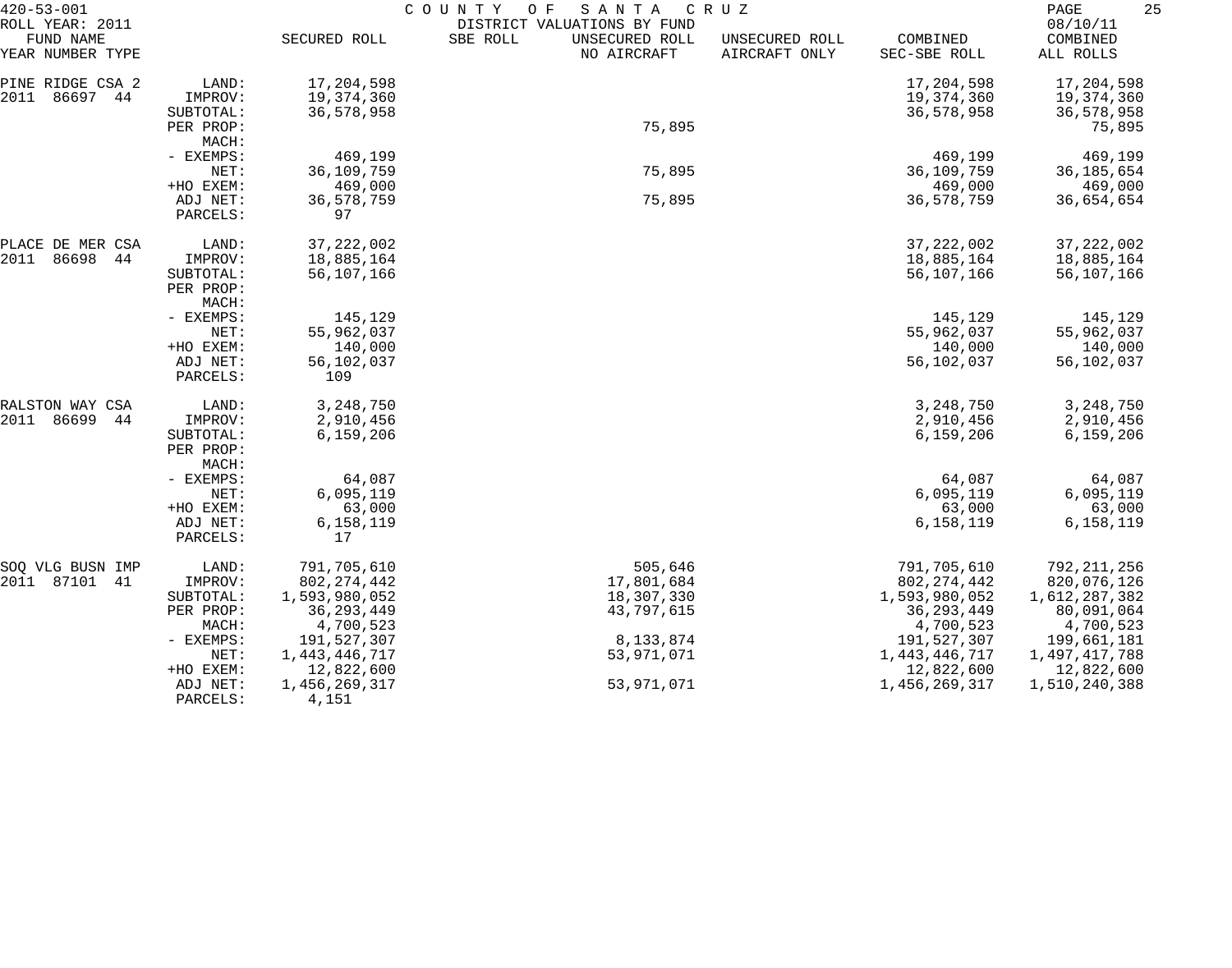420-53-001 COUNTY OF SANTA CRUZ
ROLL YEAR: 2011 DISTRICT VALUATIONS BY FUND 08/10/11

| FUND NAME YEAR NUMBER TYPE | | SECURED ROLL | SBE ROLL | UNSECURED ROLL NO AIRCRAFT | UNSECURED ROLL AIRCRAFT ONLY | COMBINED SEC-SBE ROLL | COMBINED ALL ROLLS |
|---|---|---|---|---|---|---|---|
| PINE RIDGE CSA 2 | LAND: | 17,204,598 | | | | 17,204,598 | 17,204,598 |
| 2011 86697 44 | IMPROV: | 19,374,360 | | | | 19,374,360 | 19,374,360 |
| | SUBTOTAL: | 36,578,958 | | | | 36,578,958 | 36,578,958 |
| | PER PROP: | | | 75,895 | | | 75,895 |
| | MACH: | | | | | | |
| | - EXEMPS: | 469,199 | | | | 469,199 | 469,199 |
| | NET: | 36,109,759 | | 75,895 | | 36,109,759 | 36,185,654 |
| | +HO EXEM: | 469,000 | | | | 469,000 | 469,000 |
| | ADJ NET: | 36,578,759 | | 75,895 | | 36,578,759 | 36,654,654 |
| | PARCELS: | 97 | | | | | |
| PLACE DE MER CSA | LAND: | 37,222,002 | | | | 37,222,002 | 37,222,002 |
| 2011 86698 44 | IMPROV: | 18,885,164 | | | | 18,885,164 | 18,885,164 |
| | SUBTOTAL: | 56,107,166 | | | | 56,107,166 | 56,107,166 |
| | PER PROP: | | | | | | |
| | MACH: | | | | | | |
| | - EXEMPS: | 145,129 | | | | 145,129 | 145,129 |
| | NET: | 55,962,037 | | | | 55,962,037 | 55,962,037 |
| | +HO EXEM: | 140,000 | | | | 140,000 | 140,000 |
| | ADJ NET: | 56,102,037 | | | | 56,102,037 | 56,102,037 |
| | PARCELS: | 109 | | | | | |
| RALSTON WAY CSA | LAND: | 3,248,750 | | | | 3,248,750 | 3,248,750 |
| 2011 86699 44 | IMPROV: | 2,910,456 | | | | 2,910,456 | 2,910,456 |
| | SUBTOTAL: | 6,159,206 | | | | 6,159,206 | 6,159,206 |
| | PER PROP: | | | | | | |
| | MACH: | | | | | | |
| | - EXEMPS: | 64,087 | | | | 64,087 | 64,087 |
| | NET: | 6,095,119 | | | | 6,095,119 | 6,095,119 |
| | +HO EXEM: | 63,000 | | | | 63,000 | 63,000 |
| | ADJ NET: | 6,158,119 | | | | 6,158,119 | 6,158,119 |
| | PARCELS: | 17 | | | | | |
| SOQ VLG BUSN IMP | LAND: | 791,705,610 | | 505,646 | | 791,705,610 | 792,211,256 |
| 2011 87101 41 | IMPROV: | 802,274,442 | | 17,801,684 | | 802,274,442 | 820,076,126 |
| | SUBTOTAL: | 1,593,980,052 | | 18,307,330 | | 1,593,980,052 | 1,612,287,382 |
| | PER PROP: | 36,293,449 | | 43,797,615 | | 36,293,449 | 80,091,064 |
| | MACH: | 4,700,523 | | | | 4,700,523 | 4,700,523 |
| | - EXEMPS: | 191,527,307 | | 8,133,874 | | 191,527,307 | 199,661,181 |
| | NET: | 1,443,446,717 | | 53,971,071 | | 1,443,446,717 | 1,497,417,788 |
| | +HO EXEM: | 12,822,600 | | | | 12,822,600 | 12,822,600 |
| | ADJ NET: | 1,456,269,317 | | 53,971,071 | | 1,456,269,317 | 1,510,240,388 |
| | PARCELS: | 4,151 | | | | | |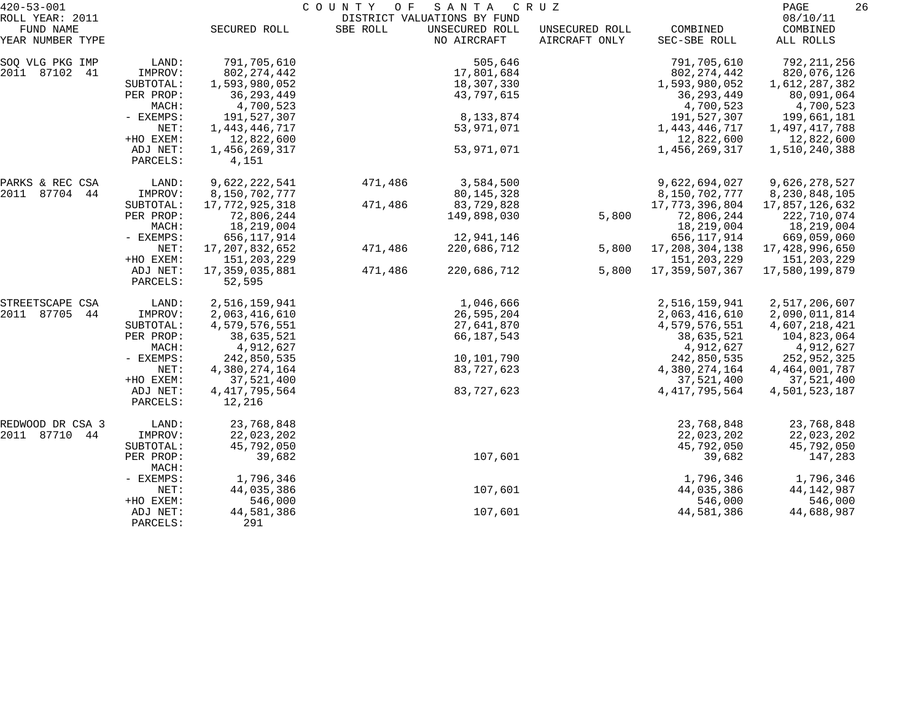420-53-001 COUNTY OF SANTA CRUZ
ROLL YEAR: 2011 DISTRICT VALUATIONS BY FUND 08/10/11

| FUND NAME YEAR NUMBER TYPE | | SECURED ROLL | SBE ROLL | UNSECURED ROLL NO AIRCRAFT | UNSECURED ROLL AIRCRAFT ONLY | COMBINED SEC-SBE ROLL | COMBINED ALL ROLLS |
|---|---|---|---|---|---|---|---|
| SOQ VLG PKG IMP | LAND: | 791,705,610 | | 505,646 | | 791,705,610 | 792,211,256 |
| 2011 87102 41 | IMPROV: | 802,274,442 | | 17,801,684 | | 802,274,442 | 820,076,126 |
| | SUBTOTAL: | 1,593,980,052 | | 18,307,330 | | 1,593,980,052 | 1,612,287,382 |
| | PER PROP: | 36,293,449 | | 43,797,615 | | 36,293,449 | 80,091,064 |
| | MACH: | 4,700,523 | | | | 4,700,523 | 4,700,523 |
| | - EXEMPS: | 191,527,307 | | 8,133,874 | | 191,527,307 | 199,661,181 |
| | NET: | 1,443,446,717 | | 53,971,071 | | 1,443,446,717 | 1,497,417,788 |
| | +HO EXEM: | 12,822,600 | | | | 12,822,600 | 12,822,600 |
| | ADJ NET: | 1,456,269,317 | | 53,971,071 | | 1,456,269,317 | 1,510,240,388 |
| | PARCELS: | 4,151 | | | | | |
| PARKS & REC CSA | LAND: | 9,622,222,541 | 471,486 | 3,584,500 | | 9,622,694,027 | 9,626,278,527 |
| 2011 87704 44 | IMPROV: | 8,150,702,777 | | 80,145,328 | | 8,150,702,777 | 8,230,848,105 |
| | SUBTOTAL: | 17,772,925,318 | 471,486 | 83,729,828 | | 17,773,396,804 | 17,857,126,632 |
| | PER PROP: | 72,806,244 | | 149,898,030 | 5,800 | 72,806,244 | 222,710,074 |
| | MACH: | 18,219,004 | | | | 18,219,004 | 18,219,004 |
| | - EXEMPS: | 656,117,914 | | 12,941,146 | | 656,117,914 | 669,059,060 |
| | NET: | 17,207,832,652 | 471,486 | 220,686,712 | 5,800 | 17,208,304,138 | 17,428,996,650 |
| | +HO EXEM: | 151,203,229 | | | | 151,203,229 | 151,203,229 |
| | ADJ NET: | 17,359,035,881 | 471,486 | 220,686,712 | 5,800 | 17,359,507,367 | 17,580,199,879 |
| | PARCELS: | 52,595 | | | | | |
| STREETSCAPE CSA | LAND: | 2,516,159,941 | | 1,046,666 | | 2,516,159,941 | 2,517,206,607 |
| 2011 87705 44 | IMPROV: | 2,063,416,610 | | 26,595,204 | | 2,063,416,610 | 2,090,011,814 |
| | SUBTOTAL: | 4,579,576,551 | | 27,641,870 | | 4,579,576,551 | 4,607,218,421 |
| | PER PROP: | 38,635,521 | | 66,187,543 | | 38,635,521 | 104,823,064 |
| | MACH: | 4,912,627 | | | | 4,912,627 | 4,912,627 |
| | - EXEMPS: | 242,850,535 | | 10,101,790 | | 242,850,535 | 252,952,325 |
| | NET: | 4,380,274,164 | | 83,727,623 | | 4,380,274,164 | 4,464,001,787 |
| | +HO EXEM: | 37,521,400 | | | | 37,521,400 | 37,521,400 |
| | ADJ NET: | 4,417,795,564 | | 83,727,623 | | 4,417,795,564 | 4,501,523,187 |
| | PARCELS: | 12,216 | | | | | |
| REDWOOD DR CSA 3 | LAND: | 23,768,848 | | | | 23,768,848 | 23,768,848 |
| 2011 87710 44 | IMPROV: | 22,023,202 | | | | 22,023,202 | 22,023,202 |
| | SUBTOTAL: | 45,792,050 | | | | 45,792,050 | 45,792,050 |
| | PER PROP: | 39,682 | | 107,601 | | 39,682 | 147,283 |
| | MACH: | | | | | | |
| | - EXEMPS: | 1,796,346 | | | | 1,796,346 | 1,796,346 |
| | NET: | 44,035,386 | | 107,601 | | 44,035,386 | 44,142,987 |
| | +HO EXEM: | 546,000 | | | | 546,000 | 546,000 |
| | ADJ NET: | 44,581,386 | | 107,601 | | 44,581,386 | 44,688,987 |
| | PARCELS: | 291 | | | | | |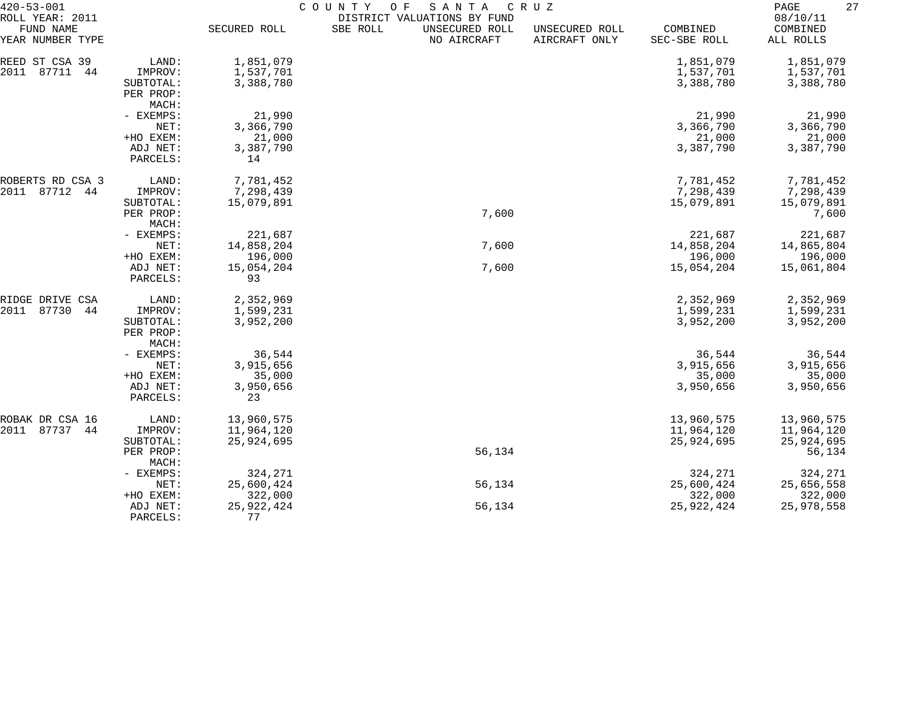420-53-001 COUNTY OF SANTA CRUZ
ROLL YEAR: 2011 DISTRICT VALUATIONS BY FUND 08/10/11

| FUND NAME YEAR NUMBER TYPE | | SECURED ROLL | SBE ROLL | UNSECURED ROLL NO AIRCRAFT | UNSECURED ROLL AIRCRAFT ONLY | COMBINED SEC-SBE ROLL | COMBINED ALL ROLLS |
|---|---|---|---|---|---|---|---|
| REED ST CSA 39 | LAND: | 1,851,079 | | | | 1,851,079 | 1,851,079 |
| 2011 87711 44 | IMPROV: | 1,537,701 | | | | 1,537,701 | 1,537,701 |
| | SUBTOTAL: | 3,388,780 | | | | 3,388,780 | 3,388,780 |
| | PER PROP: | | | | | | |
| | MACH: | | | | | | |
| | - EXEMPS: | 21,990 | | | | 21,990 | 21,990 |
| | NET: | 3,366,790 | | | | 3,366,790 | 3,366,790 |
| | +HO EXEM: | 21,000 | | | | 21,000 | 21,000 |
| | ADJ NET: | 3,387,790 | | | | 3,387,790 | 3,387,790 |
| | PARCELS: | 14 | | | | | |
| ROBERTS RD CSA 3 | LAND: | 7,781,452 | | | | 7,781,452 | 7,781,452 |
| 2011 87712 44 | IMPROV: | 7,298,439 | | | | 7,298,439 | 7,298,439 |
| | SUBTOTAL: | 15,079,891 | | | | 15,079,891 | 15,079,891 |
| | PER PROP: | | | 7,600 | | | 7,600 |
| | MACH: | | | | | | |
| | - EXEMPS: | 221,687 | | | | 221,687 | 221,687 |
| | NET: | 14,858,204 | | 7,600 | | 14,858,204 | 14,865,804 |
| | +HO EXEM: | 196,000 | | | | 196,000 | 196,000 |
| | ADJ NET: | 15,054,204 | | 7,600 | | 15,054,204 | 15,061,804 |
| | PARCELS: | 93 | | | | | |
| RIDGE DRIVE CSA | LAND: | 2,352,969 | | | | 2,352,969 | 2,352,969 |
| 2011 87730 44 | IMPROV: | 1,599,231 | | | | 1,599,231 | 1,599,231 |
| | SUBTOTAL: | 3,952,200 | | | | 3,952,200 | 3,952,200 |
| | PER PROP: | | | | | | |
| | MACH: | | | | | | |
| | - EXEMPS: | 36,544 | | | | 36,544 | 36,544 |
| | NET: | 3,915,656 | | | | 3,915,656 | 3,915,656 |
| | +HO EXEM: | 35,000 | | | | 35,000 | 35,000 |
| | ADJ NET: | 3,950,656 | | | | 3,950,656 | 3,950,656 |
| | PARCELS: | 23 | | | | | |
| ROBAK DR CSA 16 | LAND: | 13,960,575 | | | | 13,960,575 | 13,960,575 |
| 2011 87737 44 | IMPROV: | 11,964,120 | | | | 11,964,120 | 11,964,120 |
| | SUBTOTAL: | 25,924,695 | | | | 25,924,695 | 25,924,695 |
| | PER PROP: | | | 56,134 | | | 56,134 |
| | MACH: | | | | | | |
| | - EXEMPS: | 324,271 | | | | 324,271 | 324,271 |
| | NET: | 25,600,424 | | 56,134 | | 25,600,424 | 25,656,558 |
| | +HO EXEM: | 322,000 | | | | 322,000 | 322,000 |
| | ADJ NET: | 25,922,424 | | 56,134 | | 25,922,424 | 25,978,558 |
| | PARCELS: | 77 | | | | | |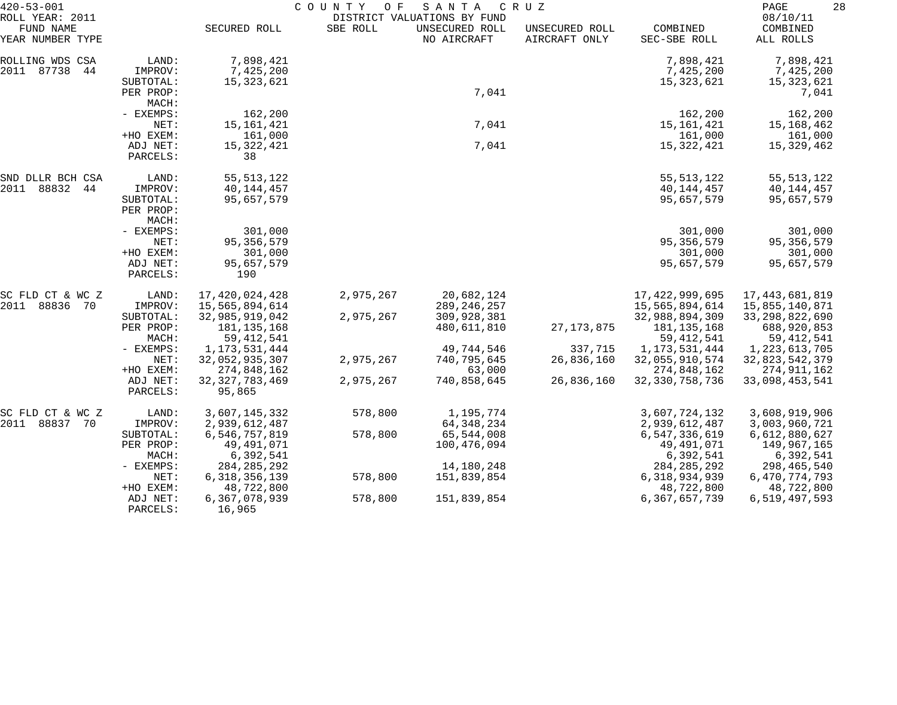420-53-001 COUNTY OF SANTA CRUZ
ROLL YEAR: 2011 DISTRICT VALUATIONS BY FUND 08/10/11

| FUND NAME YEAR NUMBER TYPE | | SECURED ROLL | SBE ROLL | UNSECURED ROLL NO AIRCRAFT | UNSECURED ROLL AIRCRAFT ONLY | COMBINED SEC-SBE ROLL | COMBINED ALL ROLLS |
|---|---|---|---|---|---|---|---|
| ROLLING WDS CSA | LAND: | 7,898,421 | | | | 7,898,421 | 7,898,421 |
| 2011 87738 44 | IMPROV: | 7,425,200 | | | | 7,425,200 | 7,425,200 |
| | SUBTOTAL: | 15,323,621 | | | | 15,323,621 | 15,323,621 |
| | PER PROP: | | | 7,041 | | | 7,041 |
| | MACH: | | | | | | |
| | - EXEMPS: | 162,200 | | | | 162,200 | 162,200 |
| | NET: | 15,161,421 | | 7,041 | | 15,161,421 | 15,168,462 |
| | +HO EXEM: | 161,000 | | | | 161,000 | 161,000 |
| | ADJ NET: | 15,322,421 | | 7,041 | | 15,322,421 | 15,329,462 |
| | PARCELS: | 38 | | | | | |
| SND DLLR BCH CSA | LAND: | 55,513,122 | | | | 55,513,122 | 55,513,122 |
| 2011 88832 44 | IMPROV: | 40,144,457 | | | | 40,144,457 | 40,144,457 |
| | SUBTOTAL: | 95,657,579 | | | | 95,657,579 | 95,657,579 |
| | PER PROP: | | | | | | |
| | MACH: | | | | | | |
| | - EXEMPS: | 301,000 | | | | 301,000 | 301,000 |
| | NET: | 95,356,579 | | | | 95,356,579 | 95,356,579 |
| | +HO EXEM: | 301,000 | | | | 301,000 | 301,000 |
| | ADJ NET: | 95,657,579 | | | | 95,657,579 | 95,657,579 |
| | PARCELS: | 190 | | | | | |
| SC FLD CT & WC Z | LAND: | 17,420,024,428 | 2,975,267 | 20,682,124 | | 17,422,999,695 | 17,443,681,819 |
| 2011 88836 70 | IMPROV: | 15,565,894,614 | | 289,246,257 | | 15,565,894,614 | 15,855,140,871 |
| | SUBTOTAL: | 32,985,919,042 | 2,975,267 | 309,928,381 | | 32,988,894,309 | 33,298,822,690 |
| | PER PROP: | 181,135,168 | | 480,611,810 | 27,173,875 | 181,135,168 | 688,920,853 |
| | MACH: | 59,412,541 | | | | 59,412,541 | 59,412,541 |
| | - EXEMPS: | 1,173,531,444 | | 49,744,546 | 337,715 | 1,173,531,444 | 1,223,613,705 |
| | NET: | 32,052,935,307 | 2,975,267 | 740,795,645 | 26,836,160 | 32,055,910,574 | 32,823,542,379 |
| | +HO EXEM: | 274,848,162 | | 63,000 | | 274,848,162 | 274,911,162 |
| | ADJ NET: | 32,327,783,469 | 2,975,267 | 740,858,645 | 26,836,160 | 32,330,758,736 | 33,098,453,541 |
| | PARCELS: | 95,865 | | | | | |
| SC FLD CT & WC Z | LAND: | 3,607,145,332 | 578,800 | 1,195,774 | | 3,607,724,132 | 3,608,919,906 |
| 2011 88837 70 | IMPROV: | 2,939,612,487 | | 64,348,234 | | 2,939,612,487 | 3,003,960,721 |
| | SUBTOTAL: | 6,546,757,819 | 578,800 | 65,544,008 | | 6,547,336,619 | 6,612,880,627 |
| | PER PROP: | 49,491,071 | | 100,476,094 | | 49,491,071 | 149,967,165 |
| | MACH: | 6,392,541 | | | | 6,392,541 | 6,392,541 |
| | - EXEMPS: | 284,285,292 | | 14,180,248 | | 284,285,292 | 298,465,540 |
| | NET: | 6,318,356,139 | 578,800 | 151,839,854 | | 6,318,934,939 | 6,470,774,793 |
| | +HO EXEM: | 48,722,800 | | | | 48,722,800 | 48,722,800 |
| | ADJ NET: | 6,367,078,939 | 578,800 | 151,839,854 | | 6,367,657,739 | 6,519,497,593 |
| | PARCELS: | 16,965 | | | | | |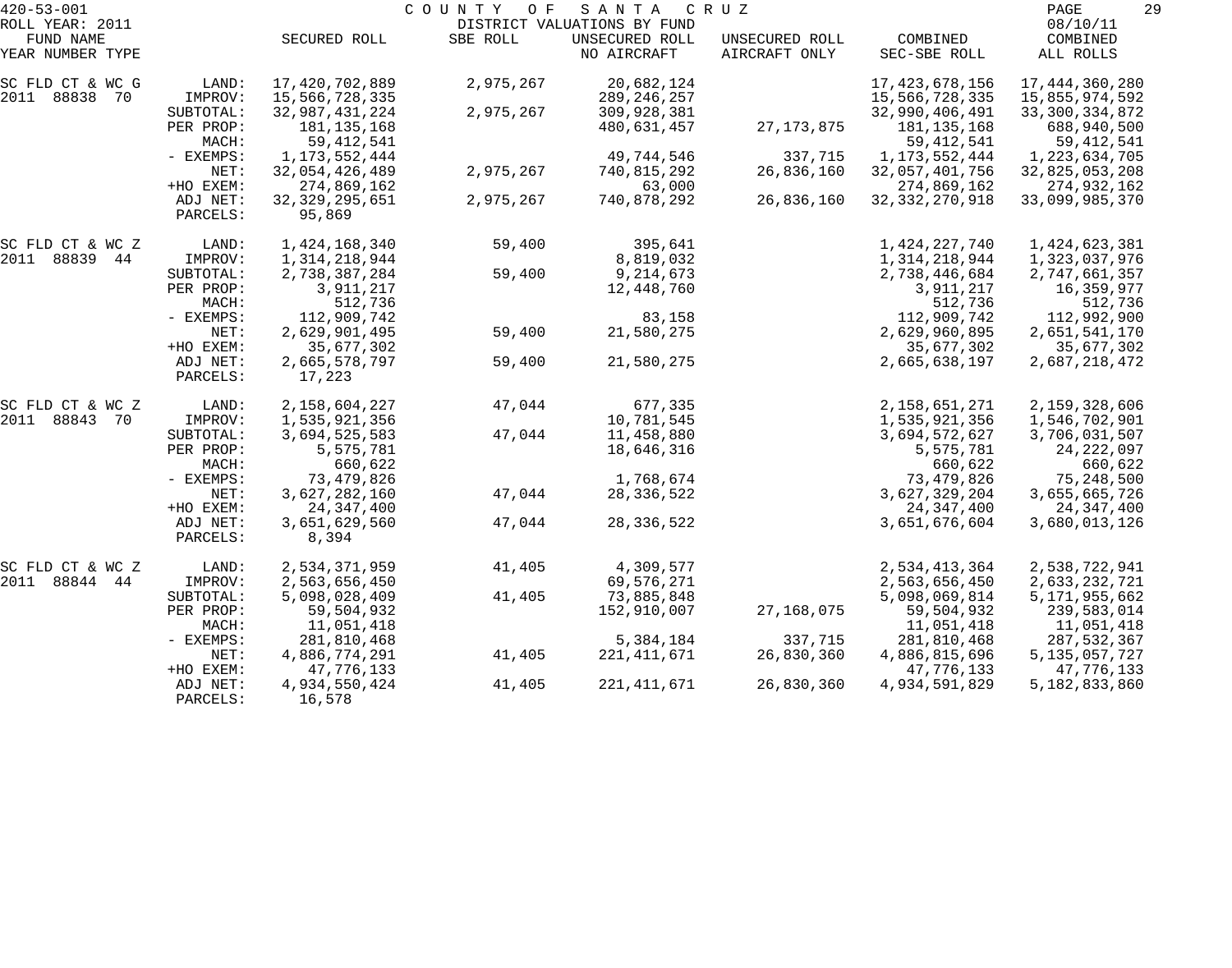420-53-001 — COUNTY OF SANTA CRUZ — DISTRICT VALUATIONS BY FUND — ROLL YEAR: 2011 — 08/10/11

| FUND NAME YEAR NUMBER TYPE | | SECURED ROLL | SBE ROLL | UNSECURED ROLL NO AIRCRAFT | UNSECURED ROLL AIRCRAFT ONLY | COMBINED SEC-SBE ROLL | COMBINED ALL ROLLS |
|---|---|---|---|---|---|---|---|
| SC FLD CT & WC G | LAND: | 17,420,702,889 | 2,975,267 | 20,682,124 | | 17,423,678,156 | 17,444,360,280 |
| 2011 88838 70 | IMPROV: | 15,566,728,335 | | 289,246,257 | | 15,566,728,335 | 15,855,974,592 |
| | SUBTOTAL: | 32,987,431,224 | 2,975,267 | 309,928,381 | | 32,990,406,491 | 33,300,334,872 |
| | PER PROP: | 181,135,168 | | 480,631,457 | 27,173,875 | 181,135,168 | 688,940,500 |
| | MACH: | 59,412,541 | | | | 59,412,541 | 59,412,541 |
| | - EXEMPS: | 1,173,552,444 | | 49,744,546 | 337,715 | 1,173,552,444 | 1,223,634,705 |
| | NET: | 32,054,426,489 | 2,975,267 | 740,815,292 | 26,836,160 | 32,057,401,756 | 32,825,053,208 |
| | +HO EXEM: | 274,869,162 | | 63,000 | | 274,869,162 | 274,932,162 |
| | ADJ NET: | 32,329,295,651 | 2,975,267 | 740,878,292 | 26,836,160 | 32,332,270,918 | 33,099,985,370 |
| | PARCELS: | 95,869 | | | | | |
| SC FLD CT & WC Z | LAND: | 1,424,168,340 | 59,400 | 395,641 | | 1,424,227,740 | 1,424,623,381 |
| 2011 88839 44 | IMPROV: | 1,314,218,944 | | 8,819,032 | | 1,314,218,944 | 1,323,037,976 |
| | SUBTOTAL: | 2,738,387,284 | 59,400 | 9,214,673 | | 2,738,446,684 | 2,747,661,357 |
| | PER PROP: | 3,911,217 | | 12,448,760 | | 3,911,217 | 16,359,977 |
| | MACH: | 512,736 | | | | 512,736 | 512,736 |
| | - EXEMPS: | 112,909,742 | | 83,158 | | 112,909,742 | 112,992,900 |
| | NET: | 2,629,901,495 | 59,400 | 21,580,275 | | 2,629,960,895 | 2,651,541,170 |
| | +HO EXEM: | 35,677,302 | | | | 35,677,302 | 35,677,302 |
| | ADJ NET: | 2,665,578,797 | 59,400 | 21,580,275 | | 2,665,638,197 | 2,687,218,472 |
| | PARCELS: | 17,223 | | | | | |
| SC FLD CT & WC Z | LAND: | 2,158,604,227 | 47,044 | 677,335 | | 2,158,651,271 | 2,159,328,606 |
| 2011 88843 70 | IMPROV: | 1,535,921,356 | | 10,781,545 | | 1,535,921,356 | 1,546,702,901 |
| | SUBTOTAL: | 3,694,525,583 | 47,044 | 11,458,880 | | 3,694,572,627 | 3,706,031,507 |
| | PER PROP: | 5,575,781 | | 18,646,316 | | 5,575,781 | 24,222,097 |
| | MACH: | 660,622 | | | | 660,622 | 660,622 |
| | - EXEMPS: | 73,479,826 | | 1,768,674 | | 73,479,826 | 75,248,500 |
| | NET: | 3,627,282,160 | 47,044 | 28,336,522 | | 3,627,329,204 | 3,655,665,726 |
| | +HO EXEM: | 24,347,400 | | | | 24,347,400 | 24,347,400 |
| | ADJ NET: | 3,651,629,560 | 47,044 | 28,336,522 | | 3,651,676,604 | 3,680,013,126 |
| | PARCELS: | 8,394 | | | | | |
| SC FLD CT & WC Z | LAND: | 2,534,371,959 | 41,405 | 4,309,577 | | 2,534,413,364 | 2,538,722,941 |
| 2011 88844 44 | IMPROV: | 2,563,656,450 | | 69,576,271 | | 2,563,656,450 | 2,633,232,721 |
| | SUBTOTAL: | 5,098,028,409 | 41,405 | 73,885,848 | | 5,098,069,814 | 5,171,955,662 |
| | PER PROP: | 59,504,932 | | 152,910,007 | 27,168,075 | 59,504,932 | 239,583,014 |
| | MACH: | 11,051,418 | | | | 11,051,418 | 11,051,418 |
| | - EXEMPS: | 281,810,468 | | 5,384,184 | 337,715 | 281,810,468 | 287,532,367 |
| | NET: | 4,886,774,291 | 41,405 | 221,411,671 | 26,830,360 | 4,886,815,696 | 5,135,057,727 |
| | +HO EXEM: | 47,776,133 | | | | 47,776,133 | 47,776,133 |
| | ADJ NET: | 4,934,550,424 | 41,405 | 221,411,671 | 26,830,360 | 4,934,591,829 | 5,182,833,860 |
| | PARCELS: | 16,578 | | | | | |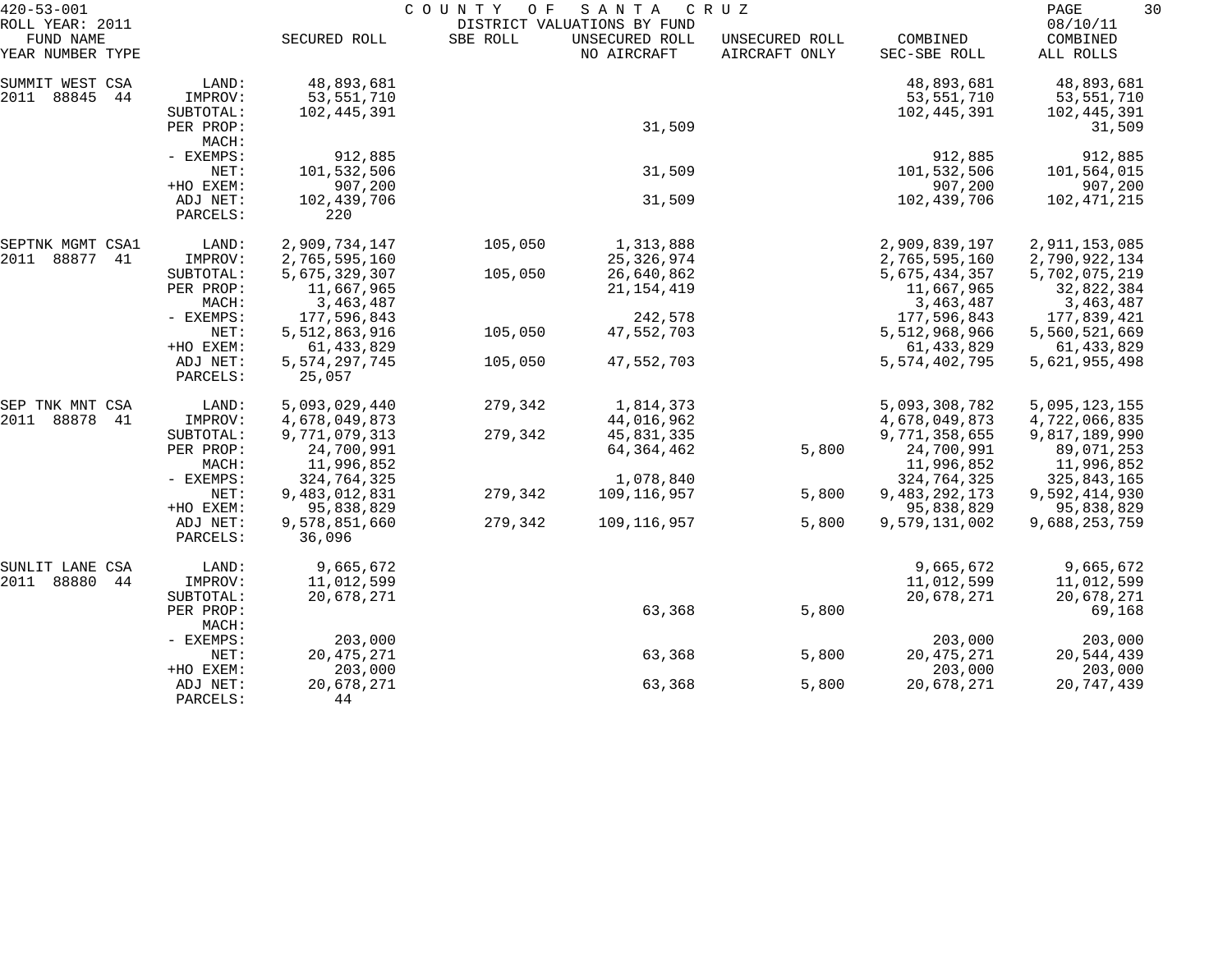COUNTY OF SANTA CRUZ

DISTRICT VALUATIONS BY FUND

420-53-001
ROLL YEAR: 2011
08/10/11

| FUND NAME YEAR NUMBER TYPE | | SECURED ROLL | SBE ROLL | UNSECURED ROLL NO AIRCRAFT | UNSECURED ROLL AIRCRAFT ONLY | COMBINED SEC-SBE ROLL | COMBINED ALL ROLLS |
|---|---|---|---|---|---|---|---|
| SUMMIT WEST CSA | LAND: | 48,893,681 | | | | 48,893,681 | 48,893,681 |
| 2011 88845 44 | IMPROV: | 53,551,710 | | | | 53,551,710 | 53,551,710 |
| | SUBTOTAL: | 102,445,391 | | | | 102,445,391 | 102,445,391 |
| | PER PROP: | | | 31,509 | | | 31,509 |
| | MACH: | | | | | | |
| | - EXEMPS: | 912,885 | | | | 912,885 | 912,885 |
| | NET: | 101,532,506 | | 31,509 | | 101,532,506 | 101,564,015 |
| | +HO EXEM: | 907,200 | | | | 907,200 | 907,200 |
| | ADJ NET: | 102,439,706 | | 31,509 | | 102,439,706 | 102,471,215 |
| | PARCELS: | 220 | | | | | |
| SEPTNK MGMT CSA1 | LAND: | 2,909,734,147 | 105,050 | 1,313,888 | | 2,909,839,197 | 2,911,153,085 |
| 2011 88877 41 | IMPROV: | 2,765,595,160 | | 25,326,974 | | 2,765,595,160 | 2,790,922,134 |
| | SUBTOTAL: | 5,675,329,307 | 105,050 | 26,640,862 | | 5,675,434,357 | 5,702,075,219 |
| | PER PROP: | 11,667,965 | | 21,154,419 | | 11,667,965 | 32,822,384 |
| | MACH: | 3,463,487 | | | | 3,463,487 | 3,463,487 |
| | - EXEMPS: | 177,596,843 | | 242,578 | | 177,596,843 | 177,839,421 |
| | NET: | 5,512,863,916 | 105,050 | 47,552,703 | | 5,512,968,966 | 5,560,521,669 |
| | +HO EXEM: | 61,433,829 | | | | 61,433,829 | 61,433,829 |
| | ADJ NET: | 5,574,297,745 | 105,050 | 47,552,703 | | 5,574,402,795 | 5,621,955,498 |
| | PARCELS: | 25,057 | | | | | |
| SEP TNK MNT CSA | LAND: | 5,093,029,440 | 279,342 | 1,814,373 | | 5,093,308,782 | 5,095,123,155 |
| 2011 88878 41 | IMPROV: | 4,678,049,873 | | 44,016,962 | | 4,678,049,873 | 4,722,066,835 |
| | SUBTOTAL: | 9,771,079,313 | 279,342 | 45,831,335 | | 9,771,358,655 | 9,817,189,990 |
| | PER PROP: | 24,700,991 | | 64,364,462 | 5,800 | 24,700,991 | 89,071,253 |
| | MACH: | 11,996,852 | | | | 11,996,852 | 11,996,852 |
| | - EXEMPS: | 324,764,325 | | 1,078,840 | | 324,764,325 | 325,843,165 |
| | NET: | 9,483,012,831 | 279,342 | 109,116,957 | 5,800 | 9,483,292,173 | 9,592,414,930 |
| | +HO EXEM: | 95,838,829 | | | | 95,838,829 | 95,838,829 |
| | ADJ NET: | 9,578,851,660 | 279,342 | 109,116,957 | 5,800 | 9,579,131,002 | 9,688,253,759 |
| | PARCELS: | 36,096 | | | | | |
| SUNLIT LANE CSA | LAND: | 9,665,672 | | | | 9,665,672 | 9,665,672 |
| 2011 88880 44 | IMPROV: | 11,012,599 | | | | 11,012,599 | 11,012,599 |
| | SUBTOTAL: | 20,678,271 | | | | 20,678,271 | 20,678,271 |
| | PER PROP: | | | 63,368 | 5,800 | | 69,168 |
| | MACH: | | | | | | |
| | - EXEMPS: | 203,000 | | | | 203,000 | 203,000 |
| | NET: | 20,475,271 | | 63,368 | 5,800 | 20,475,271 | 20,544,439 |
| | +HO EXEM: | 203,000 | | | | 203,000 | 203,000 |
| | ADJ NET: | 20,678,271 | | 63,368 | 5,800 | 20,678,271 | 20,747,439 |
| | PARCELS: | 44 | | | | | |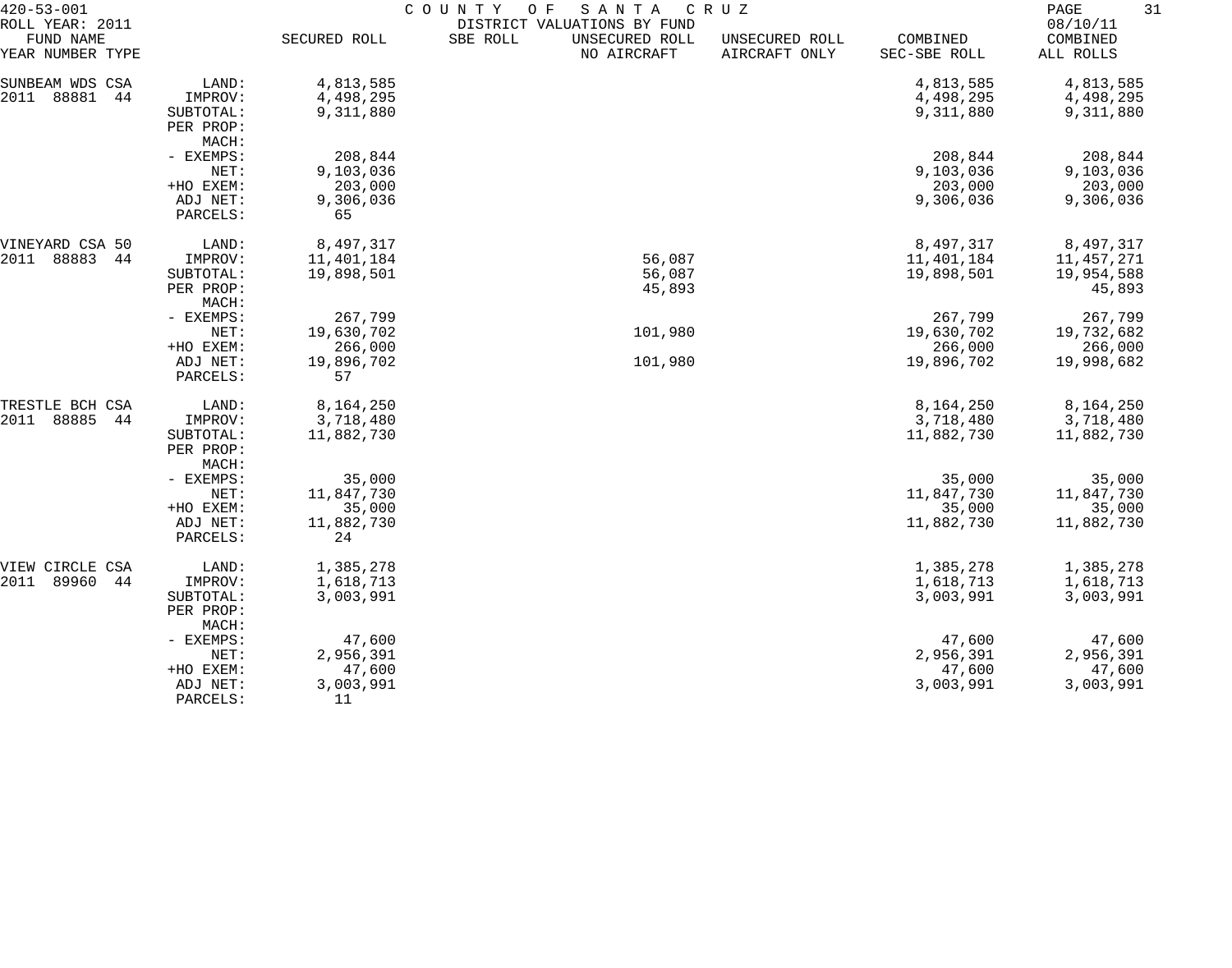420-53-001 COUNTY OF SANTA CRUZ
ROLL YEAR: 2011 DISTRICT VALUATIONS BY FUND 08/10/11

| FUND NAME YEAR NUMBER TYPE | | SECURED ROLL | SBE ROLL | UNSECURED ROLL NO AIRCRAFT | UNSECURED ROLL AIRCRAFT ONLY | COMBINED SEC-SBE ROLL | COMBINED ALL ROLLS |
|---|---|---|---|---|---|---|---|
| SUNBEAM WDS CSA | LAND: | 4,813,585 | | | | 4,813,585 | 4,813,585 |
| 2011 88881 44 | IMPROV: | 4,498,295 | | | | 4,498,295 | 4,498,295 |
| | SUBTOTAL: | 9,311,880 | | | | 9,311,880 | 9,311,880 |
| | PER PROP: | | | | | | |
| | MACH: | | | | | | |
| | - EXEMPS: | 208,844 | | | | 208,844 | 208,844 |
| | NET: | 9,103,036 | | | | 9,103,036 | 9,103,036 |
| | +HO EXEM: | 203,000 | | | | 203,000 | 203,000 |
| | ADJ NET: | 9,306,036 | | | | 9,306,036 | 9,306,036 |
| | PARCELS: | 65 | | | | | |
| VINEYARD CSA 50 | LAND: | 8,497,317 | | | | 8,497,317 | 8,497,317 |
| 2011 88883 44 | IMPROV: | 11,401,184 | | 56,087 | | 11,401,184 | 11,457,271 |
| | SUBTOTAL: | 19,898,501 | | 56,087 | | 19,898,501 | 19,954,588 |
| | PER PROP: | | | 45,893 | | | 45,893 |
| | MACH: | | | | | | |
| | - EXEMPS: | 267,799 | | | | 267,799 | 267,799 |
| | NET: | 19,630,702 | | 101,980 | | 19,630,702 | 19,732,682 |
| | +HO EXEM: | 266,000 | | | | 266,000 | 266,000 |
| | ADJ NET: | 19,896,702 | | 101,980 | | 19,896,702 | 19,998,682 |
| | PARCELS: | 57 | | | | | |
| TRESTLE BCH CSA | LAND: | 8,164,250 | | | | 8,164,250 | 8,164,250 |
| 2011 88885 44 | IMPROV: | 3,718,480 | | | | 3,718,480 | 3,718,480 |
| | SUBTOTAL: | 11,882,730 | | | | 11,882,730 | 11,882,730 |
| | PER PROP: | | | | | | |
| | MACH: | | | | | | |
| | - EXEMPS: | 35,000 | | | | 35,000 | 35,000 |
| | NET: | 11,847,730 | | | | 11,847,730 | 11,847,730 |
| | +HO EXEM: | 35,000 | | | | 35,000 | 35,000 |
| | ADJ NET: | 11,882,730 | | | | 11,882,730 | 11,882,730 |
| | PARCELS: | 24 | | | | | |
| VIEW CIRCLE CSA | LAND: | 1,385,278 | | | | 1,385,278 | 1,385,278 |
| 2011 89960 44 | IMPROV: | 1,618,713 | | | | 1,618,713 | 1,618,713 |
| | SUBTOTAL: | 3,003,991 | | | | 3,003,991 | 3,003,991 |
| | PER PROP: | | | | | | |
| | MACH: | | | | | | |
| | - EXEMPS: | 47,600 | | | | 47,600 | 47,600 |
| | NET: | 2,956,391 | | | | 2,956,391 | 2,956,391 |
| | +HO EXEM: | 47,600 | | | | 47,600 | 47,600 |
| | ADJ NET: | 3,003,991 | | | | 3,003,991 | 3,003,991 |
| | PARCELS: | 11 | | | | | |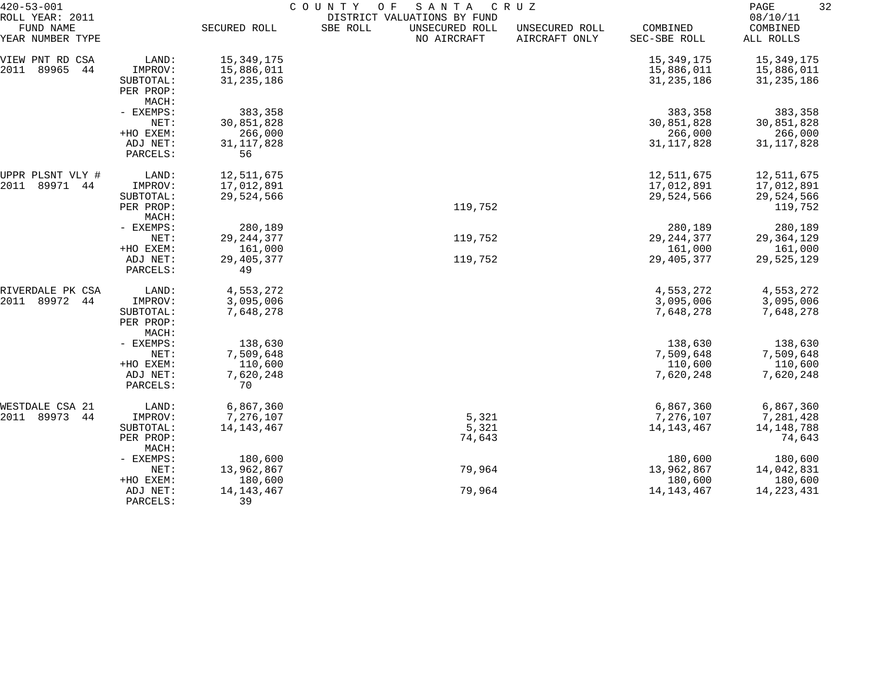420-53-001 COUNTY OF SANTA CRUZ

ROLL YEAR: 2011 DISTRICT VALUATIONS BY FUND 08/10/11

| FUND NAME YEAR NUMBER TYPE | | SECURED ROLL | SBE ROLL | UNSECURED ROLL NO AIRCRAFT | UNSECURED ROLL AIRCRAFT ONLY | COMBINED SEC-SBE ROLL | COMBINED ALL ROLLS |
|---|---|---|---|---|---|---|---|
| VIEW PNT RD CSA | LAND: | 15,349,175 | | | | 15,349,175 | 15,349,175 |
| 2011 89965 44 | IMPROV: | 15,886,011 | | | | 15,886,011 | 15,886,011 |
| | SUBTOTAL: | 31,235,186 | | | | 31,235,186 | 31,235,186 |
| | PER PROP: | | | | | | |
| | MACH: | | | | | | |
| | - EXEMPS: | 383,358 | | | | 383,358 | 383,358 |
| | NET: | 30,851,828 | | | | 30,851,828 | 30,851,828 |
| | +HO EXEM: | 266,000 | | | | 266,000 | 266,000 |
| | ADJ NET: | 31,117,828 | | | | 31,117,828 | 31,117,828 |
| | PARCELS: | 56 | | | | | |
| UPPR PLSNT VLY # | LAND: | 12,511,675 | | | | 12,511,675 | 12,511,675 |
| 2011 89971 44 | IMPROV: | 17,012,891 | | | | 17,012,891 | 17,012,891 |
| | SUBTOTAL: | 29,524,566 | | | | 29,524,566 | 29,524,566 |
| | PER PROP: | | | 119,752 | | | 119,752 |
| | MACH: | | | | | | |
| | - EXEMPS: | 280,189 | | | | 280,189 | 280,189 |
| | NET: | 29,244,377 | | 119,752 | | 29,244,377 | 29,364,129 |
| | +HO EXEM: | 161,000 | | | | 161,000 | 161,000 |
| | ADJ NET: | 29,405,377 | | 119,752 | | 29,405,377 | 29,525,129 |
| | PARCELS: | 49 | | | | | |
| RIVERDALE PK CSA | LAND: | 4,553,272 | | | | 4,553,272 | 4,553,272 |
| 2011 89972 44 | IMPROV: | 3,095,006 | | | | 3,095,006 | 3,095,006 |
| | SUBTOTAL: | 7,648,278 | | | | 7,648,278 | 7,648,278 |
| | PER PROP: | | | | | | |
| | MACH: | | | | | | |
| | - EXEMPS: | 138,630 | | | | 138,630 | 138,630 |
| | NET: | 7,509,648 | | | | 7,509,648 | 7,509,648 |
| | +HO EXEM: | 110,600 | | | | 110,600 | 110,600 |
| | ADJ NET: | 7,620,248 | | | | 7,620,248 | 7,620,248 |
| | PARCELS: | 70 | | | | | |
| WESTDALE CSA 21 | LAND: | 6,867,360 | | | | 6,867,360 | 6,867,360 |
| 2011 89973 44 | IMPROV: | 7,276,107 | | 5,321 | | 7,276,107 | 7,281,428 |
| | SUBTOTAL: | 14,143,467 | | 5,321 | | 14,143,467 | 14,148,788 |
| | PER PROP: | | | 74,643 | | | 74,643 |
| | MACH: | | | | | | |
| | - EXEMPS: | 180,600 | | | | 180,600 | 180,600 |
| | NET: | 13,962,867 | | 79,964 | | 13,962,867 | 14,042,831 |
| | +HO EXEM: | 180,600 | | | | 180,600 | 180,600 |
| | ADJ NET: | 14,143,467 | | 79,964 | | 14,143,467 | 14,223,431 |
| | PARCELS: | 39 | | | | | |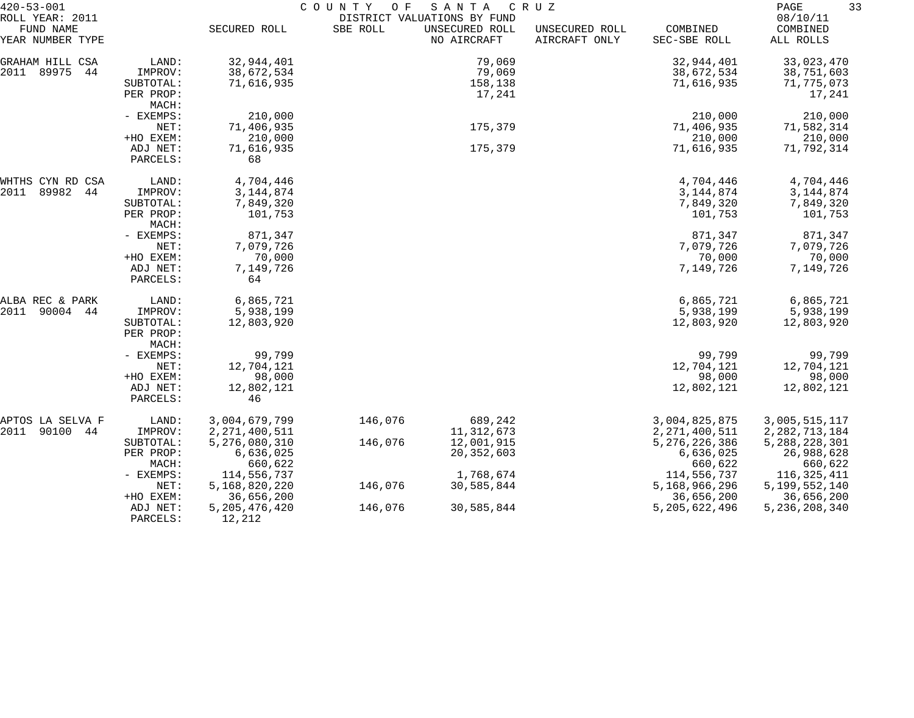420-53-001 COUNTY OF SANTA CRUZ
ROLL YEAR: 2011 DISTRICT VALUATIONS BY FUND 08/10/11

| FUND NAME YEAR NUMBER TYPE | | SECURED ROLL | SBE ROLL | UNSECURED ROLL NO AIRCRAFT | UNSECURED ROLL AIRCRAFT ONLY | COMBINED SEC-SBE ROLL | COMBINED ALL ROLLS |
|---|---|---|---|---|---|---|---|
| GRAHAM HILL CSA | LAND: | 32,944,401 | | 79,069 | | 32,944,401 | 33,023,470 |
| 2011 89975 44 | IMPROV: | 38,672,534 | | 79,069 | | 38,672,534 | 38,751,603 |
| | SUBTOTAL: | 71,616,935 | | 158,138 | | 71,616,935 | 71,775,073 |
| | PER PROP: | | | 17,241 | | | 17,241 |
| | MACH: | | | | | | |
| | - EXEMPS: | 210,000 | | | | 210,000 | 210,000 |
| | NET: | 71,406,935 | | 175,379 | | 71,406,935 | 71,582,314 |
| | +HO EXEM: | 210,000 | | | | 210,000 | 210,000 |
| | ADJ NET: | 71,616,935 | | 175,379 | | 71,616,935 | 71,792,314 |
| | PARCELS: | 68 | | | | | |
| WHTHS CYN RD CSA | LAND: | 4,704,446 | | | | 4,704,446 | 4,704,446 |
| 2011 89982 44 | IMPROV: | 3,144,874 | | | | 3,144,874 | 3,144,874 |
| | SUBTOTAL: | 7,849,320 | | | | 7,849,320 | 7,849,320 |
| | PER PROP: | 101,753 | | | | 101,753 | 101,753 |
| | MACH: | | | | | | |
| | - EXEMPS: | 871,347 | | | | 871,347 | 871,347 |
| | NET: | 7,079,726 | | | | 7,079,726 | 7,079,726 |
| | +HO EXEM: | 70,000 | | | | 70,000 | 70,000 |
| | ADJ NET: | 7,149,726 | | | | 7,149,726 | 7,149,726 |
| | PARCELS: | 64 | | | | | |
| ALBA REC & PARK | LAND: | 6,865,721 | | | | 6,865,721 | 6,865,721 |
| 2011 90004 44 | IMPROV: | 5,938,199 | | | | 5,938,199 | 5,938,199 |
| | SUBTOTAL: | 12,803,920 | | | | 12,803,920 | 12,803,920 |
| | PER PROP: | | | | | | |
| | MACH: | | | | | | |
| | - EXEMPS: | 99,799 | | | | 99,799 | 99,799 |
| | NET: | 12,704,121 | | | | 12,704,121 | 12,704,121 |
| | +HO EXEM: | 98,000 | | | | 98,000 | 98,000 |
| | ADJ NET: | 12,802,121 | | | | 12,802,121 | 12,802,121 |
| | PARCELS: | 46 | | | | | |
| APTOS LA SELVA F | LAND: | 3,004,679,799 | 146,076 | 689,242 | | 3,004,825,875 | 3,005,515,117 |
| 2011 90100 44 | IMPROV: | 2,271,400,511 | | 11,312,673 | | 2,271,400,511 | 2,282,713,184 |
| | SUBTOTAL: | 5,276,080,310 | 146,076 | 12,001,915 | | 5,276,226,386 | 5,288,228,301 |
| | PER PROP: | 6,636,025 | | 20,352,603 | | 6,636,025 | 26,988,628 |
| | MACH: | 660,622 | | | | 660,622 | 660,622 |
| | - EXEMPS: | 114,556,737 | | 1,768,674 | | 114,556,737 | 116,325,411 |
| | NET: | 5,168,820,220 | 146,076 | 30,585,844 | | 5,168,966,296 | 5,199,552,140 |
| | +HO EXEM: | 36,656,200 | | | | 36,656,200 | 36,656,200 |
| | ADJ NET: | 5,205,476,420 | 146,076 | 30,585,844 | | 5,205,622,496 | 5,236,208,340 |
| | PARCELS: | 12,212 | | | | | |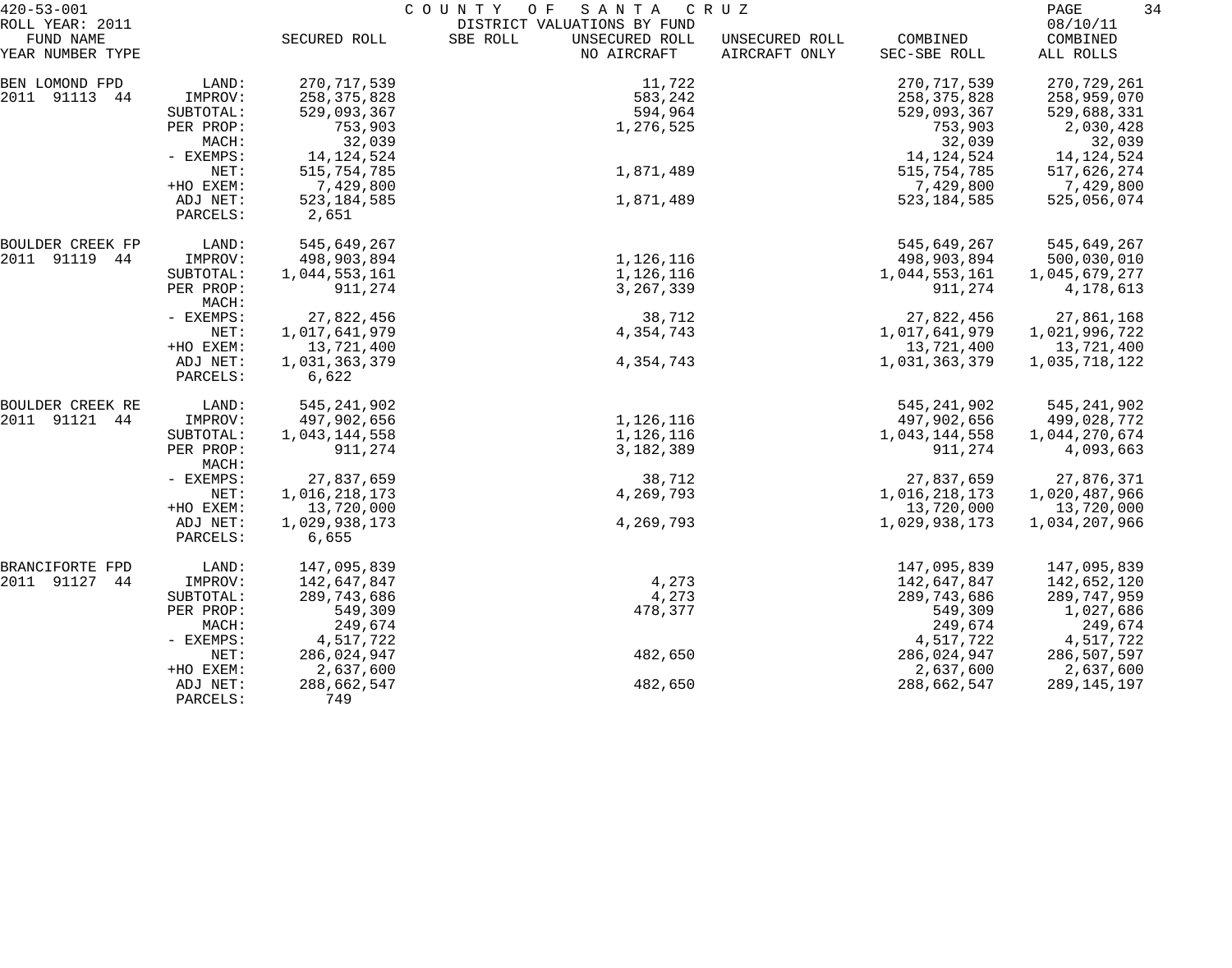420-53-001 COUNTY OF SANTA CRUZ

ROLL YEAR: 2011 DISTRICT VALUATIONS BY FUND 08/10/11

| FUND NAME YEAR NUMBER TYPE | | SECURED ROLL | SBE ROLL | UNSECURED ROLL NO AIRCRAFT | UNSECURED ROLL AIRCRAFT ONLY | COMBINED SEC-SBE ROLL | COMBINED ALL ROLLS |
|---|---|---|---|---|---|---|---|
| BEN LOMOND FPD | LAND: | 270,717,539 | | 11,722 | | 270,717,539 | 270,729,261 |
| 2011 91113 44 | IMPROV: | 258,375,828 | | 583,242 | | 258,375,828 | 258,959,070 |
| | SUBTOTAL: | 529,093,367 | | 594,964 | | 529,093,367 | 529,688,331 |
| | PER PROP: | 753,903 | | 1,276,525 | | 753,903 | 2,030,428 |
| | MACH: | 32,039 | | | | 32,039 | 32,039 |
| | - EXEMPS: | 14,124,524 | | | | 14,124,524 | 14,124,524 |
| | NET: | 515,754,785 | | 1,871,489 | | 515,754,785 | 517,626,274 |
| | +HO EXEM: | 7,429,800 | | | | 7,429,800 | 7,429,800 |
| | ADJ NET: | 523,184,585 | | 1,871,489 | | 523,184,585 | 525,056,074 |
| | PARCELS: | 2,651 | | | | | |
| BOULDER CREEK FP | LAND: | 545,649,267 | | | | 545,649,267 | 545,649,267 |
| 2011 91119 44 | IMPROV: | 498,903,894 | | 1,126,116 | | 498,903,894 | 500,030,010 |
| | SUBTOTAL: | 1,044,553,161 | | 1,126,116 | | 1,044,553,161 | 1,045,679,277 |
| | PER PROP: | 911,274 | | 3,267,339 | | 911,274 | 4,178,613 |
| | MACH: | | | | | | |
| | - EXEMPS: | 27,822,456 | | 38,712 | | 27,822,456 | 27,861,168 |
| | NET: | 1,017,641,979 | | 4,354,743 | | 1,017,641,979 | 1,021,996,722 |
| | +HO EXEM: | 13,721,400 | | | | 13,721,400 | 13,721,400 |
| | ADJ NET: | 1,031,363,379 | | 4,354,743 | | 1,031,363,379 | 1,035,718,122 |
| | PARCELS: | 6,622 | | | | | |
| BOULDER CREEK RE | LAND: | 545,241,902 | | | | 545,241,902 | 545,241,902 |
| 2011 91121 44 | IMPROV: | 497,902,656 | | 1,126,116 | | 497,902,656 | 499,028,772 |
| | SUBTOTAL: | 1,043,144,558 | | 1,126,116 | | 1,043,144,558 | 1,044,270,674 |
| | PER PROP: | 911,274 | | 3,182,389 | | 911,274 | 4,093,663 |
| | MACH: | | | | | | |
| | - EXEMPS: | 27,837,659 | | 38,712 | | 27,837,659 | 27,876,371 |
| | NET: | 1,016,218,173 | | 4,269,793 | | 1,016,218,173 | 1,020,487,966 |
| | +HO EXEM: | 13,720,000 | | | | 13,720,000 | 13,720,000 |
| | ADJ NET: | 1,029,938,173 | | 4,269,793 | | 1,029,938,173 | 1,034,207,966 |
| | PARCELS: | 6,655 | | | | | |
| BRANCIFORTE FPD | LAND: | 147,095,839 | | | | 147,095,839 | 147,095,839 |
| 2011 91127 44 | IMPROV: | 142,647,847 | | 4,273 | | 142,647,847 | 142,652,120 |
| | SUBTOTAL: | 289,743,686 | | 4,273 | | 289,743,686 | 289,747,959 |
| | PER PROP: | 549,309 | | 478,377 | | 549,309 | 1,027,686 |
| | MACH: | 249,674 | | | | 249,674 | 249,674 |
| | - EXEMPS: | 4,517,722 | | | | 4,517,722 | 4,517,722 |
| | NET: | 286,024,947 | | 482,650 | | 286,024,947 | 286,507,597 |
| | +HO EXEM: | 2,637,600 | | | | 2,637,600 | 2,637,600 |
| | ADJ NET: | 288,662,547 | | 482,650 | | 288,662,547 | 289,145,197 |
| | PARCELS: | 749 | | | | | |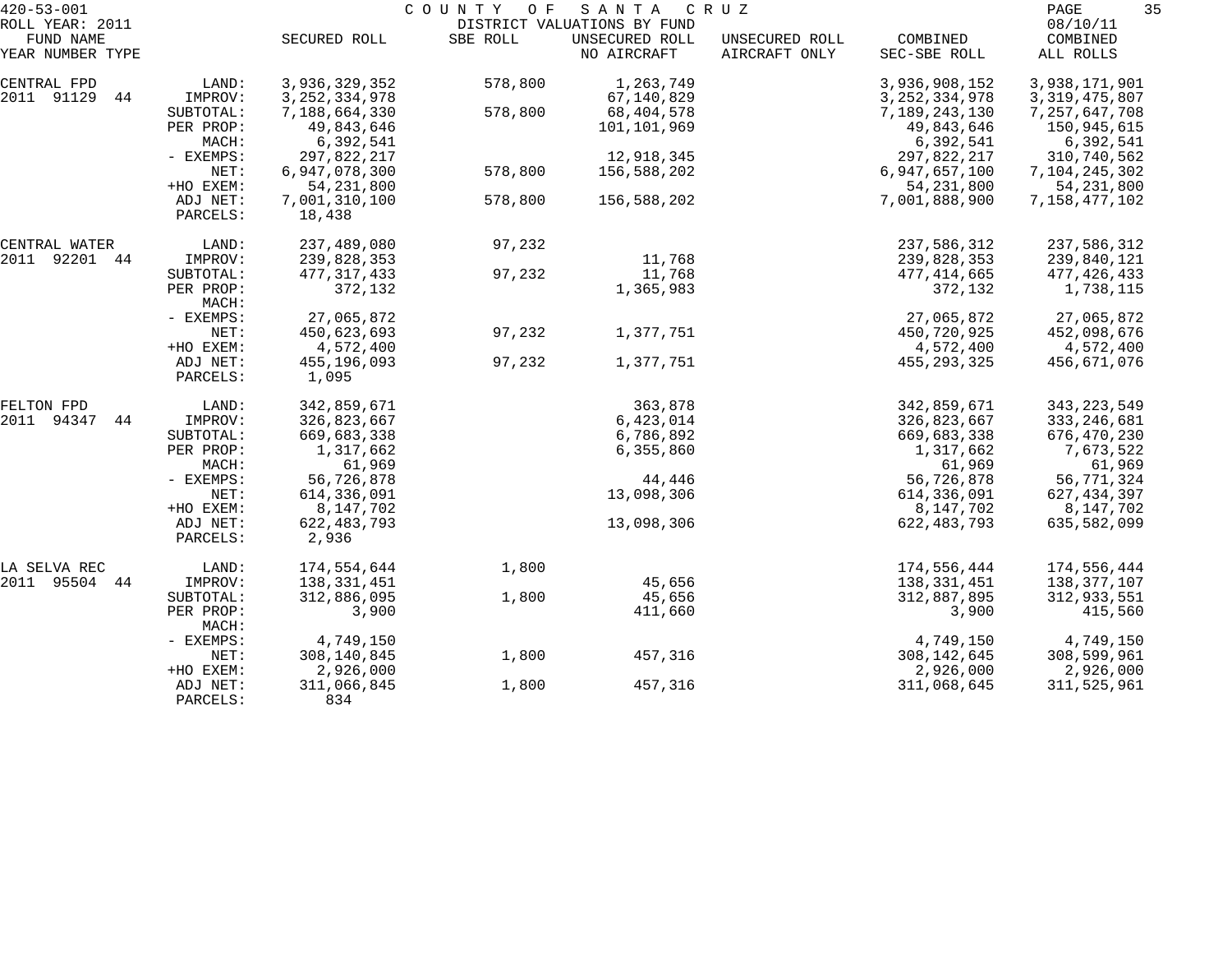420-53-001 COUNTY OF SANTA CRUZ
ROLL YEAR: 2011 DISTRICT VALUATIONS BY FUND 08/10/11

| FUND NAME YEAR NUMBER TYPE | | SECURED ROLL | SBE ROLL | UNSECURED ROLL NO AIRCRAFT | UNSECURED ROLL AIRCRAFT ONLY | COMBINED SEC-SBE ROLL | COMBINED ALL ROLLS |
|---|---|---|---|---|---|---|---|
| CENTRAL FPD | LAND: | 3,936,329,352 | 578,800 | 1,263,749 | | 3,936,908,152 | 3,938,171,901 |
| 2011 91129 44 | IMPROV: | 3,252,334,978 | | 67,140,829 | | 3,252,334,978 | 3,319,475,807 |
| | SUBTOTAL: | 7,188,664,330 | 578,800 | 68,404,578 | | 7,189,243,130 | 7,257,647,708 |
| | PER PROP: | 49,843,646 | | 101,101,969 | | 49,843,646 | 150,945,615 |
| | MACH: | 6,392,541 | | | | 6,392,541 | 6,392,541 |
| | - EXEMPS: | 297,822,217 | | 12,918,345 | | 297,822,217 | 310,740,562 |
| | NET: | 6,947,078,300 | 578,800 | 156,588,202 | | 6,947,657,100 | 7,104,245,302 |
| | +HO EXEM: | 54,231,800 | | | | 54,231,800 | 54,231,800 |
| | ADJ NET: | 7,001,310,100 | 578,800 | 156,588,202 | | 7,001,888,900 | 7,158,477,102 |
| | PARCELS: | 18,438 | | | | | |
| CENTRAL WATER | LAND: | 237,489,080 | 97,232 | | | 237,586,312 | 237,586,312 |
| 2011 92201 44 | IMPROV: | 239,828,353 | | 11,768 | | 239,828,353 | 239,840,121 |
| | SUBTOTAL: | 477,317,433 | 97,232 | 11,768 | | 477,414,665 | 477,426,433 |
| | PER PROP: | 372,132 | | 1,365,983 | | 372,132 | 1,738,115 |
| | MACH: | | | | | | |
| | - EXEMPS: | 27,065,872 | | | | 27,065,872 | 27,065,872 |
| | NET: | 450,623,693 | 97,232 | 1,377,751 | | 450,720,925 | 452,098,676 |
| | +HO EXEM: | 4,572,400 | | | | 4,572,400 | 4,572,400 |
| | ADJ NET: | 455,196,093 | 97,232 | 1,377,751 | | 455,293,325 | 456,671,076 |
| | PARCELS: | 1,095 | | | | | |
| FELTON FPD | LAND: | 342,859,671 | | 363,878 | | 342,859,671 | 343,223,549 |
| 2011 94347 44 | IMPROV: | 326,823,667 | | 6,423,014 | | 326,823,667 | 333,246,681 |
| | SUBTOTAL: | 669,683,338 | | 6,786,892 | | 669,683,338 | 676,470,230 |
| | PER PROP: | 1,317,662 | | 6,355,860 | | 1,317,662 | 7,673,522 |
| | MACH: | 61,969 | | | | 61,969 | 61,969 |
| | - EXEMPS: | 56,726,878 | | 44,446 | | 56,726,878 | 56,771,324 |
| | NET: | 614,336,091 | | 13,098,306 | | 614,336,091 | 627,434,397 |
| | +HO EXEM: | 8,147,702 | | | | 8,147,702 | 8,147,702 |
| | ADJ NET: | 622,483,793 | | 13,098,306 | | 622,483,793 | 635,582,099 |
| | PARCELS: | 2,936 | | | | | |
| LA SELVA REC | LAND: | 174,554,644 | 1,800 | | | 174,556,444 | 174,556,444 |
| 2011 95504 44 | IMPROV: | 138,331,451 | | 45,656 | | 138,331,451 | 138,377,107 |
| | SUBTOTAL: | 312,886,095 | 1,800 | 45,656 | | 312,887,895 | 312,933,551 |
| | PER PROP: | 3,900 | | 411,660 | | 3,900 | 415,560 |
| | MACH: | | | | | | |
| | - EXEMPS: | 4,749,150 | | | | 4,749,150 | 4,749,150 |
| | NET: | 308,140,845 | 1,800 | 457,316 | | 308,142,645 | 308,599,961 |
| | +HO EXEM: | 2,926,000 | | | | 2,926,000 | 2,926,000 |
| | ADJ NET: | 311,066,845 | 1,800 | 457,316 | | 311,068,645 | 311,525,961 |
| | PARCELS: | 834 | | | | | |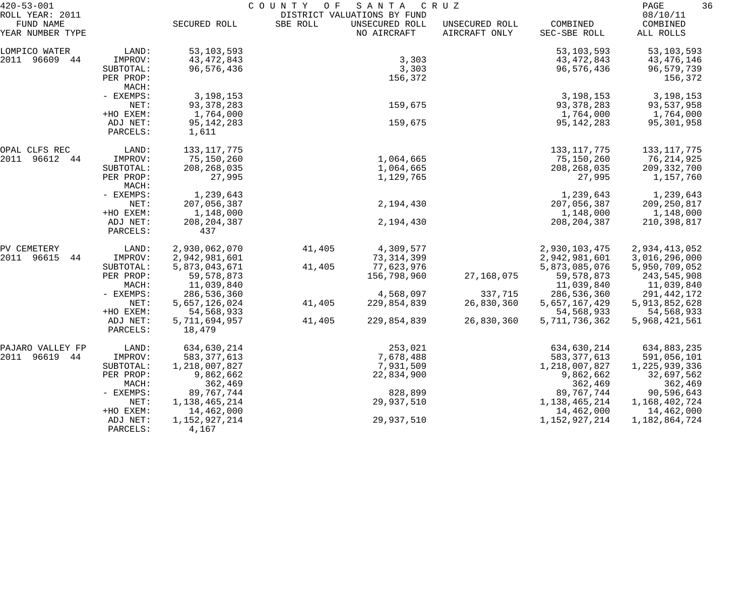420-53-001 COUNTY OF SANTA CRUZ

ROLL YEAR: 2011 DISTRICT VALUATIONS BY FUND 08/10/11

| FUND NAME YEAR NUMBER TYPE | | SECURED ROLL | SBE ROLL | UNSECURED ROLL NO AIRCRAFT | UNSECURED ROLL AIRCRAFT ONLY | COMBINED SEC-SBE ROLL | COMBINED ALL ROLLS |
|---|---|---|---|---|---|---|---|
| LOMPICO WATER | LAND: | 53,103,593 | | | | 53,103,593 | 53,103,593 |
| 2011 96609 44 | IMPROV: | 43,472,843 | | 3,303 | | 43,472,843 | 43,476,146 |
| | SUBTOTAL: | 96,576,436 | | 3,303 | | 96,576,436 | 96,579,739 |
| | PER PROP: | | | 156,372 | | | 156,372 |
| | MACH: | | | | | | |
| | - EXEMPS: | 3,198,153 | | | | 3,198,153 | 3,198,153 |
| | NET: | 93,378,283 | | 159,675 | | 93,378,283 | 93,537,958 |
| | +HO EXEM: | 1,764,000 | | | | 1,764,000 | 1,764,000 |
| | ADJ NET: | 95,142,283 | | 159,675 | | 95,142,283 | 95,301,958 |
| | PARCELS: | 1,611 | | | | | |
| OPAL CLFS REC | LAND: | 133,117,775 | | | | 133,117,775 | 133,117,775 |
| 2011 96612 44 | IMPROV: | 75,150,260 | | 1,064,665 | | 75,150,260 | 76,214,925 |
| | SUBTOTAL: | 208,268,035 | | 1,064,665 | | 208,268,035 | 209,332,700 |
| | PER PROP: | 27,995 | | 1,129,765 | | 27,995 | 1,157,760 |
| | MACH: | | | | | | |
| | - EXEMPS: | 1,239,643 | | | | 1,239,643 | 1,239,643 |
| | NET: | 207,056,387 | | 2,194,430 | | 207,056,387 | 209,250,817 |
| | +HO EXEM: | 1,148,000 | | | | 1,148,000 | 1,148,000 |
| | ADJ NET: | 208,204,387 | | 2,194,430 | | 208,204,387 | 210,398,817 |
| | PARCELS: | 437 | | | | | |
| PV CEMETERY | LAND: | 2,930,062,070 | 41,405 | 4,309,577 | | 2,930,103,475 | 2,934,413,052 |
| 2011 96615 44 | IMPROV: | 2,942,981,601 | | 73,314,399 | | 2,942,981,601 | 3,016,296,000 |
| | SUBTOTAL: | 5,873,043,671 | 41,405 | 77,623,976 | | 5,873,085,076 | 5,950,709,052 |
| | PER PROP: | 59,578,873 | | 156,798,960 | 27,168,075 | 59,578,873 | 243,545,908 |
| | MACH: | 11,039,840 | | | | 11,039,840 | 11,039,840 |
| | - EXEMPS: | 286,536,360 | | 4,568,097 | 337,715 | 286,536,360 | 291,442,172 |
| | NET: | 5,657,126,024 | 41,405 | 229,854,839 | 26,830,360 | 5,657,167,429 | 5,913,852,628 |
| | +HO EXEM: | 54,568,933 | | | | 54,568,933 | 54,568,933 |
| | ADJ NET: | 5,711,694,957 | 41,405 | 229,854,839 | 26,830,360 | 5,711,736,362 | 5,968,421,561 |
| | PARCELS: | 18,479 | | | | | |
| PAJARO VALLEY FP | LAND: | 634,630,214 | | 253,021 | | 634,630,214 | 634,883,235 |
| 2011 96619 44 | IMPROV: | 583,377,613 | | 7,678,488 | | 583,377,613 | 591,056,101 |
| | SUBTOTAL: | 1,218,007,827 | | 7,931,509 | | 1,218,007,827 | 1,225,939,336 |
| | PER PROP: | 9,862,662 | | 22,834,900 | | 9,862,662 | 32,697,562 |
| | MACH: | 362,469 | | | | 362,469 | 362,469 |
| | - EXEMPS: | 89,767,744 | | 828,899 | | 89,767,744 | 90,596,643 |
| | NET: | 1,138,465,214 | | 29,937,510 | | 1,138,465,214 | 1,168,402,724 |
| | +HO EXEM: | 14,462,000 | | | | 14,462,000 | 14,462,000 |
| | ADJ NET: | 1,152,927,214 | | 29,937,510 | | 1,152,927,214 | 1,182,864,724 |
| | PARCELS: | 4,167 | | | | | |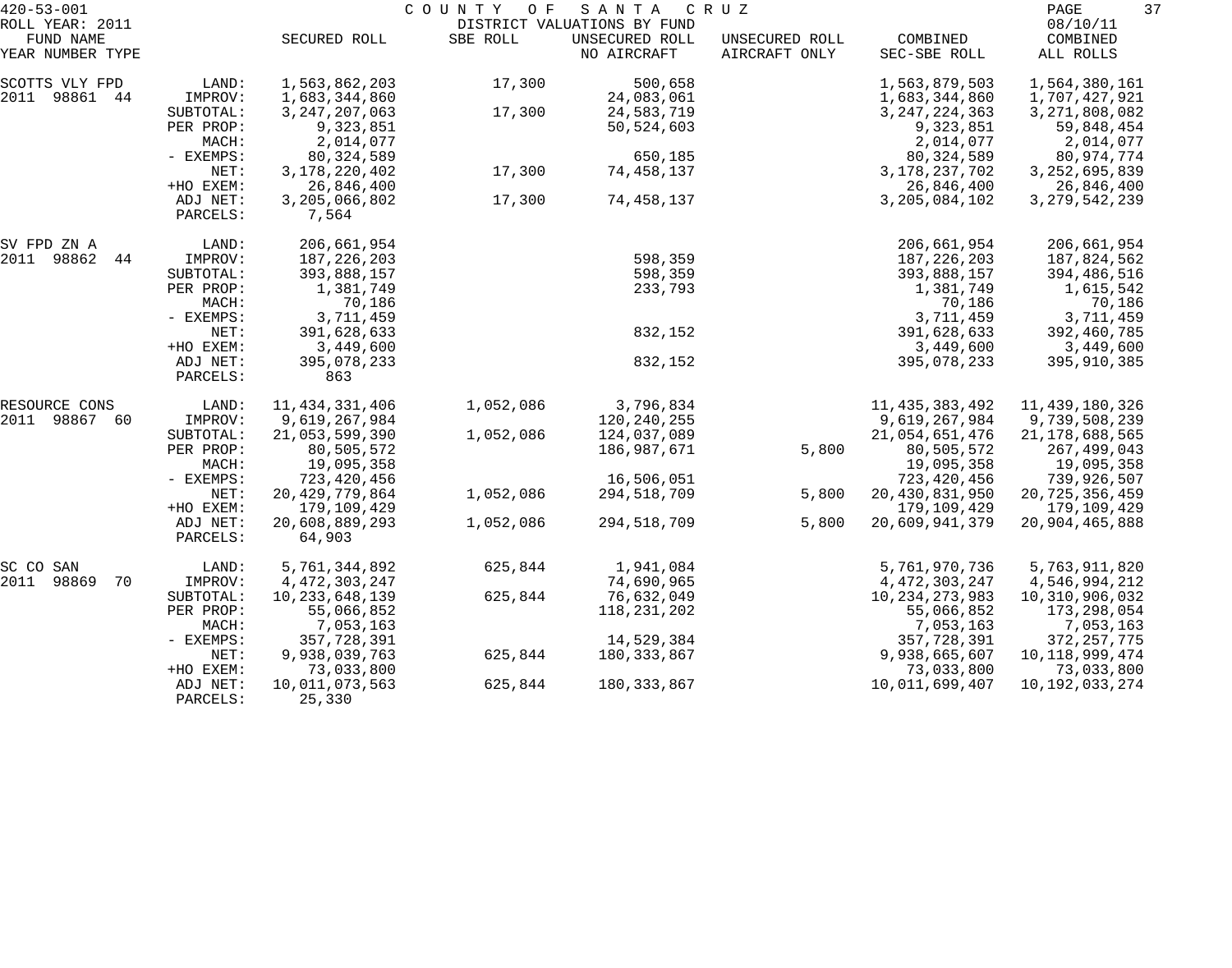420-53-001 COUNTY OF SANTA CRUZ

ROLL YEAR: 2011 DISTRICT VALUATIONS BY FUND 08/10/11

| FUND NAME YEAR NUMBER TYPE | | SECURED ROLL | SBE ROLL | UNSECURED ROLL NO AIRCRAFT | UNSECURED ROLL AIRCRAFT ONLY | COMBINED SEC-SBE ROLL | COMBINED ALL ROLLS |
|---|---|---|---|---|---|---|---|
| SCOTTS VLY FPD | LAND: | 1,563,862,203 | 17,300 | 500,658 | | 1,563,879,503 | 1,564,380,161 |
| 2011 98861 44 | IMPROV: | 1,683,344,860 | | 24,083,061 | | 1,683,344,860 | 1,707,427,921 |
| | SUBTOTAL: | 3,247,207,063 | 17,300 | 24,583,719 | | 3,247,224,363 | 3,271,808,082 |
| | PER PROP: | 9,323,851 | | 50,524,603 | | 9,323,851 | 59,848,454 |
| | MACH: | 2,014,077 | | | | 2,014,077 | 2,014,077 |
| | - EXEMPS: | 80,324,589 | | 650,185 | | 80,324,589 | 80,974,774 |
| | NET: | 3,178,220,402 | 17,300 | 74,458,137 | | 3,178,237,702 | 3,252,695,839 |
| | +HO EXEM: | 26,846,400 | | | | 26,846,400 | 26,846,400 |
| | ADJ NET: | 3,205,066,802 | 17,300 | 74,458,137 | | 3,205,084,102 | 3,279,542,239 |
| | PARCELS: | 7,564 | | | | | |
| SV FPD ZN A | LAND: | 206,661,954 | | | | 206,661,954 | 206,661,954 |
| 2011 98862 44 | IMPROV: | 187,226,203 | | 598,359 | | 187,226,203 | 187,824,562 |
| | SUBTOTAL: | 393,888,157 | | 598,359 | | 393,888,157 | 394,486,516 |
| | PER PROP: | 1,381,749 | | 233,793 | | 1,381,749 | 1,615,542 |
| | MACH: | 70,186 | | | | 70,186 | 70,186 |
| | - EXEMPS: | 3,711,459 | | | | 3,711,459 | 3,711,459 |
| | NET: | 391,628,633 | | 832,152 | | 391,628,633 | 392,460,785 |
| | +HO EXEM: | 3,449,600 | | | | 3,449,600 | 3,449,600 |
| | ADJ NET: | 395,078,233 | | 832,152 | | 395,078,233 | 395,910,385 |
| | PARCELS: | 863 | | | | | |
| RESOURCE CONS | LAND: | 11,434,331,406 | 1,052,086 | 3,796,834 | | 11,435,383,492 | 11,439,180,326 |
| 2011 98867 60 | IMPROV: | 9,619,267,984 | | 120,240,255 | | 9,619,267,984 | 9,739,508,239 |
| | SUBTOTAL: | 21,053,599,390 | 1,052,086 | 124,037,089 | | 21,054,651,476 | 21,178,688,565 |
| | PER PROP: | 80,505,572 | | 186,987,671 | 5,800 | 80,505,572 | 267,499,043 |
| | MACH: | 19,095,358 | | | | 19,095,358 | 19,095,358 |
| | - EXEMPS: | 723,420,456 | | 16,506,051 | | 723,420,456 | 739,926,507 |
| | NET: | 20,429,779,864 | 1,052,086 | 294,518,709 | 5,800 | 20,430,831,950 | 20,725,356,459 |
| | +HO EXEM: | 179,109,429 | | | | 179,109,429 | 179,109,429 |
| | ADJ NET: | 20,608,889,293 | 1,052,086 | 294,518,709 | 5,800 | 20,609,941,379 | 20,904,465,888 |
| | PARCELS: | 64,903 | | | | | |
| SC CO SAN | LAND: | 5,761,344,892 | 625,844 | 1,941,084 | | 5,761,970,736 | 5,763,911,820 |
| 2011 98869 70 | IMPROV: | 4,472,303,247 | | 74,690,965 | | 4,472,303,247 | 4,546,994,212 |
| | SUBTOTAL: | 10,233,648,139 | 625,844 | 76,632,049 | | 10,234,273,983 | 10,310,906,032 |
| | PER PROP: | 55,066,852 | | 118,231,202 | | 55,066,852 | 173,298,054 |
| | MACH: | 7,053,163 | | | | 7,053,163 | 7,053,163 |
| | - EXEMPS: | 357,728,391 | | 14,529,384 | | 357,728,391 | 372,257,775 |
| | NET: | 9,938,039,763 | 625,844 | 180,333,867 | | 9,938,665,607 | 10,118,999,474 |
| | +HO EXEM: | 73,033,800 | | | | 73,033,800 | 73,033,800 |
| | ADJ NET: | 10,011,073,563 | 625,844 | 180,333,867 | | 10,011,699,407 | 10,192,033,274 |
| | PARCELS: | 25,330 | | | | | |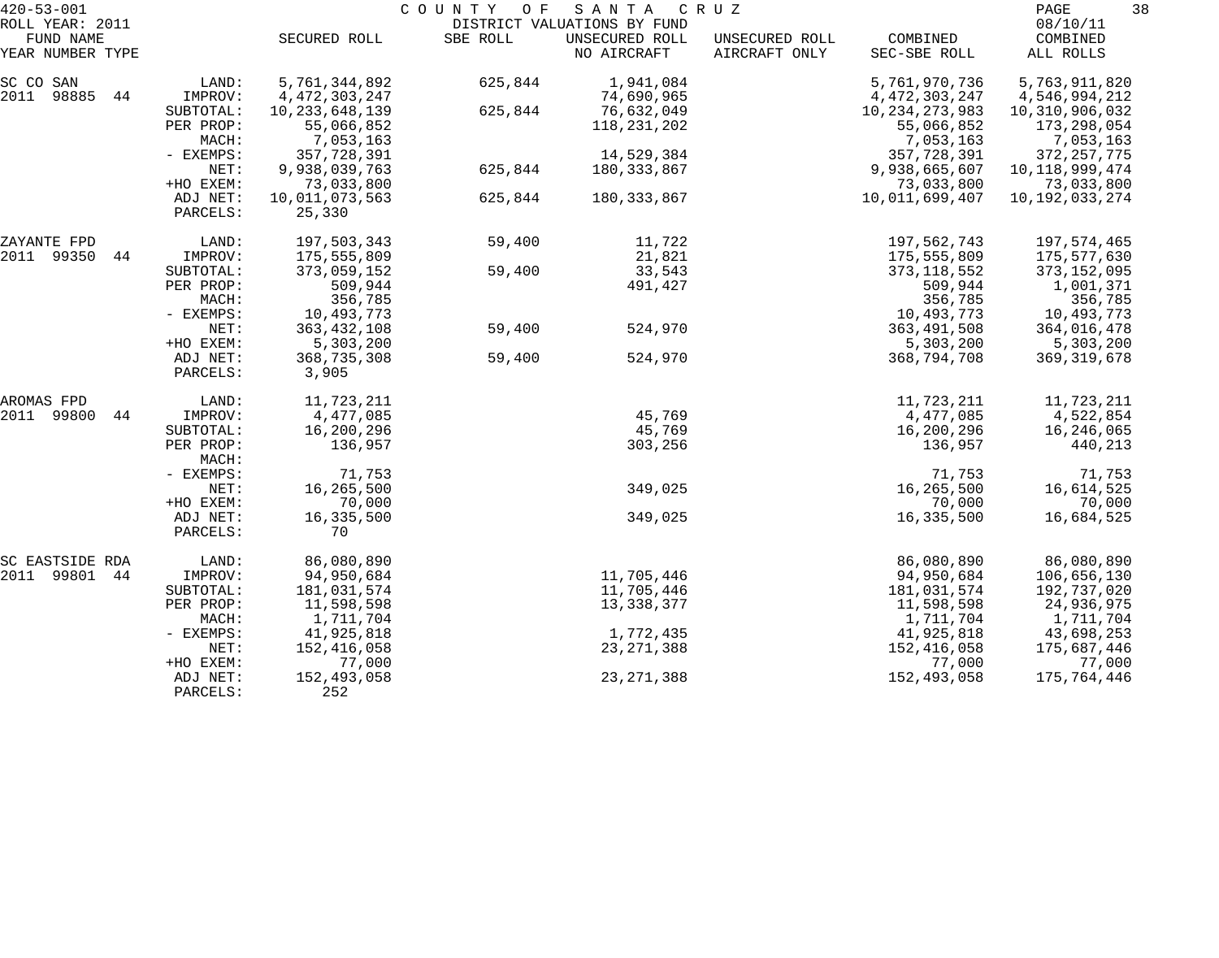420-53-001 COUNTY OF SANTA CRUZ

ROLL YEAR: 2011 DISTRICT VALUATIONS BY FUND 08/10/11

| FUND NAME YEAR NUMBER TYPE | | SECURED ROLL | SBE ROLL | UNSECURED ROLL NO AIRCRAFT | UNSECURED ROLL AIRCRAFT ONLY | COMBINED SEC-SBE ROLL | COMBINED ALL ROLLS |
|---|---|---|---|---|---|---|---|
| SC CO SAN | LAND: | 5,761,344,892 | 625,844 | 1,941,084 | | 5,761,970,736 | 5,763,911,820 |
| 2011 98885 44 | IMPROV: | 4,472,303,247 | | 74,690,965 | | 4,472,303,247 | 4,546,994,212 |
| | SUBTOTAL: | 10,233,648,139 | 625,844 | 76,632,049 | | 10,234,273,983 | 10,310,906,032 |
| | PER PROP: | 55,066,852 | | 118,231,202 | | 55,066,852 | 173,298,054 |
| | MACH: | 7,053,163 | | | | 7,053,163 | 7,053,163 |
| | - EXEMPS: | 357,728,391 | | 14,529,384 | | 357,728,391 | 372,257,775 |
| | NET: | 9,938,039,763 | 625,844 | 180,333,867 | | 9,938,665,607 | 10,118,999,474 |
| | +HO EXEM: | 73,033,800 | | | | 73,033,800 | 73,033,800 |
| | ADJ NET: | 10,011,073,563 | 625,844 | 180,333,867 | | 10,011,699,407 | 10,192,033,274 |
| | PARCELS: | 25,330 | | | | | |
| ZAYANTE FPD | LAND: | 197,503,343 | 59,400 | 11,722 | | 197,562,743 | 197,574,465 |
| 2011 99350 44 | IMPROV: | 175,555,809 | | 21,821 | | 175,555,809 | 175,577,630 |
| | SUBTOTAL: | 373,059,152 | 59,400 | 33,543 | | 373,118,552 | 373,152,095 |
| | PER PROP: | 509,944 | | 491,427 | | 509,944 | 1,001,371 |
| | MACH: | 356,785 | | | | 356,785 | 356,785 |
| | - EXEMPS: | 10,493,773 | | | | 10,493,773 | 10,493,773 |
| | NET: | 363,432,108 | 59,400 | 524,970 | | 363,491,508 | 364,016,478 |
| | +HO EXEM: | 5,303,200 | | | | 5,303,200 | 5,303,200 |
| | ADJ NET: | 368,735,308 | 59,400 | 524,970 | | 368,794,708 | 369,319,678 |
| | PARCELS: | 3,905 | | | | | |
| AROMAS FPD | LAND: | 11,723,211 | | | | 11,723,211 | 11,723,211 |
| 2011 99800 44 | IMPROV: | 4,477,085 | | 45,769 | | 4,477,085 | 4,522,854 |
| | SUBTOTAL: | 16,200,296 | | 45,769 | | 16,200,296 | 16,246,065 |
| | PER PROP: | 136,957 | | 303,256 | | 136,957 | 440,213 |
| | MACH: | | | | | | |
| | - EXEMPS: | 71,753 | | | | 71,753 | 71,753 |
| | NET: | 16,265,500 | | 349,025 | | 16,265,500 | 16,614,525 |
| | +HO EXEM: | 70,000 | | | | 70,000 | 70,000 |
| | ADJ NET: | 16,335,500 | | 349,025 | | 16,335,500 | 16,684,525 |
| | PARCELS: | 70 | | | | | |
| SC EASTSIDE RDA | LAND: | 86,080,890 | | | | 86,080,890 | 86,080,890 |
| 2011 99801 44 | IMPROV: | 94,950,684 | | 11,705,446 | | 94,950,684 | 106,656,130 |
| | SUBTOTAL: | 181,031,574 | | 11,705,446 | | 181,031,574 | 192,737,020 |
| | PER PROP: | 11,598,598 | | 13,338,377 | | 11,598,598 | 24,936,975 |
| | MACH: | 1,711,704 | | | | 1,711,704 | 1,711,704 |
| | - EXEMPS: | 41,925,818 | | 1,772,435 | | 41,925,818 | 43,698,253 |
| | NET: | 152,416,058 | | 23,271,388 | | 152,416,058 | 175,687,446 |
| | +HO EXEM: | 77,000 | | | | 77,000 | 77,000 |
| | ADJ NET: | 152,493,058 | | 23,271,388 | | 152,493,058 | 175,764,446 |
| | PARCELS: | 252 | | | | | |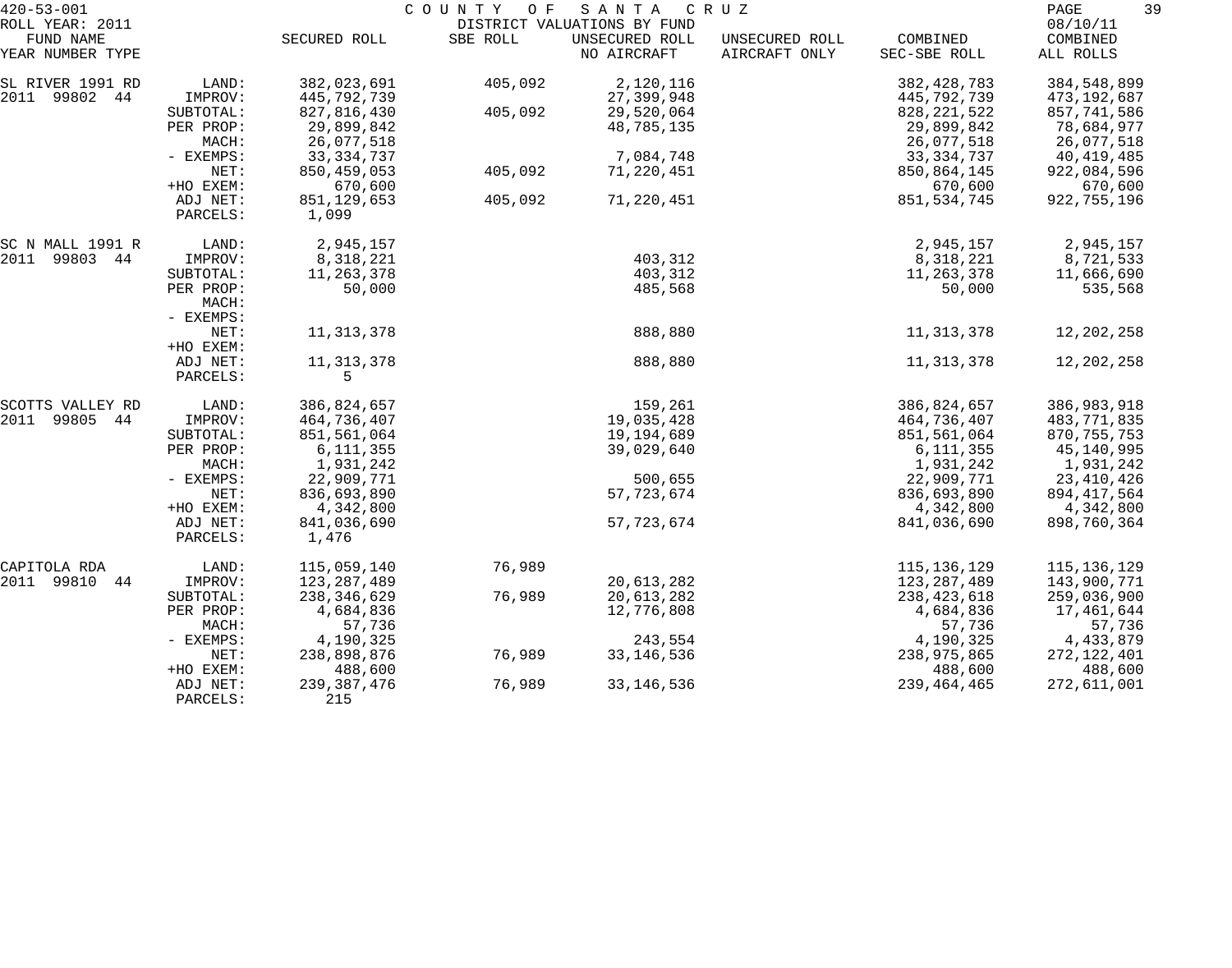420-53-001 COUNTY OF SANTA CRUZ
ROLL YEAR: 2011 DISTRICT VALUATIONS BY FUND 08/10/11

| FUND NAME YEAR NUMBER TYPE | | SECURED ROLL | SBE ROLL | UNSECURED ROLL NO AIRCRAFT | UNSECURED ROLL AIRCRAFT ONLY | COMBINED SEC-SBE ROLL | COMBINED ALL ROLLS |
|---|---|---|---|---|---|---|---|
| SL RIVER 1991 RD | LAND: | 382,023,691 | 405,092 | 2,120,116 | | 382,428,783 | 384,548,899 |
| 2011 99802 44 | IMPROV: | 445,792,739 | | 27,399,948 | | 445,792,739 | 473,192,687 |
| | SUBTOTAL: | 827,816,430 | 405,092 | 29,520,064 | | 828,221,522 | 857,741,586 |
| | PER PROP: | 29,899,842 | | 48,785,135 | | 29,899,842 | 78,684,977 |
| | MACH: | 26,077,518 | | | | 26,077,518 | 26,077,518 |
| | - EXEMPS: | 33,334,737 | | 7,084,748 | | 33,334,737 | 40,419,485 |
| | NET: | 850,459,053 | 405,092 | 71,220,451 | | 850,864,145 | 922,084,596 |
| | +HO EXEM: | 670,600 | | | | 670,600 | 670,600 |
| | ADJ NET: | 851,129,653 | 405,092 | 71,220,451 | | 851,534,745 | 922,755,196 |
| | PARCELS: | 1,099 | | | | | |
| SC N MALL 1991 R | LAND: | 2,945,157 | | | | 2,945,157 | 2,945,157 |
| 2011 99803 44 | IMPROV: | 8,318,221 | | 403,312 | | 8,318,221 | 8,721,533 |
| | SUBTOTAL: | 11,263,378 | | 403,312 | | 11,263,378 | 11,666,690 |
| | PER PROP: | 50,000 | | 485,568 | | 50,000 | 535,568 |
| | MACH: | | | | | | |
| | - EXEMPS: | | | | | | |
| | NET: | 11,313,378 | | 888,880 | | 11,313,378 | 12,202,258 |
| | +HO EXEM: | | | | | | |
| | ADJ NET: | 11,313,378 | | 888,880 | | 11,313,378 | 12,202,258 |
| | PARCELS: | 5 | | | | | |
| SCOTTS VALLEY RD | LAND: | 386,824,657 | | 159,261 | | 386,824,657 | 386,983,918 |
| 2011 99805 44 | IMPROV: | 464,736,407 | | 19,035,428 | | 464,736,407 | 483,771,835 |
| | SUBTOTAL: | 851,561,064 | | 19,194,689 | | 851,561,064 | 870,755,753 |
| | PER PROP: | 6,111,355 | | 39,029,640 | | 6,111,355 | 45,140,995 |
| | MACH: | 1,931,242 | | | | 1,931,242 | 1,931,242 |
| | - EXEMPS: | 22,909,771 | | 500,655 | | 22,909,771 | 23,410,426 |
| | NET: | 836,693,890 | | 57,723,674 | | 836,693,890 | 894,417,564 |
| | +HO EXEM: | 4,342,800 | | | | 4,342,800 | 4,342,800 |
| | ADJ NET: | 841,036,690 | | 57,723,674 | | 841,036,690 | 898,760,364 |
| | PARCELS: | 1,476 | | | | | |
| CAPITOLA RDA | LAND: | 115,059,140 | 76,989 | | | 115,136,129 | 115,136,129 |
| 2011 99810 44 | IMPROV: | 123,287,489 | | 20,613,282 | | 123,287,489 | 143,900,771 |
| | SUBTOTAL: | 238,346,629 | 76,989 | 20,613,282 | | 238,423,618 | 259,036,900 |
| | PER PROP: | 4,684,836 | | 12,776,808 | | 4,684,836 | 17,461,644 |
| | MACH: | 57,736 | | | | 57,736 | 57,736 |
| | - EXEMPS: | 4,190,325 | | 243,554 | | 4,190,325 | 4,433,879 |
| | NET: | 238,898,876 | 76,989 | 33,146,536 | | 238,975,865 | 272,122,401 |
| | +HO EXEM: | 488,600 | | | | 488,600 | 488,600 |
| | ADJ NET: | 239,387,476 | 76,989 | 33,146,536 | | 239,464,465 | 272,611,001 |
| | PARCELS: | 215 | | | | | |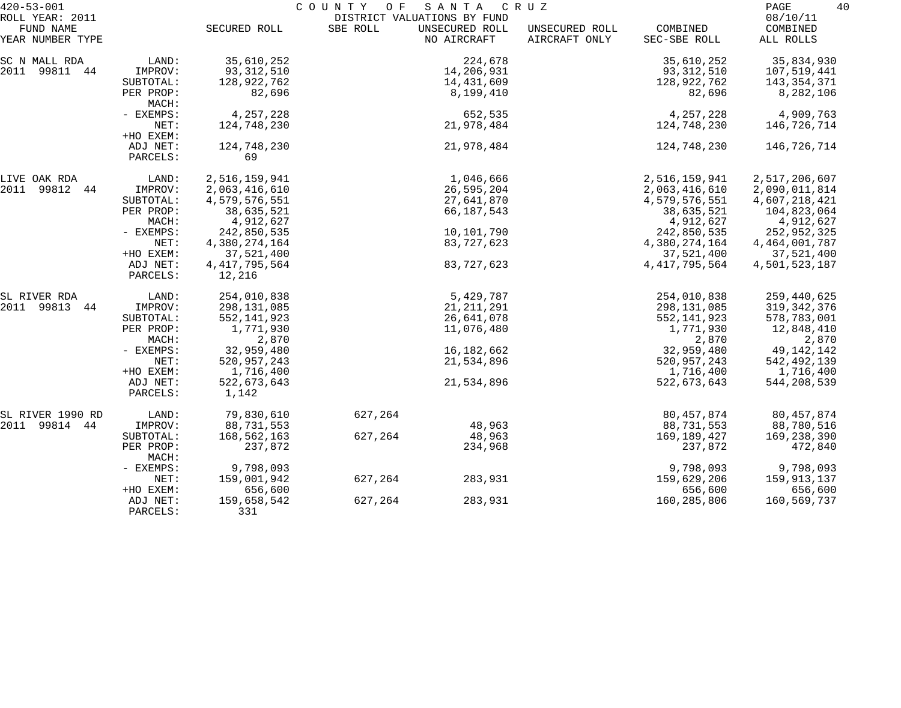420-53-001 COUNTY OF SANTA CRUZ

ROLL YEAR: 2011 DISTRICT VALUATIONS BY FUND 08/10/11

| FUND NAME YEAR NUMBER TYPE | | SECURED ROLL | SBE ROLL | UNSECURED ROLL NO AIRCRAFT | UNSECURED ROLL AIRCRAFT ONLY | COMBINED SEC-SBE ROLL | COMBINED ALL ROLLS |
|---|---|---|---|---|---|---|---|
| SC N MALL RDA | LAND: | 35,610,252 | | 224,678 | | 35,610,252 | 35,834,930 |
| 2011 99811 44 | IMPROV: | 93,312,510 | | 14,206,931 | | 93,312,510 | 107,519,441 |
| | SUBTOTAL: | 128,922,762 | | 14,431,609 | | 128,922,762 | 143,354,371 |
| | PER PROP: | 82,696 | | 8,199,410 | | 82,696 | 8,282,106 |
| | MACH: | | | | | | |
| | - EXEMPS: | 4,257,228 | | 652,535 | | 4,257,228 | 4,909,763 |
| | NET: | 124,748,230 | | 21,978,484 | | 124,748,230 | 146,726,714 |
| | +HO EXEM: | | | | | | |
| | ADJ NET: | 124,748,230 | | 21,978,484 | | 124,748,230 | 146,726,714 |
| | PARCELS: | 69 | | | | | |
| LIVE OAK RDA | LAND: | 2,516,159,941 | | 1,046,666 | | 2,516,159,941 | 2,517,206,607 |
| 2011 99812 44 | IMPROV: | 2,063,416,610 | | 26,595,204 | | 2,063,416,610 | 2,090,011,814 |
| | SUBTOTAL: | 4,579,576,551 | | 27,641,870 | | 4,579,576,551 | 4,607,218,421 |
| | PER PROP: | 38,635,521 | | 66,187,543 | | 38,635,521 | 104,823,064 |
| | MACH: | 4,912,627 | | | | 4,912,627 | 4,912,627 |
| | - EXEMPS: | 242,850,535 | | 10,101,790 | | 242,850,535 | 252,952,325 |
| | NET: | 4,380,274,164 | | 83,727,623 | | 4,380,274,164 | 4,464,001,787 |
| | +HO EXEM: | 37,521,400 | | | | 37,521,400 | 37,521,400 |
| | ADJ NET: | 4,417,795,564 | | 83,727,623 | | 4,417,795,564 | 4,501,523,187 |
| | PARCELS: | 12,216 | | | | | |
| SL RIVER RDA | LAND: | 254,010,838 | | 5,429,787 | | 254,010,838 | 259,440,625 |
| 2011 99813 44 | IMPROV: | 298,131,085 | | 21,211,291 | | 298,131,085 | 319,342,376 |
| | SUBTOTAL: | 552,141,923 | | 26,641,078 | | 552,141,923 | 578,783,001 |
| | PER PROP: | 1,771,930 | | 11,076,480 | | 1,771,930 | 12,848,410 |
| | MACH: | 2,870 | | | | 2,870 | 2,870 |
| | - EXEMPS: | 32,959,480 | | 16,182,662 | | 32,959,480 | 49,142,142 |
| | NET: | 520,957,243 | | 21,534,896 | | 520,957,243 | 542,492,139 |
| | +HO EXEM: | 1,716,400 | | | | 1,716,400 | 1,716,400 |
| | ADJ NET: | 522,673,643 | | 21,534,896 | | 522,673,643 | 544,208,539 |
| | PARCELS: | 1,142 | | | | | |
| SL RIVER 1990 RD | LAND: | 79,830,610 | 627,264 | | | 80,457,874 | 80,457,874 |
| 2011 99814 44 | IMPROV: | 88,731,553 | | 48,963 | | 88,731,553 | 88,780,516 |
| | SUBTOTAL: | 168,562,163 | 627,264 | 48,963 | | 169,189,427 | 169,238,390 |
| | PER PROP: | 237,872 | | 234,968 | | 237,872 | 472,840 |
| | MACH: | | | | | | |
| | - EXEMPS: | 9,798,093 | | | | 9,798,093 | 9,798,093 |
| | NET: | 159,001,942 | 627,264 | 283,931 | | 159,629,206 | 159,913,137 |
| | +HO EXEM: | 656,600 | | | | 656,600 | 656,600 |
| | ADJ NET: | 159,658,542 | 627,264 | 283,931 | | 160,285,806 | 160,569,737 |
| | PARCELS: | 331 | | | | | |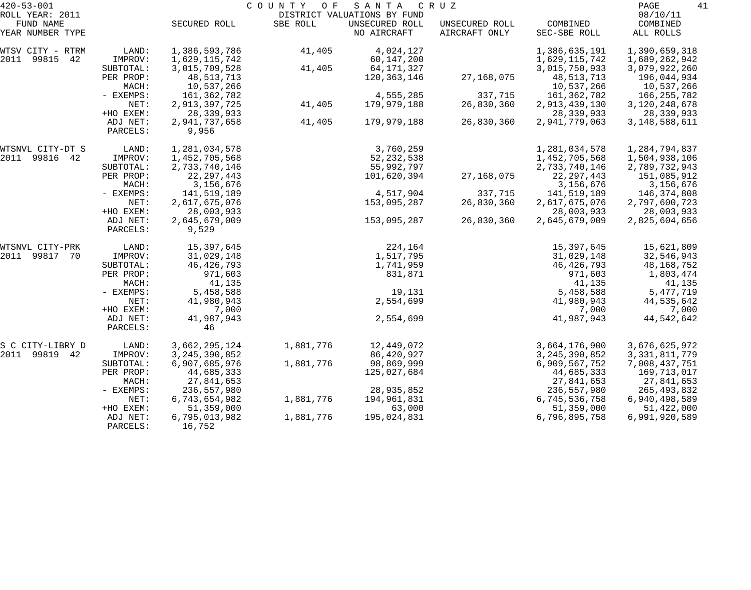420-53-001 COUNTY OF SANTA CRUZ

ROLL YEAR: 2011 DISTRICT VALUATIONS BY FUND 08/10/11

| FUND NAME YEAR NUMBER TYPE | | SECURED ROLL | SBE ROLL | UNSECURED ROLL NO AIRCRAFT | UNSECURED ROLL AIRCRAFT ONLY | COMBINED SEC-SBE ROLL | COMBINED ALL ROLLS |
|---|---|---|---|---|---|---|---|
| WTSV CITY - RTRM | LAND: | 1,386,593,786 | 41,405 | 4,024,127 | | 1,386,635,191 | 1,390,659,318 |
| 2011 99815 42 | IMPROV: | 1,629,115,742 | | 60,147,200 | | 1,629,115,742 | 1,689,262,942 |
| | SUBTOTAL: | 3,015,709,528 | 41,405 | 64,171,327 | | 3,015,750,933 | 3,079,922,260 |
| | PER PROP: | 48,513,713 | | 120,363,146 | 27,168,075 | 48,513,713 | 196,044,934 |
| | MACH: | 10,537,266 | | | | 10,537,266 | 10,537,266 |
| | - EXEMPS: | 161,362,782 | | 4,555,285 | 337,715 | 161,362,782 | 166,255,782 |
| | NET: | 2,913,397,725 | 41,405 | 179,979,188 | 26,830,360 | 2,913,439,130 | 3,120,248,678 |
| | +HO EXEM: | 28,339,933 | | | | 28,339,933 | 28,339,933 |
| | ADJ NET: | 2,941,737,658 | 41,405 | 179,979,188 | 26,830,360 | 2,941,779,063 | 3,148,588,611 |
| | PARCELS: | 9,956 | | | | | |
| WTSNVL CITY-DT S | LAND: | 1,281,034,578 | | 3,760,259 | | 1,281,034,578 | 1,284,794,837 |
| 2011 99816 42 | IMPROV: | 1,452,705,568 | | 52,232,538 | | 1,452,705,568 | 1,504,938,106 |
| | SUBTOTAL: | 2,733,740,146 | | 55,992,797 | | 2,733,740,146 | 2,789,732,943 |
| | PER PROP: | 22,297,443 | | 101,620,394 | 27,168,075 | 22,297,443 | 151,085,912 |
| | MACH: | 3,156,676 | | | | 3,156,676 | 3,156,676 |
| | - EXEMPS: | 141,519,189 | | 4,517,904 | 337,715 | 141,519,189 | 146,374,808 |
| | NET: | 2,617,675,076 | | 153,095,287 | 26,830,360 | 2,617,675,076 | 2,797,600,723 |
| | +HO EXEM: | 28,003,933 | | | | 28,003,933 | 28,003,933 |
| | ADJ NET: | 2,645,679,009 | | 153,095,287 | 26,830,360 | 2,645,679,009 | 2,825,604,656 |
| | PARCELS: | 9,529 | | | | | |
| WTSNVL CITY-PRK | LAND: | 15,397,645 | | 224,164 | | 15,397,645 | 15,621,809 |
| 2011 99817 70 | IMPROV: | 31,029,148 | | 1,517,795 | | 31,029,148 | 32,546,943 |
| | SUBTOTAL: | 46,426,793 | | 1,741,959 | | 46,426,793 | 48,168,752 |
| | PER PROP: | 971,603 | | 831,871 | | 971,603 | 1,803,474 |
| | MACH: | 41,135 | | | | 41,135 | 41,135 |
| | - EXEMPS: | 5,458,588 | | 19,131 | | 5,458,588 | 5,477,719 |
| | NET: | 41,980,943 | | 2,554,699 | | 41,980,943 | 44,535,642 |
| | +HO EXEM: | 7,000 | | | | 7,000 | 7,000 |
| | ADJ NET: | 41,987,943 | | 2,554,699 | | 41,987,943 | 44,542,642 |
| | PARCELS: | 46 | | | | | |
| S C CITY-LIBRY D | LAND: | 3,662,295,124 | 1,881,776 | 12,449,072 | | 3,664,176,900 | 3,676,625,972 |
| 2011 99819 42 | IMPROV: | 3,245,390,852 | | 86,420,927 | | 3,245,390,852 | 3,331,811,779 |
| | SUBTOTAL: | 6,907,685,976 | 1,881,776 | 98,869,999 | | 6,909,567,752 | 7,008,437,751 |
| | PER PROP: | 44,685,333 | | 125,027,684 | | 44,685,333 | 169,713,017 |
| | MACH: | 27,841,653 | | | | 27,841,653 | 27,841,653 |
| | - EXEMPS: | 236,557,980 | | 28,935,852 | | 236,557,980 | 265,493,832 |
| | NET: | 6,743,654,982 | 1,881,776 | 194,961,831 | | 6,745,536,758 | 6,940,498,589 |
| | +HO EXEM: | 51,359,000 | | 63,000 | | 51,359,000 | 51,422,000 |
| | ADJ NET: | 6,795,013,982 | 1,881,776 | 195,024,831 | | 6,796,895,758 | 6,991,920,589 |
| | PARCELS: | 16,752 | | | | | |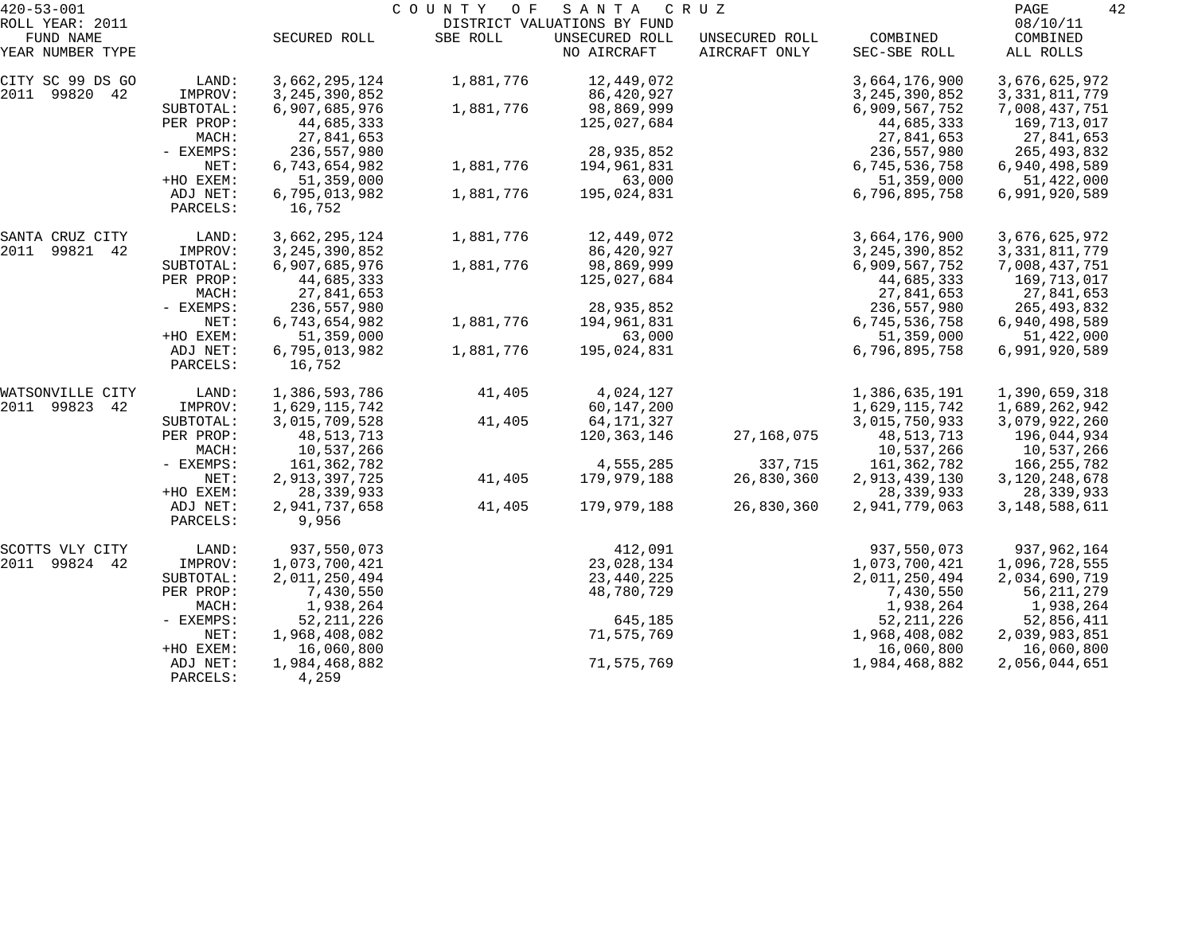420-53-001 COUNTY OF SANTA CRUZ

ROLL YEAR: 2011 DISTRICT VALUATIONS BY FUND 08/10/11

| FUND NAME YEAR NUMBER TYPE | | SECURED ROLL | SBE ROLL | UNSECURED ROLL NO AIRCRAFT | UNSECURED ROLL AIRCRAFT ONLY | COMBINED SEC-SBE ROLL | COMBINED ALL ROLLS |
|---|---|---|---|---|---|---|---|
| CITY SC 99 DS GO | LAND: | 3,662,295,124 | 1,881,776 | 12,449,072 | | 3,664,176,900 | 3,676,625,972 |
| 2011 99820 42 | IMPROV: | 3,245,390,852 | | 86,420,927 | | 3,245,390,852 | 3,331,811,779 |
| | SUBTOTAL: | 6,907,685,976 | 1,881,776 | 98,869,999 | | 6,909,567,752 | 7,008,437,751 |
| | PER PROP: | 44,685,333 | | 125,027,684 | | 44,685,333 | 169,713,017 |
| | MACH: | 27,841,653 | | | | 27,841,653 | 27,841,653 |
| | - EXEMPS: | 236,557,980 | | 28,935,852 | | 236,557,980 | 265,493,832 |
| | NET: | 6,743,654,982 | 1,881,776 | 194,961,831 | | 6,745,536,758 | 6,940,498,589 |
| | +HO EXEM: | 51,359,000 | | 63,000 | | 51,359,000 | 51,422,000 |
| | ADJ NET: | 6,795,013,982 | 1,881,776 | 195,024,831 | | 6,796,895,758 | 6,991,920,589 |
| | PARCELS: | 16,752 | | | | | |
| SANTA CRUZ CITY | LAND: | 3,662,295,124 | 1,881,776 | 12,449,072 | | 3,664,176,900 | 3,676,625,972 |
| 2011 99821 42 | IMPROV: | 3,245,390,852 | | 86,420,927 | | 3,245,390,852 | 3,331,811,779 |
| | SUBTOTAL: | 6,907,685,976 | 1,881,776 | 98,869,999 | | 6,909,567,752 | 7,008,437,751 |
| | PER PROP: | 44,685,333 | | 125,027,684 | | 44,685,333 | 169,713,017 |
| | MACH: | 27,841,653 | | | | 27,841,653 | 27,841,653 |
| | - EXEMPS: | 236,557,980 | | 28,935,852 | | 236,557,980 | 265,493,832 |
| | NET: | 6,743,654,982 | 1,881,776 | 194,961,831 | | 6,745,536,758 | 6,940,498,589 |
| | +HO EXEM: | 51,359,000 | | 63,000 | | 51,359,000 | 51,422,000 |
| | ADJ NET: | 6,795,013,982 | 1,881,776 | 195,024,831 | | 6,796,895,758 | 6,991,920,589 |
| | PARCELS: | 16,752 | | | | | |
| WATSONVILLE CITY | LAND: | 1,386,593,786 | 41,405 | 4,024,127 | | 1,386,635,191 | 1,390,659,318 |
| 2011 99823 42 | IMPROV: | 1,629,115,742 | | 60,147,200 | | 1,629,115,742 | 1,689,262,942 |
| | SUBTOTAL: | 3,015,709,528 | 41,405 | 64,171,327 | | 3,015,750,933 | 3,079,922,260 |
| | PER PROP: | 48,513,713 | | 120,363,146 | 27,168,075 | 48,513,713 | 196,044,934 |
| | MACH: | 10,537,266 | | | | 10,537,266 | 10,537,266 |
| | - EXEMPS: | 161,362,782 | | 4,555,285 | 337,715 | 161,362,782 | 166,255,782 |
| | NET: | 2,913,397,725 | 41,405 | 179,979,188 | 26,830,360 | 2,913,439,130 | 3,120,248,678 |
| | +HO EXEM: | 28,339,933 | | | | 28,339,933 | 28,339,933 |
| | ADJ NET: | 2,941,737,658 | 41,405 | 179,979,188 | 26,830,360 | 2,941,779,063 | 3,148,588,611 |
| | PARCELS: | 9,956 | | | | | |
| SCOTTS VLY CITY | LAND: | 937,550,073 | | 412,091 | | 937,550,073 | 937,962,164 |
| 2011 99824 42 | IMPROV: | 1,073,700,421 | | 23,028,134 | | 1,073,700,421 | 1,096,728,555 |
| | SUBTOTAL: | 2,011,250,494 | | 23,440,225 | | 2,011,250,494 | 2,034,690,719 |
| | PER PROP: | 7,430,550 | | 48,780,729 | | 7,430,550 | 56,211,279 |
| | MACH: | 1,938,264 | | | | 1,938,264 | 1,938,264 |
| | - EXEMPS: | 52,211,226 | | 645,185 | | 52,211,226 | 52,856,411 |
| | NET: | 1,968,408,082 | | 71,575,769 | | 1,968,408,082 | 2,039,983,851 |
| | +HO EXEM: | 16,060,800 | | | | 16,060,800 | 16,060,800 |
| | ADJ NET: | 1,984,468,882 | | 71,575,769 | | 1,984,468,882 | 2,056,044,651 |
| | PARCELS: | 4,259 | | | | | |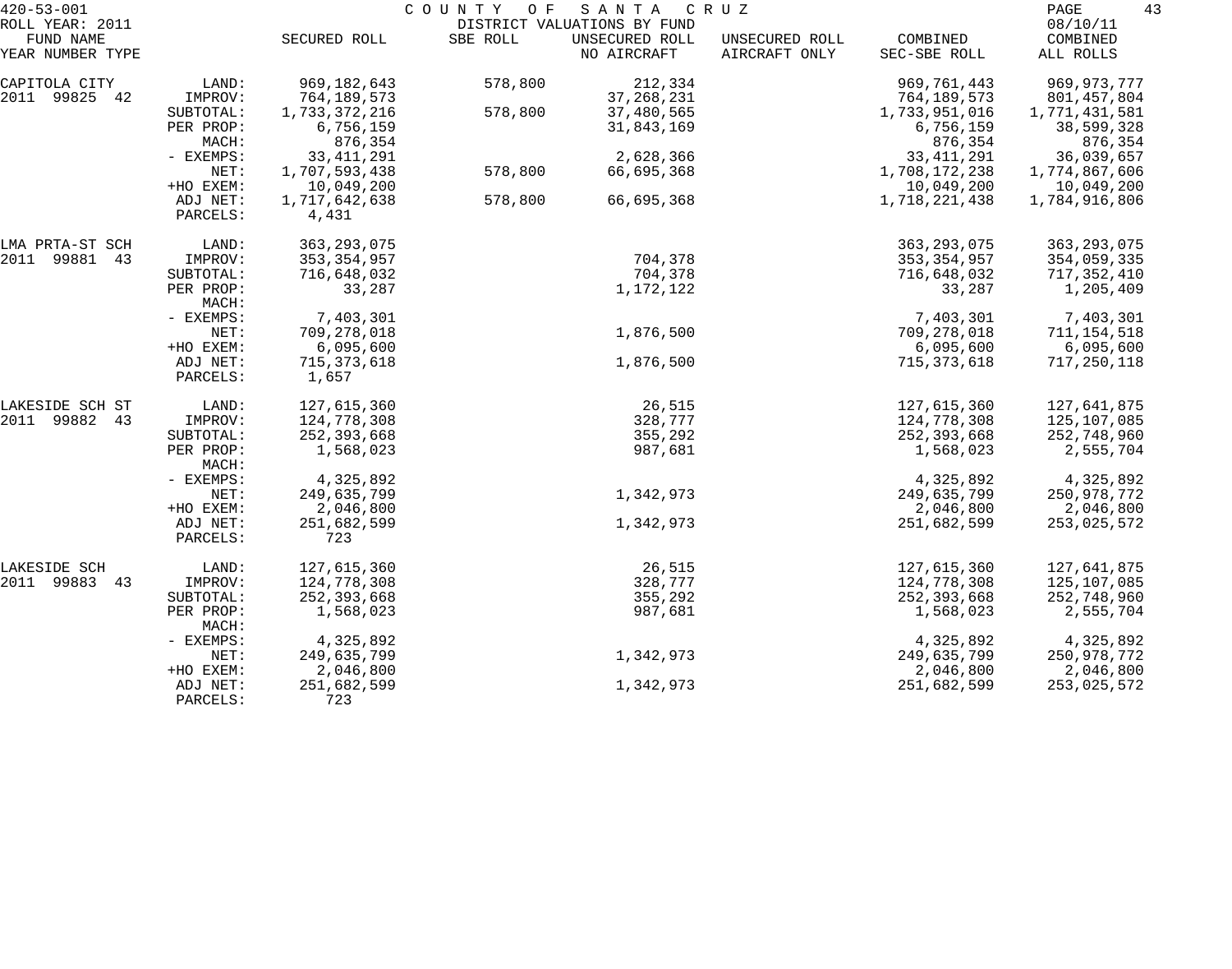420-53-001 COUNTY OF SANTA CRUZ

ROLL YEAR: 2011 DISTRICT VALUATIONS BY FUND 08/10/11

| FUND NAME YEAR NUMBER TYPE | | SECURED ROLL | SBE ROLL | UNSECURED ROLL NO AIRCRAFT | UNSECURED ROLL AIRCRAFT ONLY | COMBINED SEC-SBE ROLL | COMBINED ALL ROLLS |
|---|---|---|---|---|---|---|---|
| CAPITOLA CITY | LAND: | 969,182,643 | 578,800 | 212,334 | | 969,761,443 | 969,973,777 |
| 2011 99825 42 | IMPROV: | 764,189,573 | | 37,268,231 | | 764,189,573 | 801,457,804 |
| | SUBTOTAL: | 1,733,372,216 | 578,800 | 37,480,565 | | 1,733,951,016 | 1,771,431,581 |
| | PER PROP: | 6,756,159 | | 31,843,169 | | 6,756,159 | 38,599,328 |
| | MACH: | 876,354 | | | | 876,354 | 876,354 |
| | - EXEMPS: | 33,411,291 | | 2,628,366 | | 33,411,291 | 36,039,657 |
| | NET: | 1,707,593,438 | 578,800 | 66,695,368 | | 1,708,172,238 | 1,774,867,606 |
| | +HO EXEM: | 10,049,200 | | | | 10,049,200 | 10,049,200 |
| | ADJ NET: | 1,717,642,638 | 578,800 | 66,695,368 | | 1,718,221,438 | 1,784,916,806 |
| | PARCELS: | 4,431 | | | | | |
| LMA PRTA-ST SCH | LAND: | 363,293,075 | | | | 363,293,075 | 363,293,075 |
| 2011 99881 43 | IMPROV: | 353,354,957 | | 704,378 | | 353,354,957 | 354,059,335 |
| | SUBTOTAL: | 716,648,032 | | 704,378 | | 716,648,032 | 717,352,410 |
| | PER PROP: | 33,287 | | 1,172,122 | | 33,287 | 1,205,409 |
| | MACH: | | | | | | |
| | - EXEMPS: | 7,403,301 | | | | 7,403,301 | 7,403,301 |
| | NET: | 709,278,018 | | 1,876,500 | | 709,278,018 | 711,154,518 |
| | +HO EXEM: | 6,095,600 | | | | 6,095,600 | 6,095,600 |
| | ADJ NET: | 715,373,618 | | 1,876,500 | | 715,373,618 | 717,250,118 |
| | PARCELS: | 1,657 | | | | | |
| LAKESIDE SCH ST | LAND: | 127,615,360 | | 26,515 | | 127,615,360 | 127,641,875 |
| 2011 99882 43 | IMPROV: | 124,778,308 | | 328,777 | | 124,778,308 | 125,107,085 |
| | SUBTOTAL: | 252,393,668 | | 355,292 | | 252,393,668 | 252,748,960 |
| | PER PROP: | 1,568,023 | | 987,681 | | 1,568,023 | 2,555,704 |
| | MACH: | | | | | | |
| | - EXEMPS: | 4,325,892 | | | | 4,325,892 | 4,325,892 |
| | NET: | 249,635,799 | | 1,342,973 | | 249,635,799 | 250,978,772 |
| | +HO EXEM: | 2,046,800 | | | | 2,046,800 | 2,046,800 |
| | ADJ NET: | 251,682,599 | | 1,342,973 | | 251,682,599 | 253,025,572 |
| | PARCELS: | 723 | | | | | |
| LAKESIDE SCH | LAND: | 127,615,360 | | 26,515 | | 127,615,360 | 127,641,875 |
| 2011 99883 43 | IMPROV: | 124,778,308 | | 328,777 | | 124,778,308 | 125,107,085 |
| | SUBTOTAL: | 252,393,668 | | 355,292 | | 252,393,668 | 252,748,960 |
| | PER PROP: | 1,568,023 | | 987,681 | | 1,568,023 | 2,555,704 |
| | MACH: | | | | | | |
| | - EXEMPS: | 4,325,892 | | | | 4,325,892 | 4,325,892 |
| | NET: | 249,635,799 | | 1,342,973 | | 249,635,799 | 250,978,772 |
| | +HO EXEM: | 2,046,800 | | | | 2,046,800 | 2,046,800 |
| | ADJ NET: | 251,682,599 | | 1,342,973 | | 251,682,599 | 253,025,572 |
| | PARCELS: | 723 | | | | | |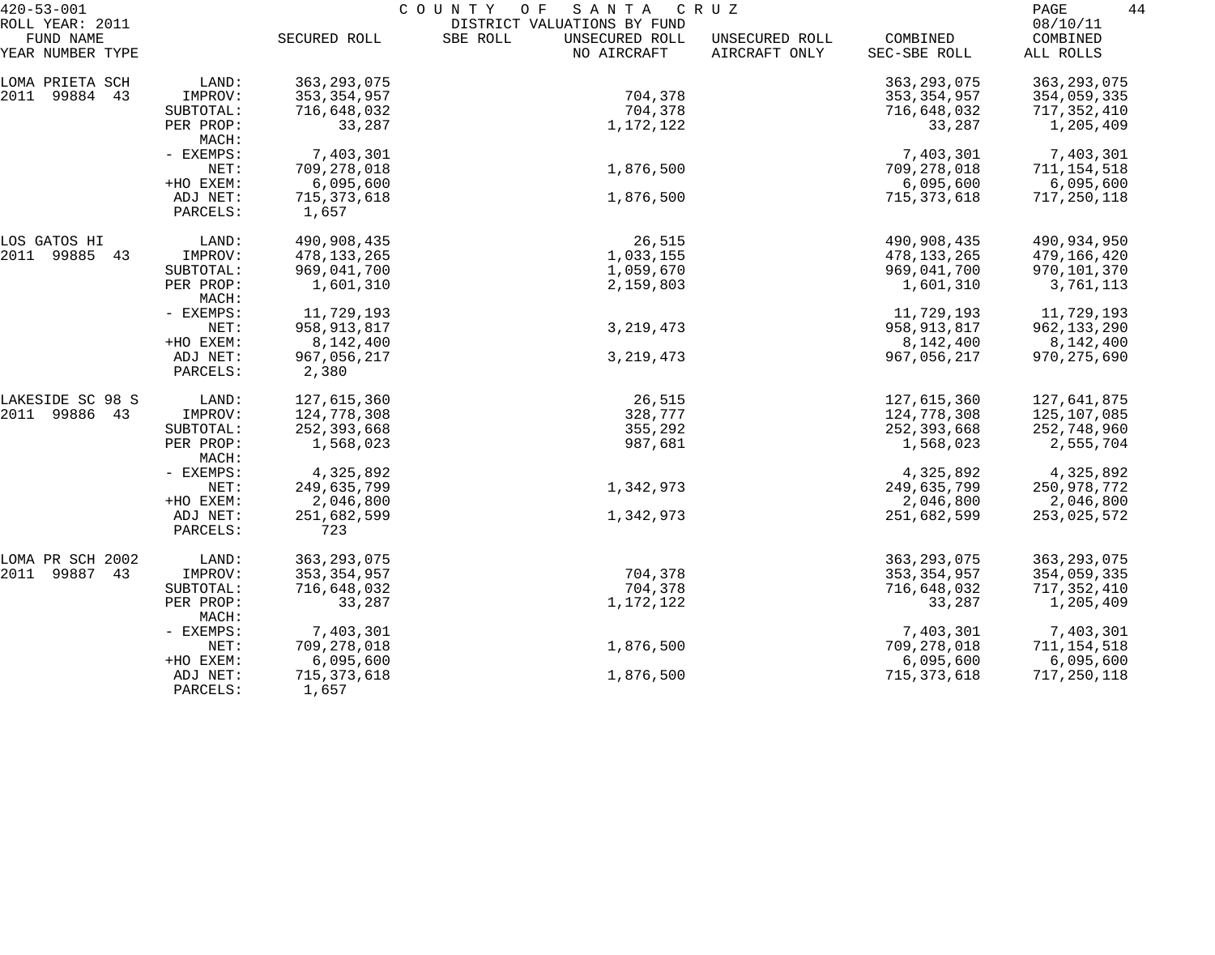420-53-001 COUNTY OF SANTA CRUZ

ROLL YEAR: 2011 DISTRICT VALUATIONS BY FUND 08/10/11

| FUND NAME YEAR NUMBER TYPE | | SECURED ROLL | SBE ROLL | UNSECURED ROLL NO AIRCRAFT | UNSECURED ROLL AIRCRAFT ONLY | COMBINED SEC-SBE ROLL | COMBINED ALL ROLLS |
|---|---|---|---|---|---|---|---|
| LOMA PRIETA SCH | LAND: | 363,293,075 | | | | 363,293,075 | 363,293,075 |
| 2011 99884 43 | IMPROV: | 353,354,957 | | 704,378 | | 353,354,957 | 354,059,335 |
| | SUBTOTAL: | 716,648,032 | | 704,378 | | 716,648,032 | 717,352,410 |
| | PER PROP: | 33,287 | | 1,172,122 | | 33,287 | 1,205,409 |
| | MACH: | | | | | | |
| | - EXEMPS: | 7,403,301 | | | | 7,403,301 | 7,403,301 |
| | NET: | 709,278,018 | | 1,876,500 | | 709,278,018 | 711,154,518 |
| | +HO EXEM: | 6,095,600 | | | | 6,095,600 | 6,095,600 |
| | ADJ NET: | 715,373,618 | | 1,876,500 | | 715,373,618 | 717,250,118 |
| | PARCELS: | 1,657 | | | | | |
| LOS GATOS HI | LAND: | 490,908,435 | | 26,515 | | 490,908,435 | 490,934,950 |
| 2011 99885 43 | IMPROV: | 478,133,265 | | 1,033,155 | | 478,133,265 | 479,166,420 |
| | SUBTOTAL: | 969,041,700 | | 1,059,670 | | 969,041,700 | 970,101,370 |
| | PER PROP: | 1,601,310 | | 2,159,803 | | 1,601,310 | 3,761,113 |
| | MACH: | | | | | | |
| | - EXEMPS: | 11,729,193 | | | | 11,729,193 | 11,729,193 |
| | NET: | 958,913,817 | | 3,219,473 | | 958,913,817 | 962,133,290 |
| | +HO EXEM: | 8,142,400 | | | | 8,142,400 | 8,142,400 |
| | ADJ NET: | 967,056,217 | | 3,219,473 | | 967,056,217 | 970,275,690 |
| | PARCELS: | 2,380 | | | | | |
| LAKESIDE SC 98 S | LAND: | 127,615,360 | | 26,515 | | 127,615,360 | 127,641,875 |
| 2011 99886 43 | IMPROV: | 124,778,308 | | 328,777 | | 124,778,308 | 125,107,085 |
| | SUBTOTAL: | 252,393,668 | | 355,292 | | 252,393,668 | 252,748,960 |
| | PER PROP: | 1,568,023 | | 987,681 | | 1,568,023 | 2,555,704 |
| | MACH: | | | | | | |
| | - EXEMPS: | 4,325,892 | | | | 4,325,892 | 4,325,892 |
| | NET: | 249,635,799 | | 1,342,973 | | 249,635,799 | 250,978,772 |
| | +HO EXEM: | 2,046,800 | | | | 2,046,800 | 2,046,800 |
| | ADJ NET: | 251,682,599 | | 1,342,973 | | 251,682,599 | 253,025,572 |
| | PARCELS: | 723 | | | | | |
| LOMA PR SCH 2002 | LAND: | 363,293,075 | | | | 363,293,075 | 363,293,075 |
| 2011 99887 43 | IMPROV: | 353,354,957 | | 704,378 | | 353,354,957 | 354,059,335 |
| | SUBTOTAL: | 716,648,032 | | 704,378 | | 716,648,032 | 717,352,410 |
| | PER PROP: | 33,287 | | 1,172,122 | | 33,287 | 1,205,409 |
| | MACH: | | | | | | |
| | - EXEMPS: | 7,403,301 | | | | 7,403,301 | 7,403,301 |
| | NET: | 709,278,018 | | 1,876,500 | | 709,278,018 | 711,154,518 |
| | +HO EXEM: | 6,095,600 | | | | 6,095,600 | 6,095,600 |
| | ADJ NET: | 715,373,618 | | 1,876,500 | | 715,373,618 | 717,250,118 |
| | PARCELS: | 1,657 | | | | | |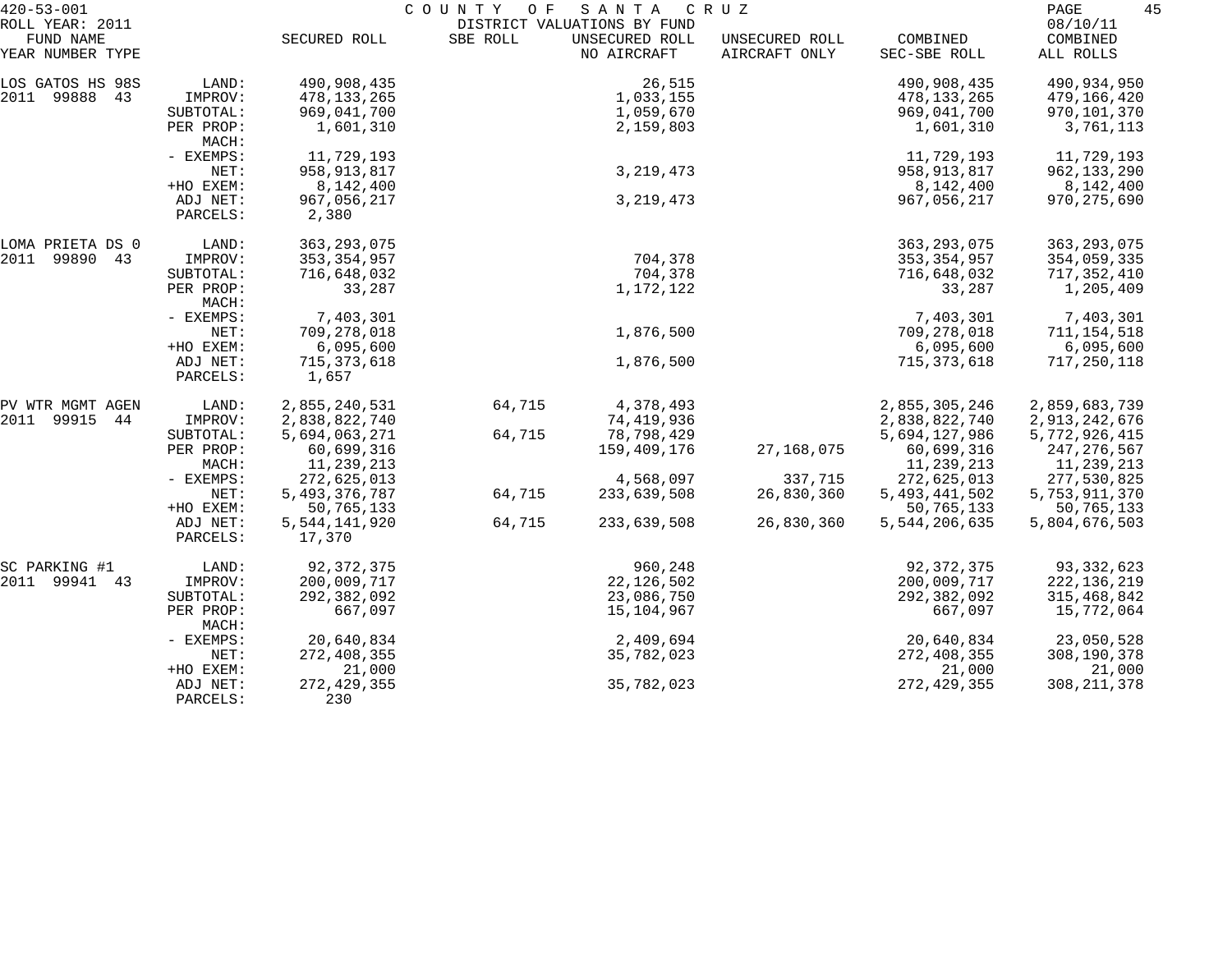420-53-001 COUNTY OF SANTA CRUZ

ROLL YEAR: 2011 DISTRICT VALUATIONS BY FUND 08/10/11

| FUND NAME YEAR NUMBER TYPE | | SECURED ROLL | SBE ROLL | UNSECURED ROLL NO AIRCRAFT | UNSECURED ROLL AIRCRAFT ONLY | COMBINED SEC-SBE ROLL | COMBINED ALL ROLLS |
|---|---|---|---|---|---|---|---|
| LOS GATOS HS 98S | LAND: | 490,908,435 | | 26,515 | | 490,908,435 | 490,934,950 |
| 2011 99888 43 | IMPROV: | 478,133,265 | | 1,033,155 | | 478,133,265 | 479,166,420 |
| | SUBTOTAL: | 969,041,700 | | 1,059,670 | | 969,041,700 | 970,101,370 |
| | PER PROP: | 1,601,310 | | 2,159,803 | | 1,601,310 | 3,761,113 |
| | MACH: | | | | | | |
| | - EXEMPS: | 11,729,193 | | | | 11,729,193 | 11,729,193 |
| | NET: | 958,913,817 | | 3,219,473 | | 958,913,817 | 962,133,290 |
| | +HO EXEM: | 8,142,400 | | | | 8,142,400 | 8,142,400 |
| | ADJ NET: | 967,056,217 | | 3,219,473 | | 967,056,217 | 970,275,690 |
| | PARCELS: | 2,380 | | | | | |
| LOMA PRIETA DS 0 | LAND: | 363,293,075 | | | | 363,293,075 | 363,293,075 |
| 2011 99890 43 | IMPROV: | 353,354,957 | | 704,378 | | 353,354,957 | 354,059,335 |
| | SUBTOTAL: | 716,648,032 | | 704,378 | | 716,648,032 | 717,352,410 |
| | PER PROP: | 33,287 | | 1,172,122 | | 33,287 | 1,205,409 |
| | MACH: | | | | | | |
| | - EXEMPS: | 7,403,301 | | | | 7,403,301 | 7,403,301 |
| | NET: | 709,278,018 | | 1,876,500 | | 709,278,018 | 711,154,518 |
| | +HO EXEM: | 6,095,600 | | | | 6,095,600 | 6,095,600 |
| | ADJ NET: | 715,373,618 | | 1,876,500 | | 715,373,618 | 717,250,118 |
| | PARCELS: | 1,657 | | | | | |
| PV WTR MGMT AGEN | LAND: | 2,855,240,531 | 64,715 | 4,378,493 | | 2,855,305,246 | 2,859,683,739 |
| 2011 99915 44 | IMPROV: | 2,838,822,740 | | 74,419,936 | | 2,838,822,740 | 2,913,242,676 |
| | SUBTOTAL: | 5,694,063,271 | 64,715 | 78,798,429 | | 5,694,127,986 | 5,772,926,415 |
| | PER PROP: | 60,699,316 | | 159,409,176 | 27,168,075 | 60,699,316 | 247,276,567 |
| | MACH: | 11,239,213 | | | | 11,239,213 | 11,239,213 |
| | - EXEMPS: | 272,625,013 | | 4,568,097 | 337,715 | 272,625,013 | 277,530,825 |
| | NET: | 5,493,376,787 | 64,715 | 233,639,508 | 26,830,360 | 5,493,441,502 | 5,753,911,370 |
| | +HO EXEM: | 50,765,133 | | | | 50,765,133 | 50,765,133 |
| | ADJ NET: | 5,544,141,920 | 64,715 | 233,639,508 | 26,830,360 | 5,544,206,635 | 5,804,676,503 |
| | PARCELS: | 17,370 | | | | | |
| SC PARKING #1 | LAND: | 92,372,375 | | 960,248 | | 92,372,375 | 93,332,623 |
| 2011 99941 43 | IMPROV: | 200,009,717 | | 22,126,502 | | 200,009,717 | 222,136,219 |
| | SUBTOTAL: | 292,382,092 | | 23,086,750 | | 292,382,092 | 315,468,842 |
| | PER PROP: | 667,097 | | 15,104,967 | | 667,097 | 15,772,064 |
| | MACH: | | | | | | |
| | - EXEMPS: | 20,640,834 | | 2,409,694 | | 20,640,834 | 23,050,528 |
| | NET: | 272,408,355 | | 35,782,023 | | 272,408,355 | 308,190,378 |
| | +HO EXEM: | 21,000 | | | | 21,000 | 21,000 |
| | ADJ NET: | 272,429,355 | | 35,782,023 | | 272,429,355 | 308,211,378 |
| | PARCELS: | 230 | | | | | |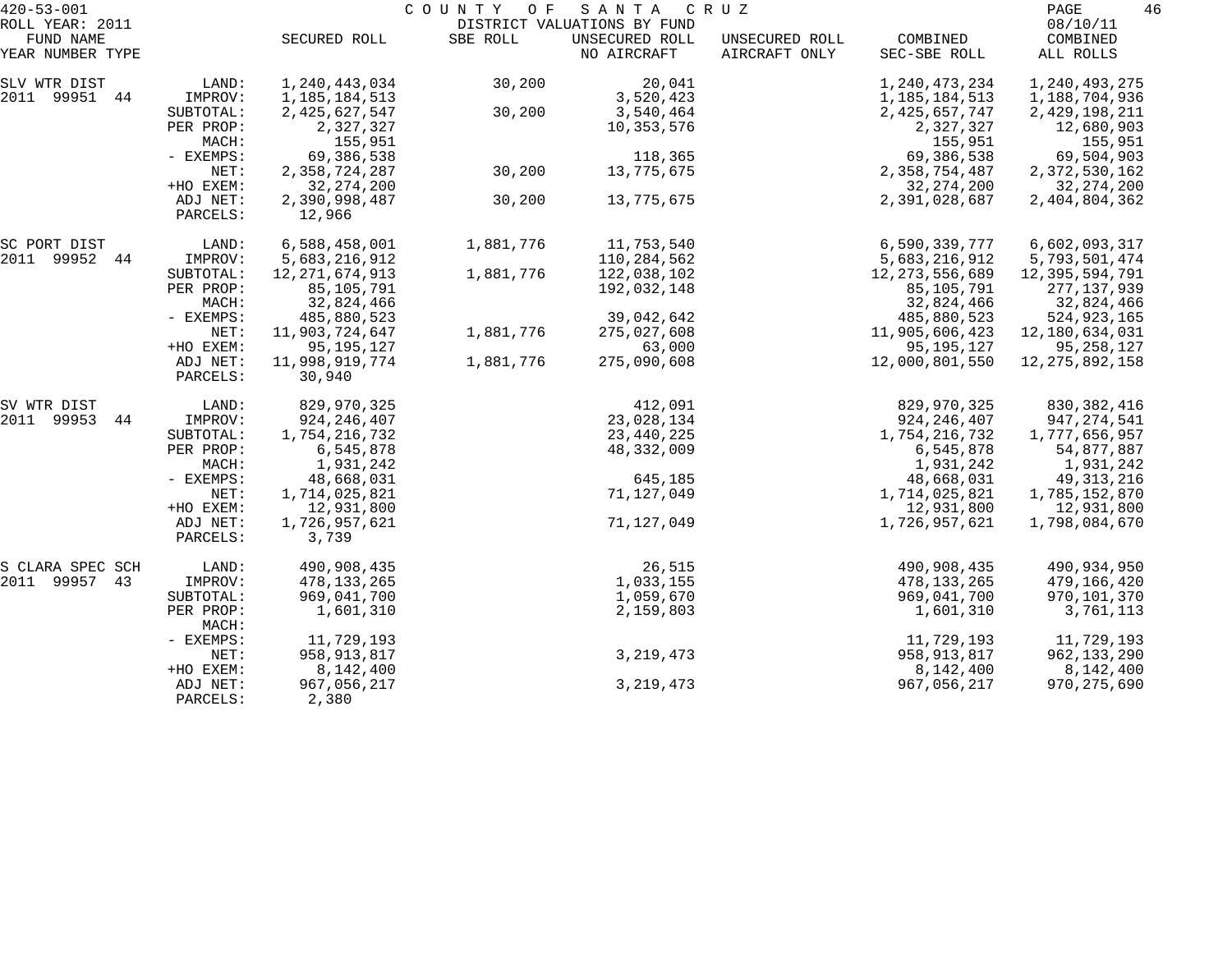420-53-001 COUNTY OF SANTA CRUZ

ROLL YEAR: 2011 DISTRICT VALUATIONS BY FUND 08/10/11

| FUND NAME YEAR NUMBER TYPE | | SECURED ROLL | SBE ROLL | UNSECURED ROLL NO AIRCRAFT | UNSECURED ROLL AIRCRAFT ONLY | COMBINED SEC-SBE ROLL | COMBINED ALL ROLLS |
|---|---|---|---|---|---|---|---|
| SLV WTR DIST | LAND: | 1,240,443,034 | 30,200 | 20,041 | | 1,240,473,234 | 1,240,493,275 |
| 2011 99951 44 | IMPROV: | 1,185,184,513 | | 3,520,423 | | 1,185,184,513 | 1,188,704,936 |
| | SUBTOTAL: | 2,425,627,547 | 30,200 | 3,540,464 | | 2,425,657,747 | 2,429,198,211 |
| | PER PROP: | 2,327,327 | | 10,353,576 | | 2,327,327 | 12,680,903 |
| | MACH: | 155,951 | | | | 155,951 | 155,951 |
| | - EXEMPS: | 69,386,538 | | 118,365 | | 69,386,538 | 69,504,903 |
| | NET: | 2,358,724,287 | 30,200 | 13,775,675 | | 2,358,754,487 | 2,372,530,162 |
| | +HO EXEM: | 32,274,200 | | | | 32,274,200 | 32,274,200 |
| | ADJ NET: | 2,390,998,487 | 30,200 | 13,775,675 | | 2,391,028,687 | 2,404,804,362 |
| | PARCELS: | 12,966 | | | | | |
| SC PORT DIST | LAND: | 6,588,458,001 | 1,881,776 | 11,753,540 | | 6,590,339,777 | 6,602,093,317 |
| 2011 99952 44 | IMPROV: | 5,683,216,912 | | 110,284,562 | | 5,683,216,912 | 5,793,501,474 |
| | SUBTOTAL: | 12,271,674,913 | 1,881,776 | 122,038,102 | | 12,273,556,689 | 12,395,594,791 |
| | PER PROP: | 85,105,791 | | 192,032,148 | | 85,105,791 | 277,137,939 |
| | MACH: | 32,824,466 | | | | 32,824,466 | 32,824,466 |
| | - EXEMPS: | 485,880,523 | | 39,042,642 | | 485,880,523 | 524,923,165 |
| | NET: | 11,903,724,647 | 1,881,776 | 275,027,608 | | 11,905,606,423 | 12,180,634,031 |
| | +HO EXEM: | 95,195,127 | | 63,000 | | 95,195,127 | 95,258,127 |
| | ADJ NET: | 11,998,919,774 | 1,881,776 | 275,090,608 | | 12,000,801,550 | 12,275,892,158 |
| | PARCELS: | 30,940 | | | | | |
| SV WTR DIST | LAND: | 829,970,325 | | 412,091 | | 829,970,325 | 830,382,416 |
| 2011 99953 44 | IMPROV: | 924,246,407 | | 23,028,134 | | 924,246,407 | 947,274,541 |
| | SUBTOTAL: | 1,754,216,732 | | 23,440,225 | | 1,754,216,732 | 1,777,656,957 |
| | PER PROP: | 6,545,878 | | 48,332,009 | | 6,545,878 | 54,877,887 |
| | MACH: | 1,931,242 | | | | 1,931,242 | 1,931,242 |
| | - EXEMPS: | 48,668,031 | | 645,185 | | 48,668,031 | 49,313,216 |
| | NET: | 1,714,025,821 | | 71,127,049 | | 1,714,025,821 | 1,785,152,870 |
| | +HO EXEM: | 12,931,800 | | | | 12,931,800 | 12,931,800 |
| | ADJ NET: | 1,726,957,621 | | 71,127,049 | | 1,726,957,621 | 1,798,084,670 |
| | PARCELS: | 3,739 | | | | | |
| S CLARA SPEC SCH | LAND: | 490,908,435 | | 26,515 | | 490,908,435 | 490,934,950 |
| 2011 99957 43 | IMPROV: | 478,133,265 | | 1,033,155 | | 478,133,265 | 479,166,420 |
| | SUBTOTAL: | 969,041,700 | | 1,059,670 | | 969,041,700 | 970,101,370 |
| | PER PROP: | 1,601,310 | | 2,159,803 | | 1,601,310 | 3,761,113 |
| | MACH: | | | | | | |
| | - EXEMPS: | 11,729,193 | | | | 11,729,193 | 11,729,193 |
| | NET: | 958,913,817 | | 3,219,473 | | 958,913,817 | 962,133,290 |
| | +HO EXEM: | 8,142,400 | | | | 8,142,400 | 8,142,400 |
| | ADJ NET: | 967,056,217 | | 3,219,473 | | 967,056,217 | 970,275,690 |
| | PARCELS: | 2,380 | | | | | |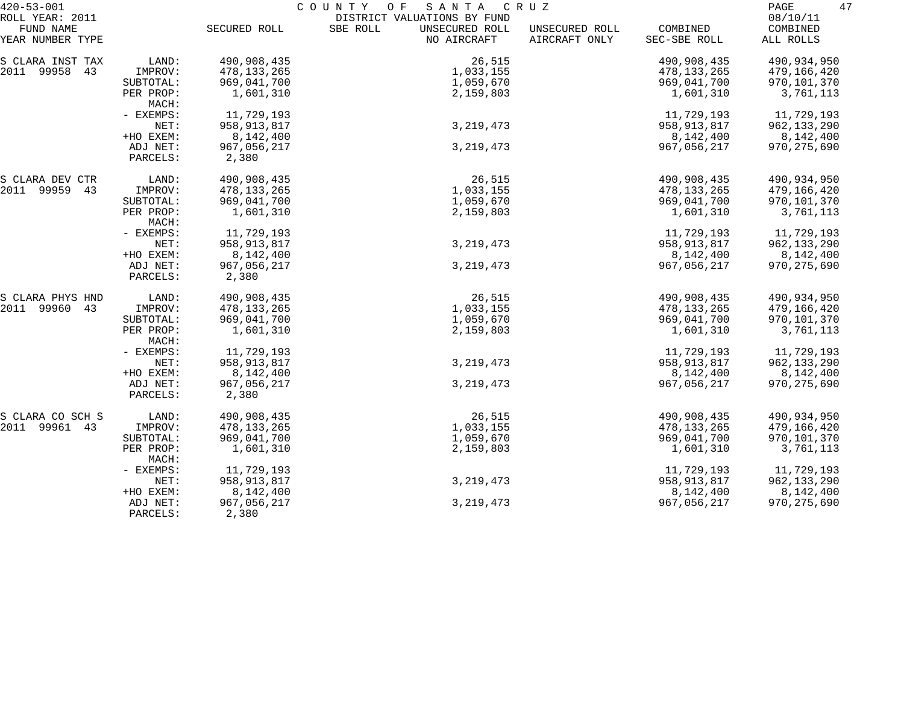420-53-001 COUNTY OF SANTA CRUZ
ROLL YEAR: 2011 DISTRICT VALUATIONS BY FUND 08/10/11

| FUND NAME YEAR NUMBER TYPE | | SECURED ROLL | SBE ROLL | UNSECURED ROLL NO AIRCRAFT | UNSECURED ROLL AIRCRAFT ONLY | COMBINED SEC-SBE ROLL | COMBINED ALL ROLLS |
|---|---|---|---|---|---|---|---|
| S CLARA INST TAX | LAND: | 490,908,435 | | 26,515 | | 490,908,435 | 490,934,950 |
| 2011 99958 43 | IMPROV: | 478,133,265 | | 1,033,155 | | 478,133,265 | 479,166,420 |
| | SUBTOTAL: | 969,041,700 | | 1,059,670 | | 969,041,700 | 970,101,370 |
| | PER PROP: | 1,601,310 | | 2,159,803 | | 1,601,310 | 3,761,113 |
| | MACH: | | | | | | |
| | - EXEMPS: | 11,729,193 | | | | 11,729,193 | 11,729,193 |
| | NET: | 958,913,817 | | 3,219,473 | | 958,913,817 | 962,133,290 |
| | +HO EXEM: | 8,142,400 | | | | 8,142,400 | 8,142,400 |
| | ADJ NET: | 967,056,217 | | 3,219,473 | | 967,056,217 | 970,275,690 |
| | PARCELS: | 2,380 | | | | | |
| S CLARA DEV CTR | LAND: | 490,908,435 | | 26,515 | | 490,908,435 | 490,934,950 |
| 2011 99959 43 | IMPROV: | 478,133,265 | | 1,033,155 | | 478,133,265 | 479,166,420 |
| | SUBTOTAL: | 969,041,700 | | 1,059,670 | | 969,041,700 | 970,101,370 |
| | PER PROP: | 1,601,310 | | 2,159,803 | | 1,601,310 | 3,761,113 |
| | MACH: | | | | | | |
| | - EXEMPS: | 11,729,193 | | | | 11,729,193 | 11,729,193 |
| | NET: | 958,913,817 | | 3,219,473 | | 958,913,817 | 962,133,290 |
| | +HO EXEM: | 8,142,400 | | | | 8,142,400 | 8,142,400 |
| | ADJ NET: | 967,056,217 | | 3,219,473 | | 967,056,217 | 970,275,690 |
| | PARCELS: | 2,380 | | | | | |
| S CLARA PHYS HND | LAND: | 490,908,435 | | 26,515 | | 490,908,435 | 490,934,950 |
| 2011 99960 43 | IMPROV: | 478,133,265 | | 1,033,155 | | 478,133,265 | 479,166,420 |
| | SUBTOTAL: | 969,041,700 | | 1,059,670 | | 969,041,700 | 970,101,370 |
| | PER PROP: | 1,601,310 | | 2,159,803 | | 1,601,310 | 3,761,113 |
| | MACH: | | | | | | |
| | - EXEMPS: | 11,729,193 | | | | 11,729,193 | 11,729,193 |
| | NET: | 958,913,817 | | 3,219,473 | | 958,913,817 | 962,133,290 |
| | +HO EXEM: | 8,142,400 | | | | 8,142,400 | 8,142,400 |
| | ADJ NET: | 967,056,217 | | 3,219,473 | | 967,056,217 | 970,275,690 |
| | PARCELS: | 2,380 | | | | | |
| S CLARA CO SCH S | LAND: | 490,908,435 | | 26,515 | | 490,908,435 | 490,934,950 |
| 2011 99961 43 | IMPROV: | 478,133,265 | | 1,033,155 | | 478,133,265 | 479,166,420 |
| | SUBTOTAL: | 969,041,700 | | 1,059,670 | | 969,041,700 | 970,101,370 |
| | PER PROP: | 1,601,310 | | 2,159,803 | | 1,601,310 | 3,761,113 |
| | MACH: | | | | | | |
| | - EXEMPS: | 11,729,193 | | | | 11,729,193 | 11,729,193 |
| | NET: | 958,913,817 | | 3,219,473 | | 958,913,817 | 962,133,290 |
| | +HO EXEM: | 8,142,400 | | | | 8,142,400 | 8,142,400 |
| | ADJ NET: | 967,056,217 | | 3,219,473 | | 967,056,217 | 970,275,690 |
| | PARCELS: | 2,380 | | | | | |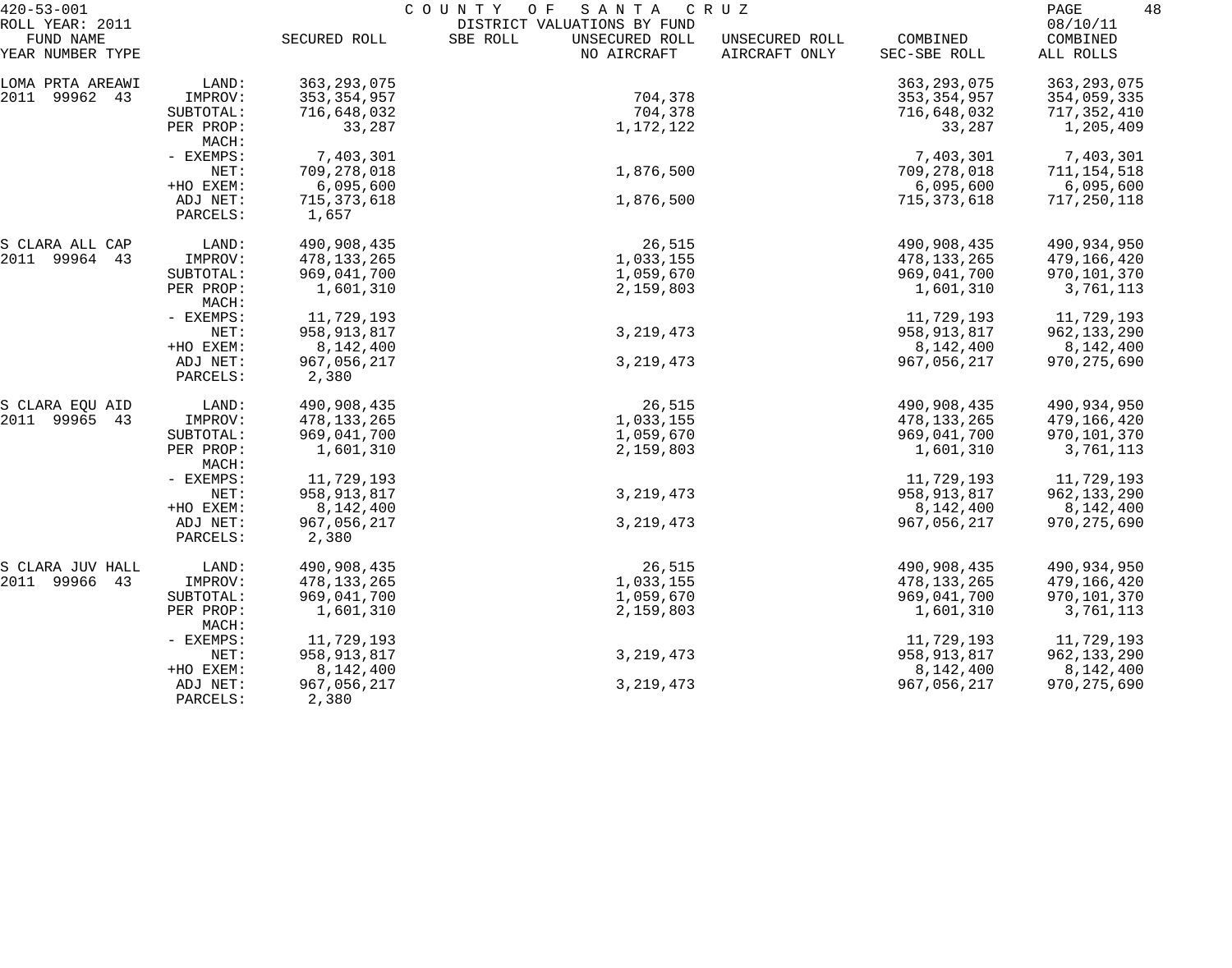420-53-001 COUNTY OF SANTA CRUZ
ROLL YEAR: 2011 DISTRICT VALUATIONS BY FUND 08/10/11

| FUND NAME YEAR NUMBER TYPE | | SECURED ROLL | SBE ROLL | UNSECURED ROLL NO AIRCRAFT | UNSECURED ROLL AIRCRAFT ONLY | COMBINED SEC-SBE ROLL | COMBINED ALL ROLLS |
|---|---|---|---|---|---|---|---|
| LOMA PRTA AREAWI | LAND: | 363,293,075 | | | | 363,293,075 | 363,293,075 |
| 2011 99962 43 | IMPROV: | 353,354,957 | | 704,378 | | 353,354,957 | 354,059,335 |
| | SUBTOTAL: | 716,648,032 | | 704,378 | | 716,648,032 | 717,352,410 |
| | PER PROP: | 33,287 | | 1,172,122 | | 33,287 | 1,205,409 |
| | MACH: | | | | | | |
| | - EXEMPS: | 7,403,301 | | | | 7,403,301 | 7,403,301 |
| | NET: | 709,278,018 | | 1,876,500 | | 709,278,018 | 711,154,518 |
| | +HO EXEM: | 6,095,600 | | | | 6,095,600 | 6,095,600 |
| | ADJ NET: | 715,373,618 | | 1,876,500 | | 715,373,618 | 717,250,118 |
| | PARCELS: | 1,657 | | | | | |
| S CLARA ALL CAP | LAND: | 490,908,435 | | 26,515 | | 490,908,435 | 490,934,950 |
| 2011 99964 43 | IMPROV: | 478,133,265 | | 1,033,155 | | 478,133,265 | 479,166,420 |
| | SUBTOTAL: | 969,041,700 | | 1,059,670 | | 969,041,700 | 970,101,370 |
| | PER PROP: | 1,601,310 | | 2,159,803 | | 1,601,310 | 3,761,113 |
| | MACH: | | | | | | |
| | - EXEMPS: | 11,729,193 | | | | 11,729,193 | 11,729,193 |
| | NET: | 958,913,817 | | 3,219,473 | | 958,913,817 | 962,133,290 |
| | +HO EXEM: | 8,142,400 | | | | 8,142,400 | 8,142,400 |
| | ADJ NET: | 967,056,217 | | 3,219,473 | | 967,056,217 | 970,275,690 |
| | PARCELS: | 2,380 | | | | | |
| S CLARA EQU AID | LAND: | 490,908,435 | | 26,515 | | 490,908,435 | 490,934,950 |
| 2011 99965 43 | IMPROV: | 478,133,265 | | 1,033,155 | | 478,133,265 | 479,166,420 |
| | SUBTOTAL: | 969,041,700 | | 1,059,670 | | 969,041,700 | 970,101,370 |
| | PER PROP: | 1,601,310 | | 2,159,803 | | 1,601,310 | 3,761,113 |
| | MACH: | | | | | | |
| | - EXEMPS: | 11,729,193 | | | | 11,729,193 | 11,729,193 |
| | NET: | 958,913,817 | | 3,219,473 | | 958,913,817 | 962,133,290 |
| | +HO EXEM: | 8,142,400 | | | | 8,142,400 | 8,142,400 |
| | ADJ NET: | 967,056,217 | | 3,219,473 | | 967,056,217 | 970,275,690 |
| | PARCELS: | 2,380 | | | | | |
| S CLARA JUV HALL | LAND: | 490,908,435 | | 26,515 | | 490,908,435 | 490,934,950 |
| 2011 99966 43 | IMPROV: | 478,133,265 | | 1,033,155 | | 478,133,265 | 479,166,420 |
| | SUBTOTAL: | 969,041,700 | | 1,059,670 | | 969,041,700 | 970,101,370 |
| | PER PROP: | 1,601,310 | | 2,159,803 | | 1,601,310 | 3,761,113 |
| | MACH: | | | | | | |
| | - EXEMPS: | 11,729,193 | | | | 11,729,193 | 11,729,193 |
| | NET: | 958,913,817 | | 3,219,473 | | 958,913,817 | 962,133,290 |
| | +HO EXEM: | 8,142,400 | | | | 8,142,400 | 8,142,400 |
| | ADJ NET: | 967,056,217 | | 3,219,473 | | 967,056,217 | 970,275,690 |
| | PARCELS: | 2,380 | | | | | |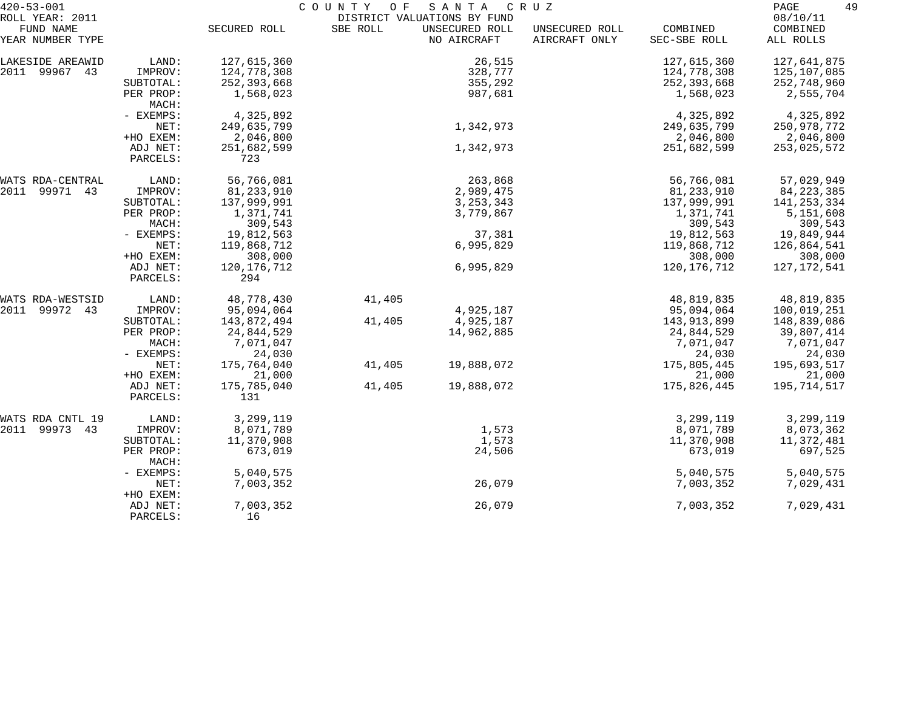420-53-001 COUNTY OF SANTA CRUZ

ROLL YEAR: 2011 DISTRICT VALUATIONS BY FUND 08/10/11

| FUND NAME YEAR NUMBER TYPE | | SECURED ROLL | SBE ROLL | UNSECURED ROLL NO AIRCRAFT | UNSECURED ROLL AIRCRAFT ONLY | COMBINED SEC-SBE ROLL | COMBINED ALL ROLLS |
|---|---|---|---|---|---|---|---|
| LAKESIDE AREAWID | LAND: | 127,615,360 | | 26,515 | | 127,615,360 | 127,641,875 |
| 2011 99967 43 | IMPROV: | 124,778,308 | | 328,777 | | 124,778,308 | 125,107,085 |
| | SUBTOTAL: | 252,393,668 | | 355,292 | | 252,393,668 | 252,748,960 |
| | PER PROP: | 1,568,023 | | 987,681 | | 1,568,023 | 2,555,704 |
| | MACH: | | | | | | |
| | - EXEMPS: | 4,325,892 | | | | 4,325,892 | 4,325,892 |
| | NET: | 249,635,799 | | 1,342,973 | | 249,635,799 | 250,978,772 |
| | +HO EXEM: | 2,046,800 | | | | 2,046,800 | 2,046,800 |
| | ADJ NET: | 251,682,599 | | 1,342,973 | | 251,682,599 | 253,025,572 |
| | PARCELS: | 723 | | | | | |
| WATS RDA-CENTRAL | LAND: | 56,766,081 | | 263,868 | | 56,766,081 | 57,029,949 |
| 2011 99971 43 | IMPROV: | 81,233,910 | | 2,989,475 | | 81,233,910 | 84,223,385 |
| | SUBTOTAL: | 137,999,991 | | 3,253,343 | | 137,999,991 | 141,253,334 |
| | PER PROP: | 1,371,741 | | 3,779,867 | | 1,371,741 | 5,151,608 |
| | MACH: | 309,543 | | | | 309,543 | 309,543 |
| | - EXEMPS: | 19,812,563 | | 37,381 | | 19,812,563 | 19,849,944 |
| | NET: | 119,868,712 | | 6,995,829 | | 119,868,712 | 126,864,541 |
| | +HO EXEM: | 308,000 | | | | 308,000 | 308,000 |
| | ADJ NET: | 120,176,712 | | 6,995,829 | | 120,176,712 | 127,172,541 |
| | PARCELS: | 294 | | | | | |
| WATS RDA-WESTSID | LAND: | 48,778,430 | 41,405 | | | 48,819,835 | 48,819,835 |
| 2011 99972 43 | IMPROV: | 95,094,064 | | 4,925,187 | | 95,094,064 | 100,019,251 |
| | SUBTOTAL: | 143,872,494 | 41,405 | 4,925,187 | | 143,913,899 | 148,839,086 |
| | PER PROP: | 24,844,529 | | 14,962,885 | | 24,844,529 | 39,807,414 |
| | MACH: | 7,071,047 | | | | 7,071,047 | 7,071,047 |
| | - EXEMPS: | 24,030 | | | | 24,030 | 24,030 |
| | NET: | 175,764,040 | 41,405 | 19,888,072 | | 175,805,445 | 195,693,517 |
| | +HO EXEM: | 21,000 | | | | 21,000 | 21,000 |
| | ADJ NET: | 175,785,040 | 41,405 | 19,888,072 | | 175,826,445 | 195,714,517 |
| | PARCELS: | 131 | | | | | |
| WATS RDA CNTL 19 | LAND: | 3,299,119 | | | | 3,299,119 | 3,299,119 |
| 2011 99973 43 | IMPROV: | 8,071,789 | | 1,573 | | 8,071,789 | 8,073,362 |
| | SUBTOTAL: | 11,370,908 | | 1,573 | | 11,370,908 | 11,372,481 |
| | PER PROP: | 673,019 | | 24,506 | | 673,019 | 697,525 |
| | MACH: | | | | | | |
| | - EXEMPS: | 5,040,575 | | | | 5,040,575 | 5,040,575 |
| | NET: | 7,003,352 | | 26,079 | | 7,003,352 | 7,029,431 |
| | +HO EXEM: | | | | | | |
| | ADJ NET: | 7,003,352 | | 26,079 | | 7,003,352 | 7,029,431 |
| | PARCELS: | 16 | | | | | |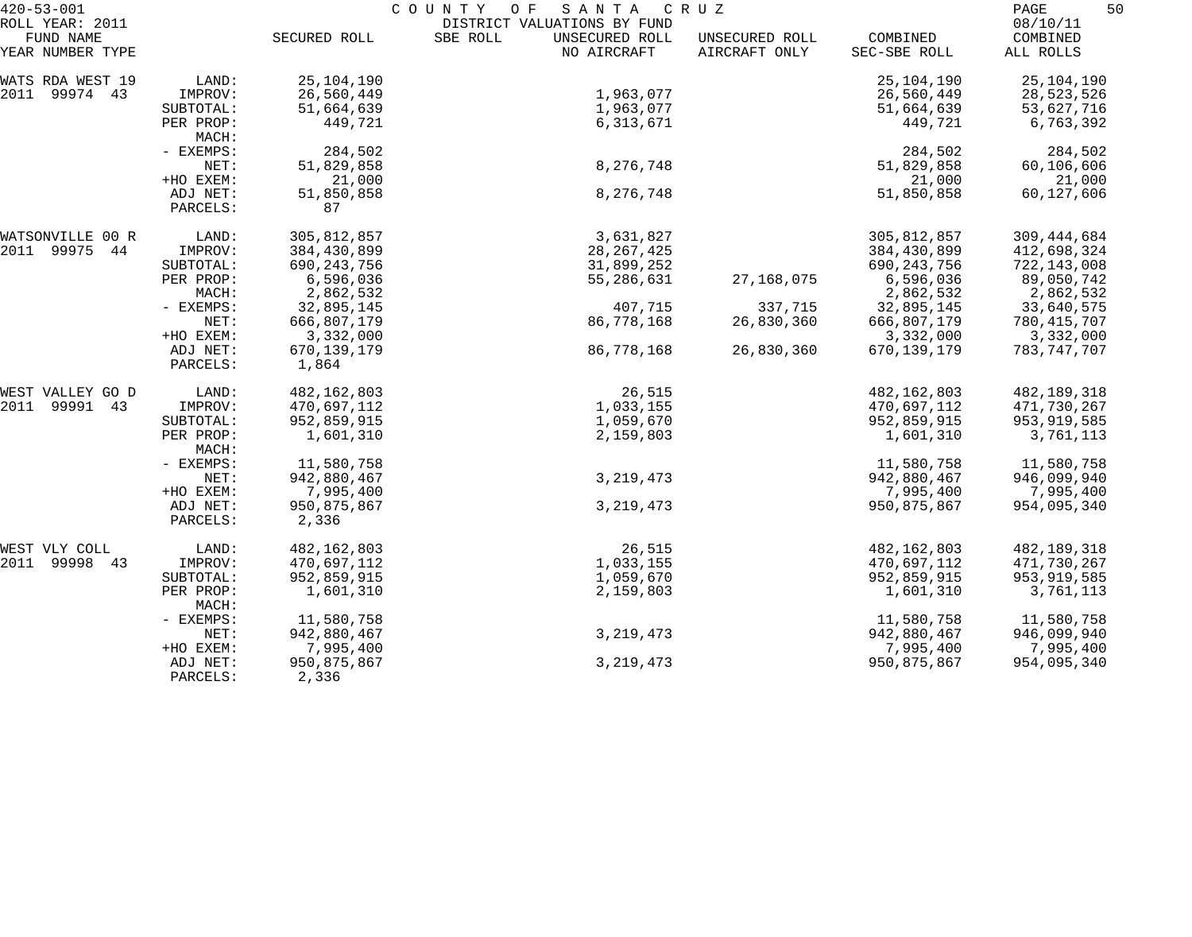420-53-001 COUNTY OF SANTA CRUZ
ROLL YEAR: 2011 DISTRICT VALUATIONS BY FUND 08/10/11

| FUND NAME YEAR NUMBER TYPE | | SECURED ROLL | SBE ROLL | UNSECURED ROLL NO AIRCRAFT | UNSECURED ROLL AIRCRAFT ONLY | COMBINED SEC-SBE ROLL | COMBINED ALL ROLLS |
|---|---|---|---|---|---|---|---|
| WATS RDA WEST 19 | LAND: | 25,104,190 | | | | 25,104,190 | 25,104,190 |
| 2011 99974 43 | IMPROV: | 26,560,449 | | 1,963,077 | | 26,560,449 | 28,523,526 |
| | SUBTOTAL: | 51,664,639 | | 1,963,077 | | 51,664,639 | 53,627,716 |
| | PER PROP: | 449,721 | | 6,313,671 | | 449,721 | 6,763,392 |
| | MACH: | | | | | | |
| | - EXEMPS: | 284,502 | | | | 284,502 | 284,502 |
| | NET: | 51,829,858 | | 8,276,748 | | 51,829,858 | 60,106,606 |
| | +HO EXEM: | 21,000 | | | | 21,000 | 21,000 |
| | ADJ NET: | 51,850,858 | | 8,276,748 | | 51,850,858 | 60,127,606 |
| | PARCELS: | 87 | | | | | |
| WATSONVILLE 00 R | LAND: | 305,812,857 | | 3,631,827 | | 305,812,857 | 309,444,684 |
| 2011 99975 44 | IMPROV: | 384,430,899 | | 28,267,425 | | 384,430,899 | 412,698,324 |
| | SUBTOTAL: | 690,243,756 | | 31,899,252 | | 690,243,756 | 722,143,008 |
| | PER PROP: | 6,596,036 | | 55,286,631 | 27,168,075 | 6,596,036 | 89,050,742 |
| | MACH: | 2,862,532 | | | | 2,862,532 | 2,862,532 |
| | - EXEMPS: | 32,895,145 | | 407,715 | 337,715 | 32,895,145 | 33,640,575 |
| | NET: | 666,807,179 | | 86,778,168 | 26,830,360 | 666,807,179 | 780,415,707 |
| | +HO EXEM: | 3,332,000 | | | | 3,332,000 | 3,332,000 |
| | ADJ NET: | 670,139,179 | | 86,778,168 | 26,830,360 | 670,139,179 | 783,747,707 |
| | PARCELS: | 1,864 | | | | | |
| WEST VALLEY GO D | LAND: | 482,162,803 | | 26,515 | | 482,162,803 | 482,189,318 |
| 2011 99991 43 | IMPROV: | 470,697,112 | | 1,033,155 | | 470,697,112 | 471,730,267 |
| | SUBTOTAL: | 952,859,915 | | 1,059,670 | | 952,859,915 | 953,919,585 |
| | PER PROP: | 1,601,310 | | 2,159,803 | | 1,601,310 | 3,761,113 |
| | MACH: | | | | | | |
| | - EXEMPS: | 11,580,758 | | | | 11,580,758 | 11,580,758 |
| | NET: | 942,880,467 | | 3,219,473 | | 942,880,467 | 946,099,940 |
| | +HO EXEM: | 7,995,400 | | | | 7,995,400 | 7,995,400 |
| | ADJ NET: | 950,875,867 | | 3,219,473 | | 950,875,867 | 954,095,340 |
| | PARCELS: | 2,336 | | | | | |
| WEST VLY COLL | LAND: | 482,162,803 | | 26,515 | | 482,162,803 | 482,189,318 |
| 2011 99998 43 | IMPROV: | 470,697,112 | | 1,033,155 | | 470,697,112 | 471,730,267 |
| | SUBTOTAL: | 952,859,915 | | 1,059,670 | | 952,859,915 | 953,919,585 |
| | PER PROP: | 1,601,310 | | 2,159,803 | | 1,601,310 | 3,761,113 |
| | MACH: | | | | | | |
| | - EXEMPS: | 11,580,758 | | | | 11,580,758 | 11,580,758 |
| | NET: | 942,880,467 | | 3,219,473 | | 942,880,467 | 946,099,940 |
| | +HO EXEM: | 7,995,400 | | | | 7,995,400 | 7,995,400 |
| | ADJ NET: | 950,875,867 | | 3,219,473 | | 950,875,867 | 954,095,340 |
| | PARCELS: | 2,336 | | | | | |